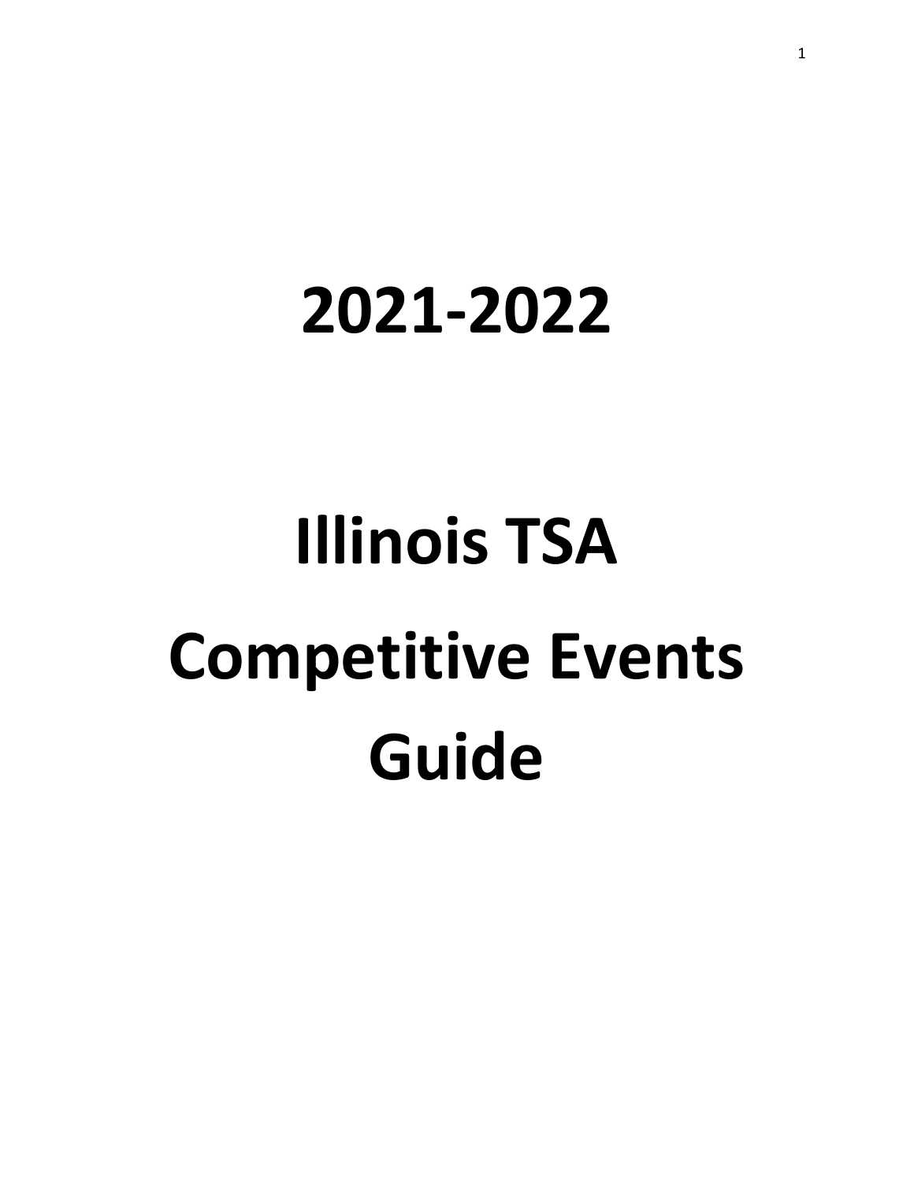# 2021-2022

# Illinois TSA Competitive Events Guide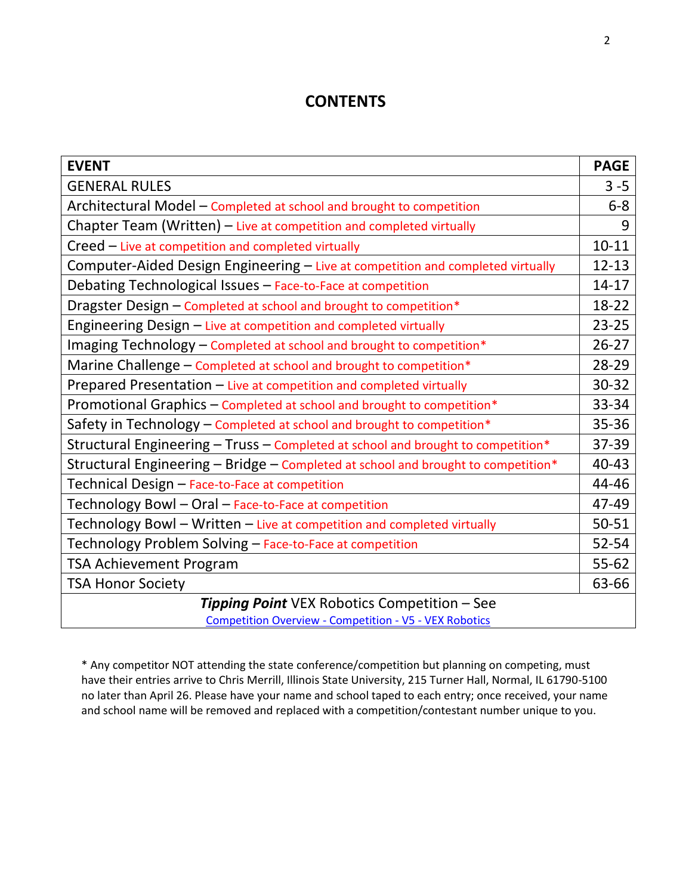# CONTENTS

| EVENT | PAGE |
|---|---|
| GENERAL RULES | 3 -5 |
| Architectural Model – Completed at school and brought to competition | 6-8 |
| Chapter Team (Written) – Live at competition and completed virtually | 9 |
| Creed – Live at competition and completed virtually | 10-11 |
| Computer-Aided Design Engineering – Live at competition and completed virtually | 12-13 |
| Debating Technological Issues – Face-to-Face at competition | 14-17 |
| Dragster Design – Completed at school and brought to competition* | 18-22 |
| Engineering Design – Live at competition and completed virtually | 23-25 |
| Imaging Technology – Completed at school and brought to competition* | 26-27 |
| Marine Challenge – Completed at school and brought to competition* | 28-29 |
| Prepared Presentation – Live at competition and completed virtually | 30-32 |
| Promotional Graphics – Completed at school and brought to competition* | 33-34 |
| Safety in Technology – Completed at school and brought to competition* | 35-36 |
| Structural Engineering – Truss – Completed at school and brought to competition* | 37-39 |
| Structural Engineering – Bridge – Completed at school and brought to competition* | 40-43 |
| Technical Design – Face-to-Face at competition | 44-46 |
| Technology Bowl – Oral – Face-to-Face at competition | 47-49 |
| Technology Bowl – Written – Live at competition and completed virtually | 50-51 |
| Technology Problem Solving – Face-to-Face at competition | 52-54 |
| TSA Achievement Program | 55-62 |
| TSA Honor Society | 63-66 |
| ***Tipping Point*** VEX Robotics Competition – See Competition Overview - Competition - V5 - VEX Robotics | |

* Any competitor NOT attending the state conference/competition but planning on competing, must have their entries arrive to Chris Merrill, Illinois State University, 215 Turner Hall, Normal, IL 61790-5100 no later than April 26. Please have your name and school taped to each entry; once received, your name and school name will be removed and replaced with a competition/contestant number unique to you.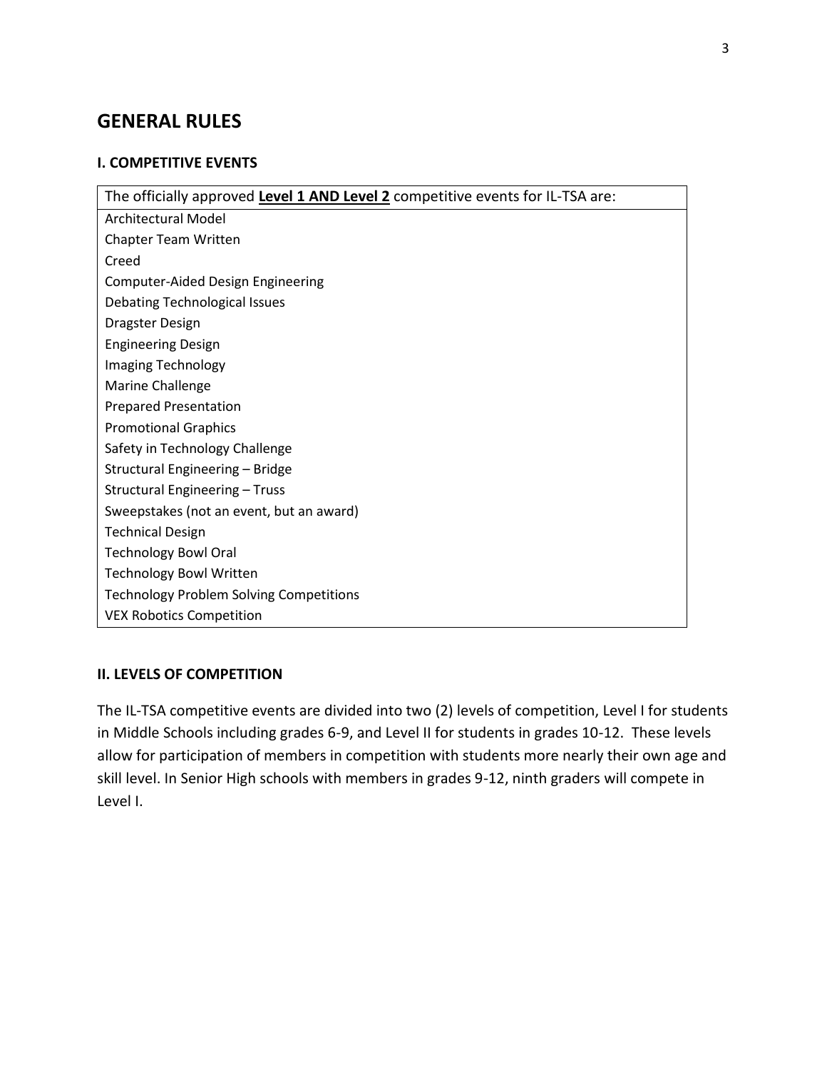# GENERAL RULES

### I. COMPETITIVE EVENTS

| The officially approved **<u>Level 1 AND Level 2</u>** competitive events for IL-TSA are: |
|---|
| Architectural Model |
| Chapter Team Written |
| Creed |
| Computer-Aided Design Engineering |
| Debating Technological Issues |
| Dragster Design |
| Engineering Design |
| Imaging Technology |
| Marine Challenge |
| Prepared Presentation |
| Promotional Graphics |
| Safety in Technology Challenge |
| Structural Engineering – Bridge |
| Structural Engineering – Truss |
| Sweepstakes (not an event, but an award) |
| Technical Design |
| Technology Bowl Oral |
| Technology Bowl Written |
| Technology Problem Solving Competitions |
| VEX Robotics Competition |

### II. LEVELS OF COMPETITION

The IL-TSA competitive events are divided into two (2) levels of competition, Level I for students in Middle Schools including grades 6-9, and Level II for students in grades 10-12. These levels allow for participation of members in competition with students more nearly their own age and skill level. In Senior High schools with members in grades 9-12, ninth graders will compete in Level I.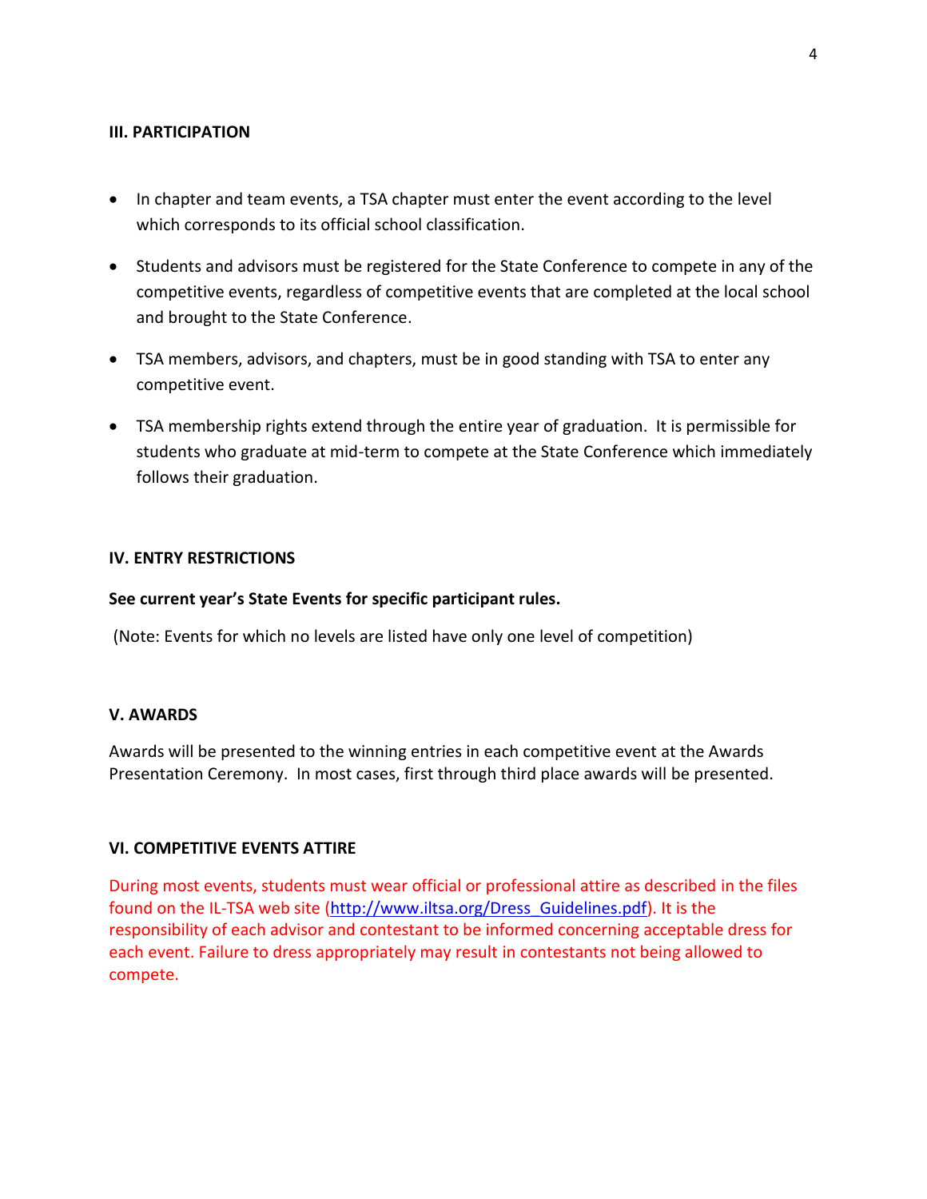### III. PARTICIPATION

- In chapter and team events, a TSA chapter must enter the event according to the level which corresponds to its official school classification.
- Students and advisors must be registered for the State Conference to compete in any of the competitive events, regardless of competitive events that are completed at the local school and brought to the State Conference.
- TSA members, advisors, and chapters, must be in good standing with TSA to enter any competitive event.
- TSA membership rights extend through the entire year of graduation. It is permissible for students who graduate at mid-term to compete at the State Conference which immediately follows their graduation.

### IV. ENTRY RESTRICTIONS

**See current year's State Events for specific participant rules.**

(Note: Events for which no levels are listed have only one level of competition)

### V. AWARDS

Awards will be presented to the winning entries in each competitive event at the Awards Presentation Ceremony. In most cases, first through third place awards will be presented.

### VI. COMPETITIVE EVENTS ATTIRE

During most events, students must wear official or professional attire as described in the files found on the IL-TSA web site ([http://www.iltsa.org/Dress_Guidelines.pdf](http://www.iltsa.org/Dress_Guidelines.pdf)). It is the responsibility of each advisor and contestant to be informed concerning acceptable dress for each event. Failure to dress appropriately may result in contestants not being allowed to compete.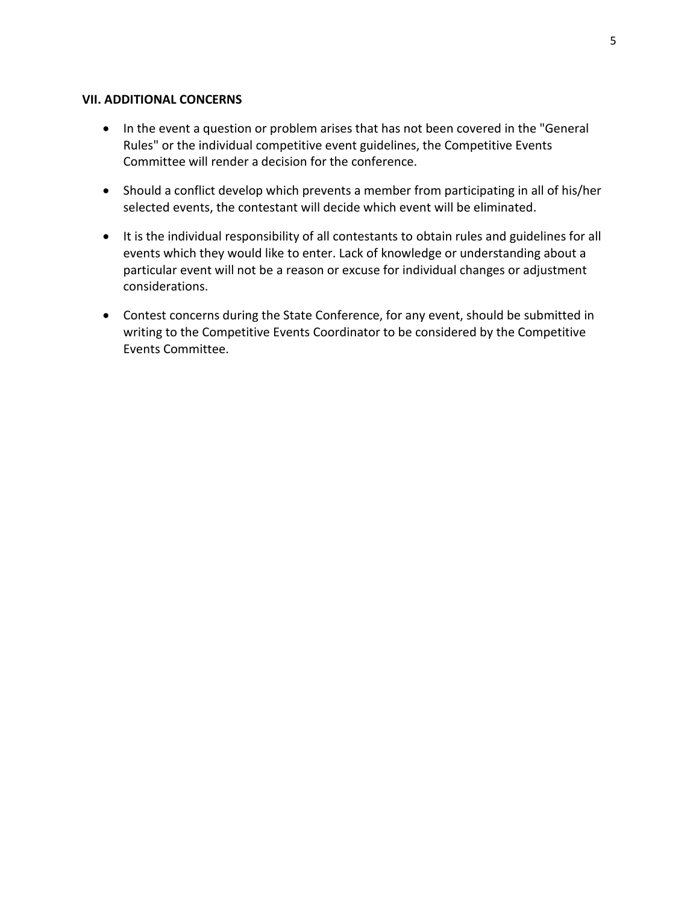### VII. ADDITIONAL CONCERNS

- In the event a question or problem arises that has not been covered in the "General Rules" or the individual competitive event guidelines, the Competitive Events Committee will render a decision for the conference.
- Should a conflict develop which prevents a member from participating in all of his/her selected events, the contestant will decide which event will be eliminated.
- It is the individual responsibility of all contestants to obtain rules and guidelines for all events which they would like to enter. Lack of knowledge or understanding about a particular event will not be a reason or excuse for individual changes or adjustment considerations.
- Contest concerns during the State Conference, for any event, should be submitted in writing to the Competitive Events Coordinator to be considered by the Competitive Events Committee.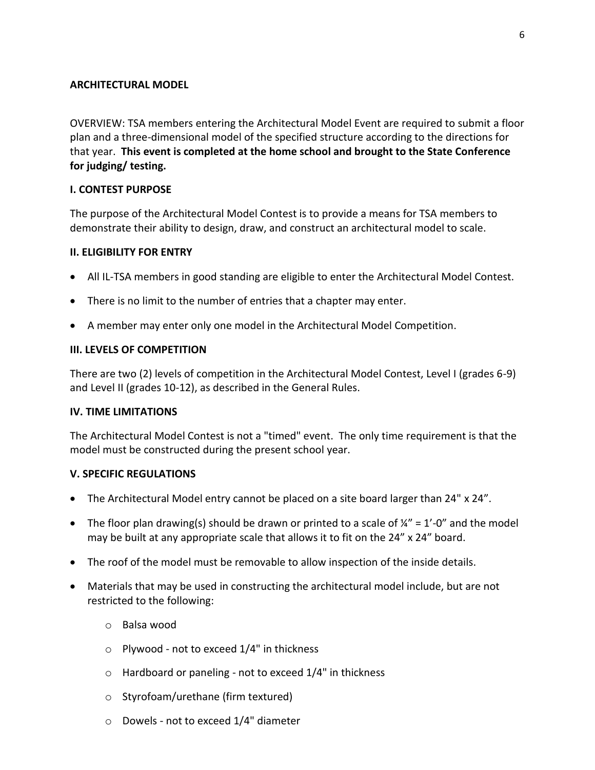## ARCHITECTURAL MODEL

OVERVIEW: TSA members entering the Architectural Model Event are required to submit a floor plan and a three-dimensional model of the specified structure according to the directions for that year. **This event is completed at the home school and brought to the State Conference for judging/ testing.**

### I. CONTEST PURPOSE

The purpose of the Architectural Model Contest is to provide a means for TSA members to demonstrate their ability to design, draw, and construct an architectural model to scale.

### II. ELIGIBILITY FOR ENTRY

- All IL-TSA members in good standing are eligible to enter the Architectural Model Contest.
- There is no limit to the number of entries that a chapter may enter.
- A member may enter only one model in the Architectural Model Competition.

### III. LEVELS OF COMPETITION

There are two (2) levels of competition in the Architectural Model Contest, Level I (grades 6-9) and Level II (grades 10-12), as described in the General Rules.

### IV. TIME LIMITATIONS

The Architectural Model Contest is not a "timed" event. The only time requirement is that the model must be constructed during the present school year.

### V. SPECIFIC REGULATIONS

- The Architectural Model entry cannot be placed on a site board larger than 24" x 24".
- The floor plan drawing(s) should be drawn or printed to a scale of ¼" = 1'-0" and the model may be built at any appropriate scale that allows it to fit on the 24" x 24" board.
- The roof of the model must be removable to allow inspection of the inside details.
- Materials that may be used in constructing the architectural model include, but are not restricted to the following:
  - Balsa wood
  - Plywood - not to exceed 1/4" in thickness
  - Hardboard or paneling - not to exceed 1/4" in thickness
  - Styrofoam/urethane (firm textured)
  - Dowels - not to exceed 1/4" diameter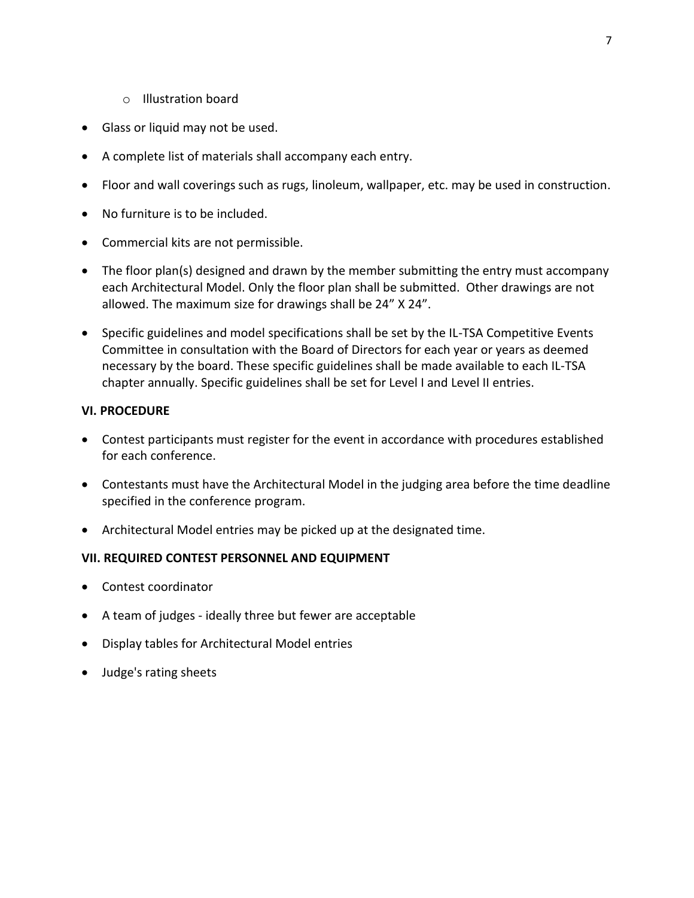- Illustration board

- Glass or liquid may not be used.
- A complete list of materials shall accompany each entry.
- Floor and wall coverings such as rugs, linoleum, wallpaper, etc. may be used in construction.
- No furniture is to be included.
- Commercial kits are not permissible.
- The floor plan(s) designed and drawn by the member submitting the entry must accompany each Architectural Model. Only the floor plan shall be submitted. Other drawings are not allowed. The maximum size for drawings shall be 24” X 24”.
- Specific guidelines and model specifications shall be set by the IL-TSA Competitive Events Committee in consultation with the Board of Directors for each year or years as deemed necessary by the board. These specific guidelines shall be made available to each IL-TSA chapter annually. Specific guidelines shall be set for Level I and Level II entries.

**VI. PROCEDURE**

- Contest participants must register for the event in accordance with procedures established for each conference.
- Contestants must have the Architectural Model in the judging area before the time deadline specified in the conference program.
- Architectural Model entries may be picked up at the designated time.

**VII. REQUIRED CONTEST PERSONNEL AND EQUIPMENT**

- Contest coordinator
- A team of judges - ideally three but fewer are acceptable
- Display tables for Architectural Model entries
- Judge's rating sheets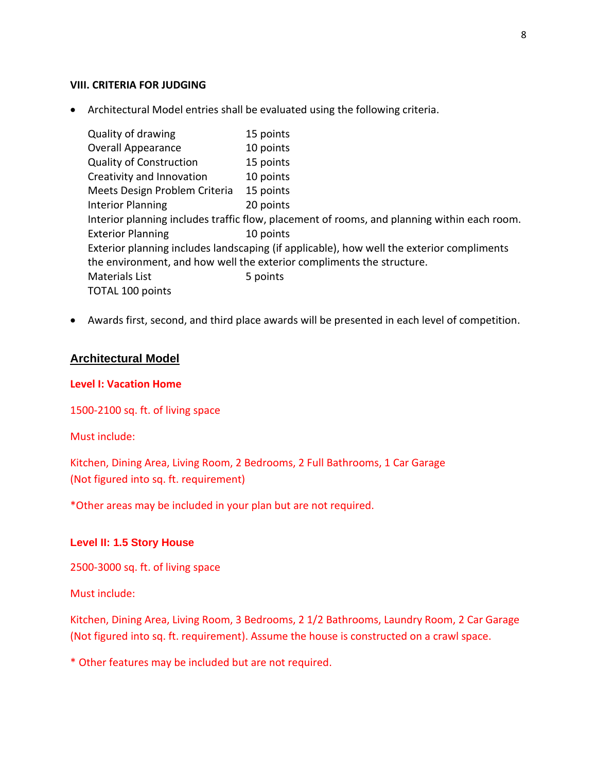### VIII. CRITERIA FOR JUDGING

- Architectual Model entries shall be evaluated using the following criteria.

  | Criteria | Points |
  |---|---|
  | Quality of drawing | 15 points |
  | Overall Appearance | 10 points |
  | Quality of Construction | 15 points |
  | Creativity and Innovation | 10 points |
  | Meets Design Problem Criteria | 15 points |
  | Interior Planning | 20 points |

  Interior planning includes traffic flow, placement of rooms, and planning within each room.

  | Criteria | Points |
  |---|---|
  | Exterior Planning | 10 points |

  Exterior planning includes landscaping (if applicable), how well the exterior compliments the environment, and how well the exterior compliments the structure.

  | Criteria | Points |
  |---|---|
  | Materials List | 5 points |

  TOTAL 100 points

- Awards first, second, and third place awards will be presented in each level of competition.

## Architectural Model

**Level I: Vacation Home**

1500-2100 sq. ft. of living space

Must include:

Kitchen, Dining Area, Living Room, 2 Bedrooms, 2 Full Bathrooms, 1 Car Garage
(Not figured into sq. ft. requirement)

*Other areas may be included in your plan but are not required.

**Level II: 1.5 Story House**

2500-3000 sq. ft. of living space

Must include:

Kitchen, Dining Area, Living Room, 3 Bedrooms, 2 1/2 Bathrooms, Laundry Room, 2 Car Garage (Not figured into sq. ft. requirement). Assume the house is constructed on a crawl space.

* Other features may be included but are not required.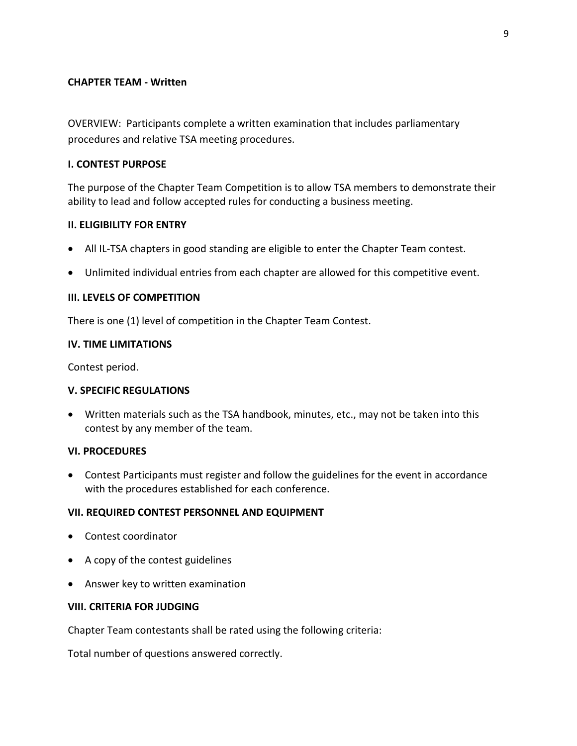**CHAPTER TEAM - Written**

OVERVIEW: Participants complete a written examination that includes parliamentary procedures and relative TSA meeting procedures.

**I. CONTEST PURPOSE**

The purpose of the Chapter Team Competition is to allow TSA members to demonstrate their ability to lead and follow accepted rules for conducting a business meeting.

**II. ELIGIBILITY FOR ENTRY**

- All IL-TSA chapters in good standing are eligible to enter the Chapter Team contest.
- Unlimited individual entries from each chapter are allowed for this competitive event.

**III. LEVELS OF COMPETITION**

There is one (1) level of competition in the Chapter Team Contest.

**IV. TIME LIMITATIONS**

Contest period.

**V. SPECIFIC REGULATIONS**

- Written materials such as the TSA handbook, minutes, etc., may not be taken into this contest by any member of the team.

**VI. PROCEDURES**

- Contest Participants must register and follow the guidelines for the event in accordance with the procedures established for each conference.

**VII. REQUIRED CONTEST PERSONNEL AND EQUIPMENT**

- Contest coordinator
- A copy of the contest guidelines
- Answer key to written examination

**VIII. CRITERIA FOR JUDGING**

Chapter Team contestants shall be rated using the following criteria:

Total number of questions answered correctly.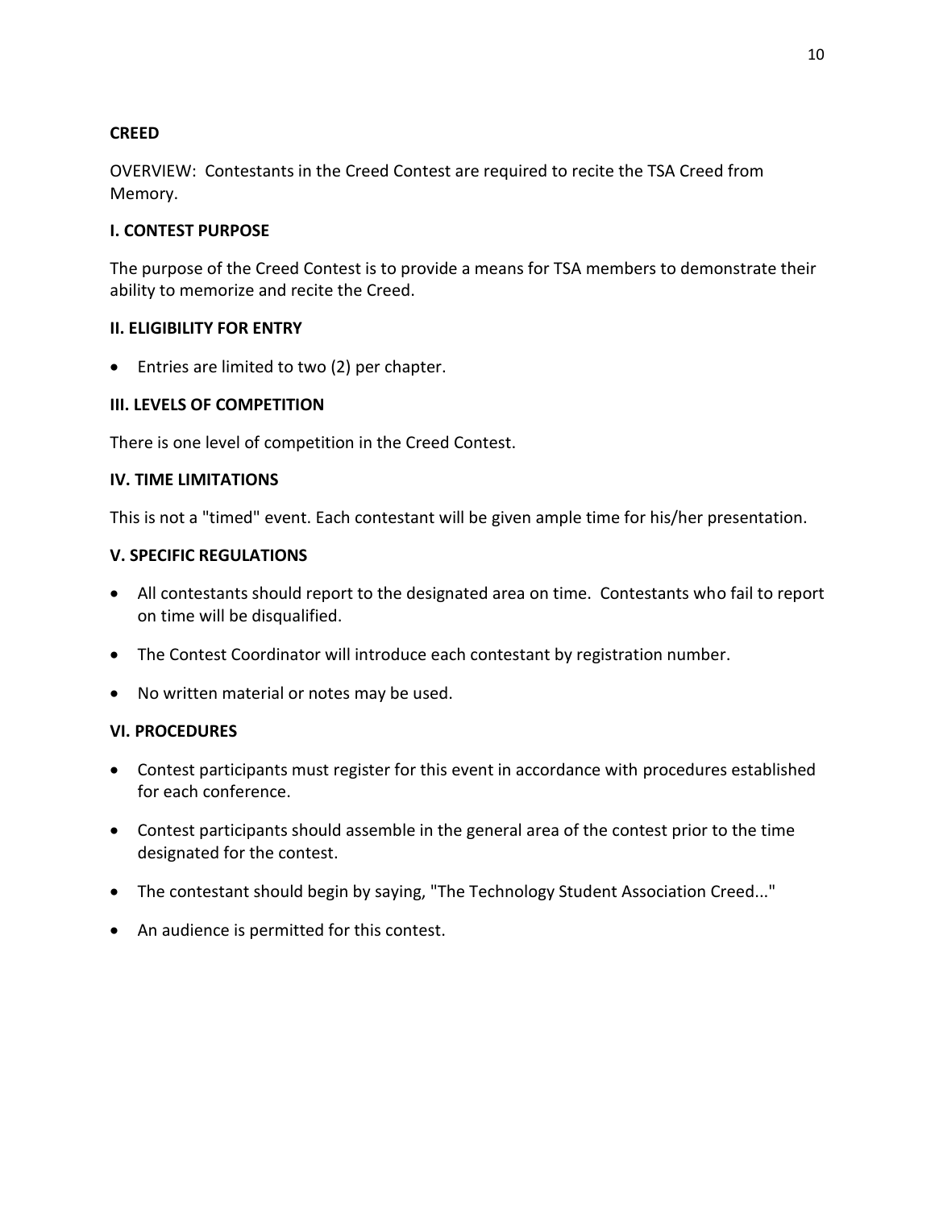## CREED

OVERVIEW: Contestants in the Creed Contest are required to recite the TSA Creed from Memory.

### I. CONTEST PURPOSE

The purpose of the Creed Contest is to provide a means for TSA members to demonstrate their ability to memorize and recite the Creed.

### II. ELIGIBILITY FOR ENTRY

- Entries are limited to two (2) per chapter.

### III. LEVELS OF COMPETITION

There is one level of competition in the Creed Contest.

### IV. TIME LIMITATIONS

This is not a "timed" event. Each contestant will be given ample time for his/her presentation.

### V. SPECIFIC REGULATIONS

- All contestants should report to the designated area on time. Contestants who fail to report on time will be disqualified.
- The Contest Coordinator will introduce each contestant by registration number.
- No written material or notes may be used.

### VI. PROCEDURES

- Contest participants must register for this event in accordance with procedures established for each conference.
- Contest participants should assemble in the general area of the contest prior to the time designated for the contest.
- The contestant should begin by saying, "The Technology Student Association Creed..."
- An audience is permitted for this contest.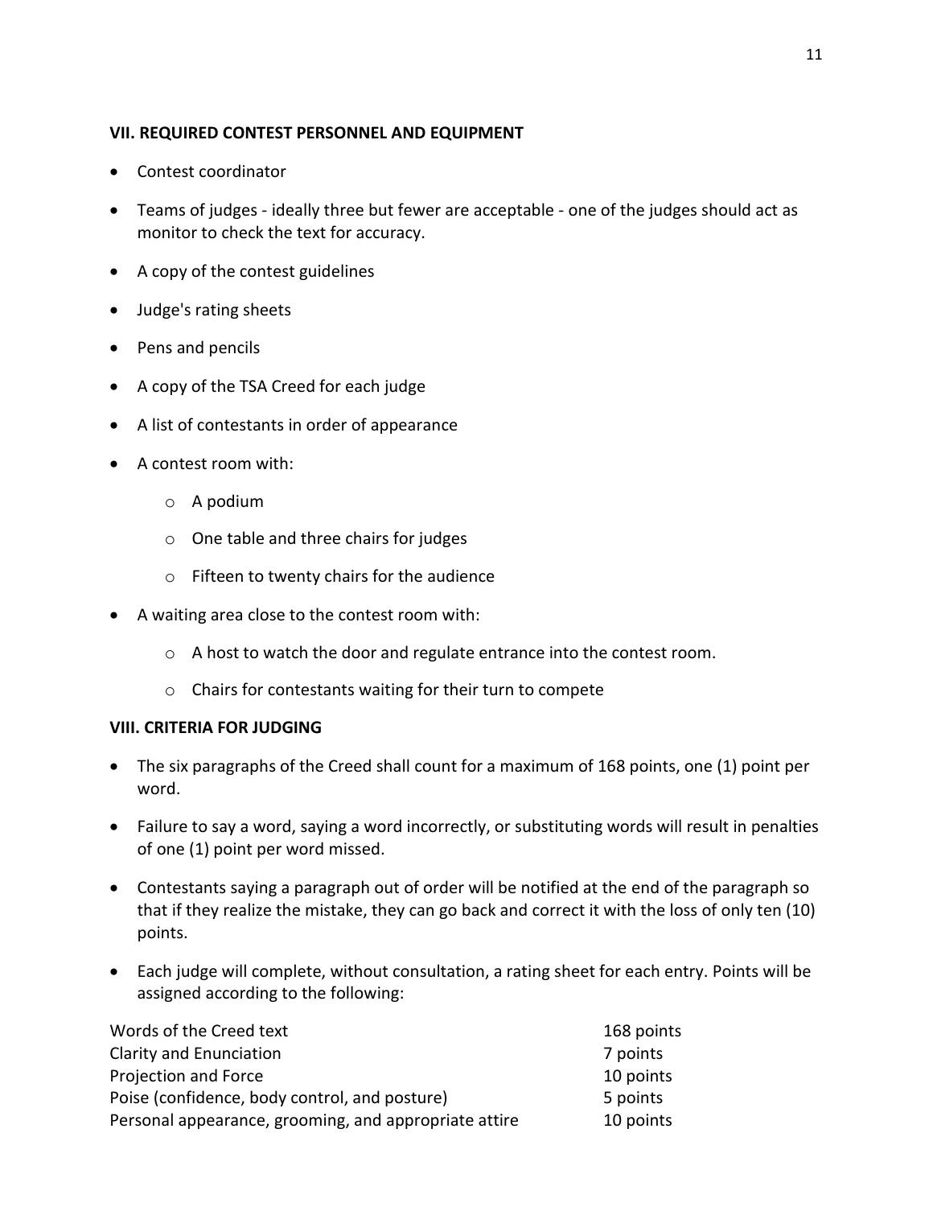### VII. REQUIRED CONTEST PERSONNEL AND EQUIPMENT

- Contest coordinator
- Teams of judges - ideally three but fewer are acceptable - one of the judges should act as monitor to check the text for accuracy.
- A copy of the contest guidelines
- Judge's rating sheets
- Pens and pencils
- A copy of the TSA Creed for each judge
- A list of contestants in order of appearance
- A contest room with:
  - A podium
  - One table and three chairs for judges
  - Fifteen to twenty chairs for the audience
- A waiting area close to the contest room with:
  - A host to watch the door and regulate entrance into the contest room.
  - Chairs for contestants waiting for their turn to compete

### VIII. CRITERIA FOR JUDGING

- The six paragraphs of the Creed shall count for a maximum of 168 points, one (1) point per word.
- Failure to say a word, saying a word incorrectly, or substituting words will result in penalties of one (1) point per word missed.
- Contestants saying a paragraph out of order will be notified at the end of the paragraph so that if they realize the mistake, they can go back and correct it with the loss of only ten (10) points.
- Each judge will complete, without consultation, a rating sheet for each entry. Points will be assigned according to the following:

| | |
|---|---|
| Words of the Creed text | 168 points |
| Clarity and Enunciation | 7 points |
| Projection and Force | 10 points |
| Poise (confidence, body control, and posture) | 5 points |
| Personal appearance, grooming, and appropriate attire | 10 points |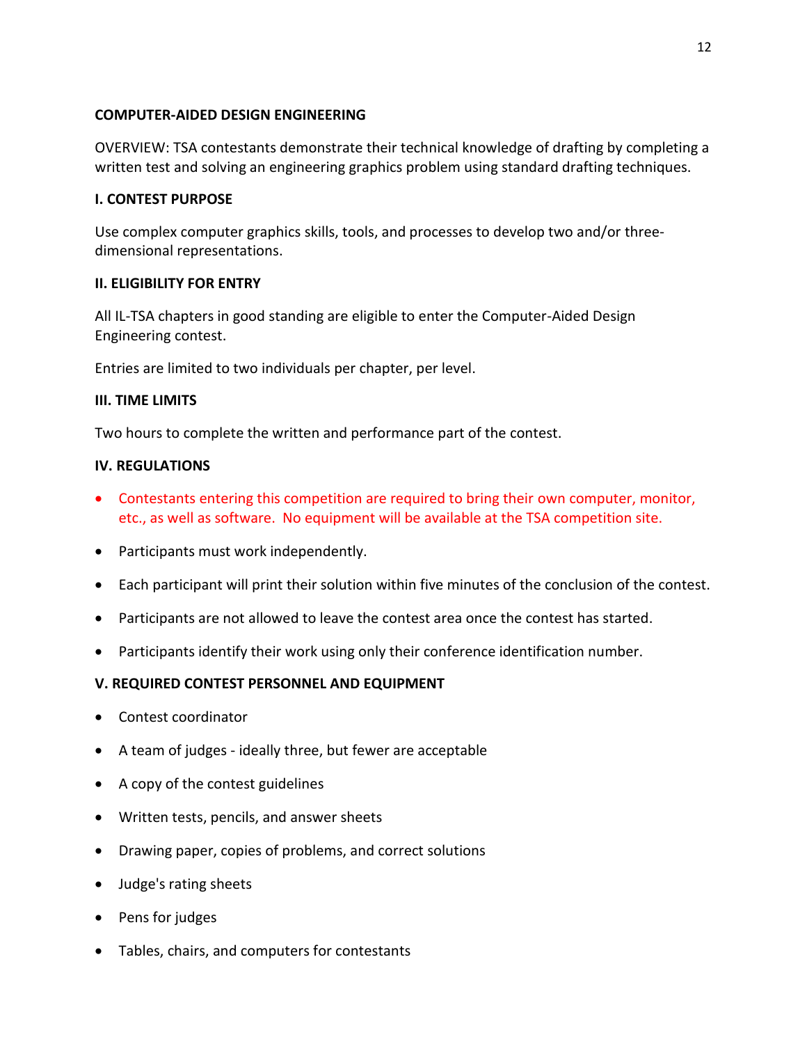## COMPUTER-AIDED DESIGN ENGINEERING

OVERVIEW: TSA contestants demonstrate their technical knowledge of drafting by completing a written test and solving an engineering graphics problem using standard drafting techniques.

### I. CONTEST PURPOSE

Use complex computer graphics skills, tools, and processes to develop two and/or three-dimensional representations.

### II. ELIGIBILITY FOR ENTRY

All IL-TSA chapters in good standing are eligible to enter the Computer-Aided Design Engineering contest.

Entries are limited to two individuals per chapter, per level.

### III. TIME LIMITS

Two hours to complete the written and performance part of the contest.

### IV. REGULATIONS

- Contestants entering this competition are required to bring their own computer, monitor, etc., as well as software. No equipment will be available at the TSA competition site.
- Participants must work independently.
- Each participant will print their solution within five minutes of the conclusion of the contest.
- Participants are not allowed to leave the contest area once the contest has started.
- Participants identify their work using only their conference identification number.

### V. REQUIRED CONTEST PERSONNEL AND EQUIPMENT

- Contest coordinator
- A team of judges - ideally three, but fewer are acceptable
- A copy of the contest guidelines
- Written tests, pencils, and answer sheets
- Drawing paper, copies of problems, and correct solutions
- Judge's rating sheets
- Pens for judges
- Tables, chairs, and computers for contestants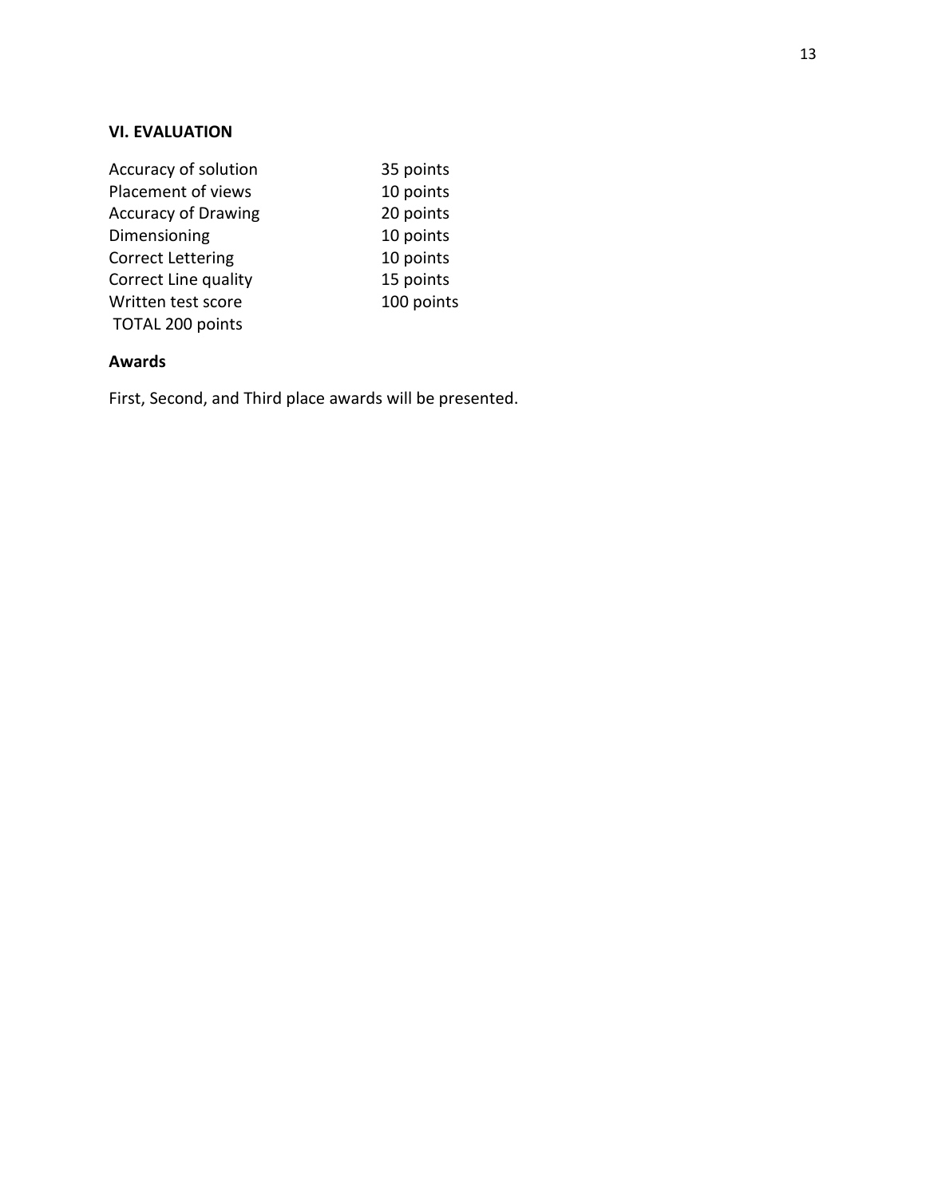**VI. EVALUATION**

| | |
|---|---|
| Accuracy of solution | 35 points |
| Placement of views | 10 points |
| Accuracy of Drawing | 20 points |
| Dimensioning | 10 points |
| Correct Lettering | 10 points |
| Correct Line quality | 15 points |
| Written test score | 100 points |

TOTAL 200 points

**Awards**

First, Second, and Third place awards will be presented.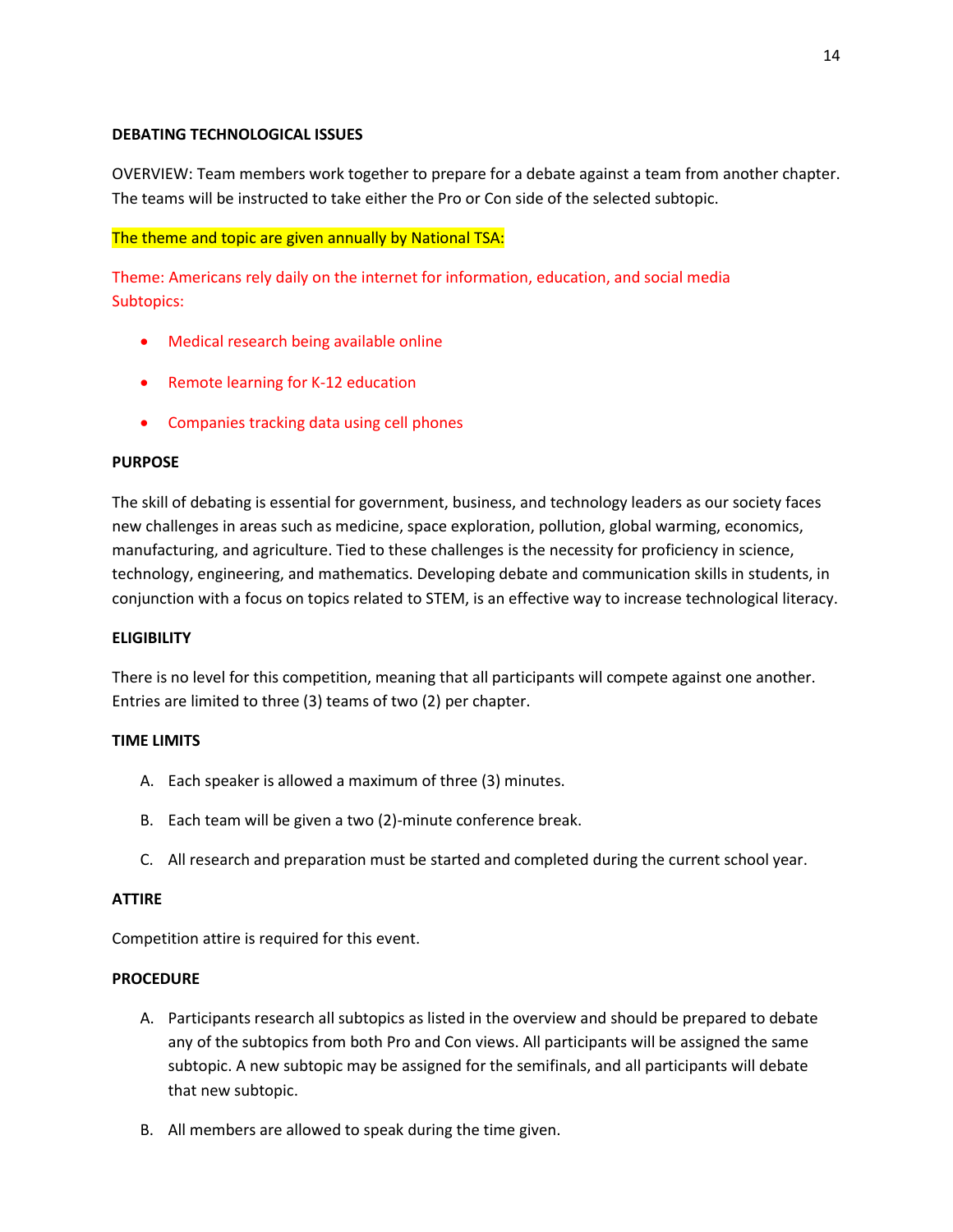**DEBATING TECHNOLOGICAL ISSUES**

OVERVIEW: Team members work together to prepare for a debate against a team from another chapter. The teams will be instructed to take either the Pro or Con side of the selected subtopic.

The theme and topic are given annually by National TSA:

Theme: Americans rely daily on the internet for information, education, and social media
Subtopics:

- Medical research being available online
- Remote learning for K-12 education
- Companies tracking data using cell phones

**PURPOSE**

The skill of debating is essential for government, business, and technology leaders as our society faces new challenges in areas such as medicine, space exploration, pollution, global warming, economics, manufacturing, and agriculture. Tied to these challenges is the necessity for proficiency in science, technology, engineering, and mathematics. Developing debate and communication skills in students, in conjunction with a focus on topics related to STEM, is an effective way to increase technological literacy.

**ELIGIBILITY**

There is no level for this competition, meaning that all participants will compete against one another. Entries are limited to three (3) teams of two (2) per chapter.

**TIME LIMITS**

A. Each speaker is allowed a maximum of three (3) minutes.

B. Each team will be given a two (2)-minute conference break.

C. All research and preparation must be started and completed during the current school year.

**ATTIRE**

Competition attire is required for this event.

**PROCEDURE**

A. Participants research all subtopics as listed in the overview and should be prepared to debate any of the subtopics from both Pro and Con views. All participants will be assigned the same subtopic. A new subtopic may be assigned for the semifinals, and all participants will debate that new subtopic.

B. All members are allowed to speak during the time given.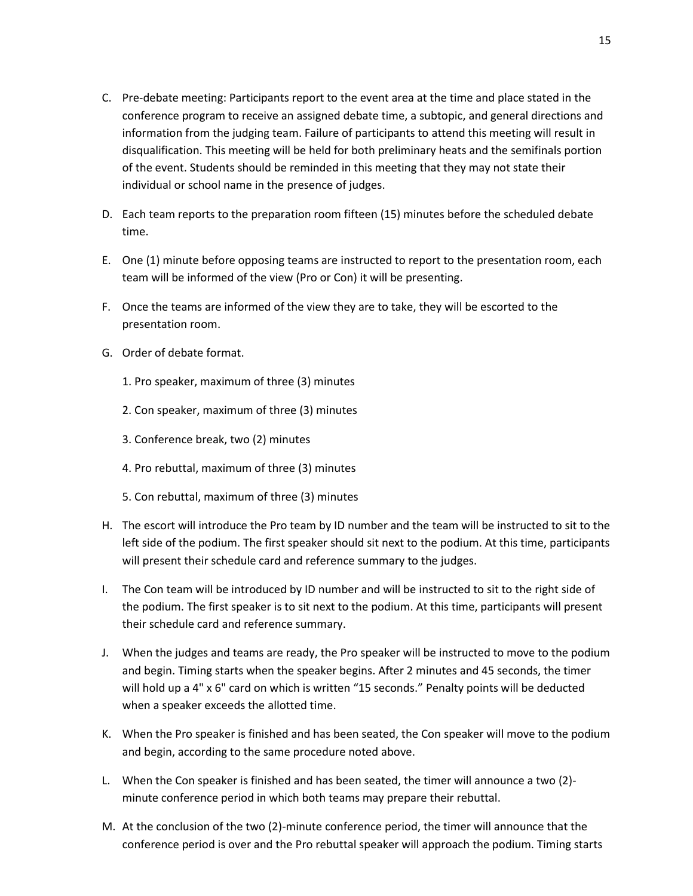C. Pre-debate meeting: Participants report to the event area at the time and place stated in the conference program to receive an assigned debate time, a subtopic, and general directions and information from the judging team. Failure of participants to attend this meeting will result in disqualification. This meeting will be held for both preliminary heats and the semifinals portion of the event. Students should be reminded in this meeting that they may not state their individual or school name in the presence of judges.

D. Each team reports to the preparation room fifteen (15) minutes before the scheduled debate time.

E. One (1) minute before opposing teams are instructed to report to the presentation room, each team will be informed of the view (Pro or Con) it will be presenting.

F. Once the teams are informed of the view they are to take, they will be escorted to the presentation room.

G. Order of debate format.

   1. Pro speaker, maximum of three (3) minutes

   2. Con speaker, maximum of three (3) minutes

   3. Conference break, two (2) minutes

   4. Pro rebuttal, maximum of three (3) minutes

   5. Con rebuttal, maximum of three (3) minutes

H. The escort will introduce the Pro team by ID number and the team will be instructed to sit to the left side of the podium. The first speaker should sit next to the podium. At this time, participants will present their schedule card and reference summary to the judges.

I. The Con team will be introduced by ID number and will be instructed to sit to the right side of the podium. The first speaker is to sit next to the podium. At this time, participants will present their schedule card and reference summary.

J. When the judges and teams are ready, the Pro speaker will be instructed to move to the podium and begin. Timing starts when the speaker begins. After 2 minutes and 45 seconds, the timer will hold up a 4" x 6" card on which is written "15 seconds." Penalty points will be deducted when a speaker exceeds the allotted time.

K. When the Pro speaker is finished and has been seated, the Con speaker will move to the podium and begin, according to the same procedure noted above.

L. When the Con speaker is finished and has been seated, the timer will announce a two (2)-minute conference period in which both teams may prepare their rebuttal.

M. At the conclusion of the two (2)-minute conference period, the timer will announce that the conference period is over and the Pro rebuttal speaker will approach the podium. Timing starts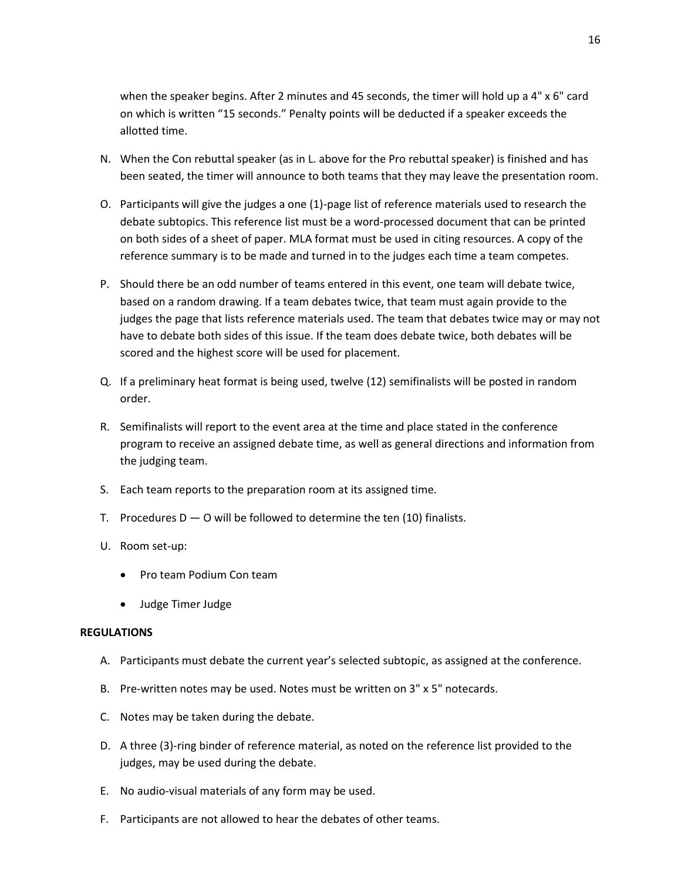when the speaker begins. After 2 minutes and 45 seconds, the timer will hold up a 4" x 6" card on which is written "15 seconds." Penalty points will be deducted if a speaker exceeds the allotted time.

N. When the Con rebuttal speaker (as in L. above for the Pro rebuttal speaker) is finished and has been seated, the timer will announce to both teams that they may leave the presentation room.

O. Participants will give the judges a one (1)-page list of reference materials used to research the debate subtopics. This reference list must be a word-processed document that can be printed on both sides of a sheet of paper. MLA format must be used in citing resources. A copy of the reference summary is to be made and turned in to the judges each time a team competes.

P. Should there be an odd number of teams entered in this event, one team will debate twice, based on a random drawing. If a team debates twice, that team must again provide to the judges the page that lists reference materials used. The team that debates twice may or may not have to debate both sides of this issue. If the team does debate twice, both debates will be scored and the highest score will be used for placement.

Q. If a preliminary heat format is being used, twelve (12) semifinalists will be posted in random order.

R. Semifinalists will report to the event area at the time and place stated in the conference program to receive an assigned debate time, as well as general directions and information from the judging team.

S. Each team reports to the preparation room at its assigned time.

T. Procedures D — O will be followed to determine the ten (10) finalists.

U. Room set-up:

- Pro team Podium Con team
- Judge Timer Judge

**REGULATIONS**

A. Participants must debate the current year's selected subtopic, as assigned at the conference.

B. Pre-written notes may be used. Notes must be written on 3" x 5" notecards.

C. Notes may be taken during the debate.

D. A three (3)-ring binder of reference material, as noted on the reference list provided to the judges, may be used during the debate.

E. No audio-visual materials of any form may be used.

F. Participants are not allowed to hear the debates of other teams.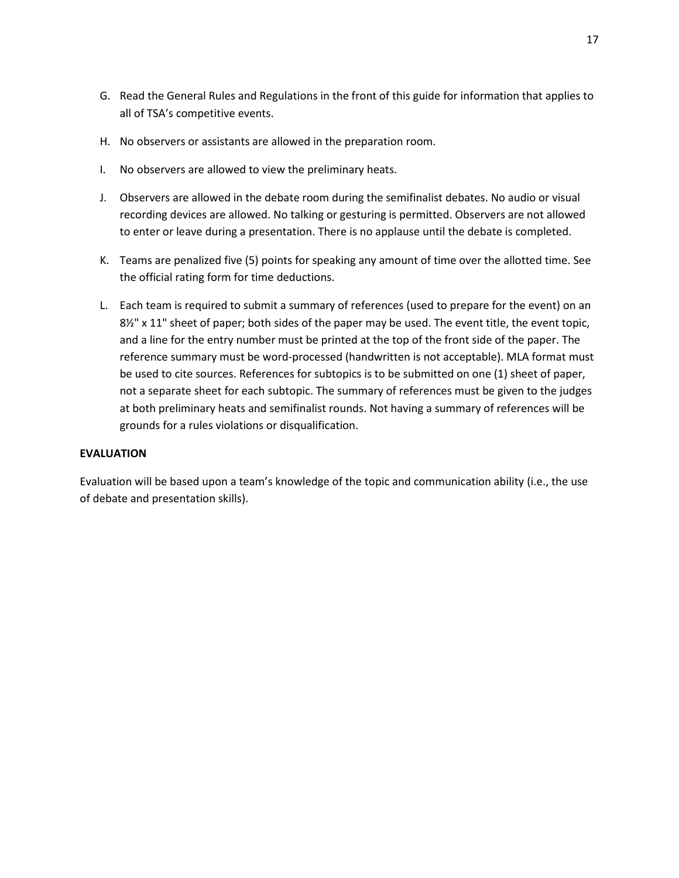G. Read the General Rules and Regulations in the front of this guide for information that applies to all of TSA's competitive events.

H. No observers or assistants are allowed in the preparation room.

I. No observers are allowed to view the preliminary heats.

J. Observers are allowed in the debate room during the semifinalist debates. No audio or visual recording devices are allowed. No talking or gesturing is permitted. Observers are not allowed to enter or leave during a presentation. There is no applause until the debate is completed.

K. Teams are penalized five (5) points for speaking any amount of time over the allotted time. See the official rating form for time deductions.

L. Each team is required to submit a summary of references (used to prepare for the event) on an 8½" x 11" sheet of paper; both sides of the paper may be used. The event title, the event topic, and a line for the entry number must be printed at the top of the front side of the paper. The reference summary must be word-processed (handwritten is not acceptable). MLA format must be used to cite sources. References for subtopics is to be submitted on one (1) sheet of paper, not a separate sheet for each subtopic. The summary of references must be given to the judges at both preliminary heats and semifinalist rounds. Not having a summary of references will be grounds for a rules violations or disqualification.

**EVALUATION**

Evaluation will be based upon a team's knowledge of the topic and communication ability (i.e., the use of debate and presentation skills).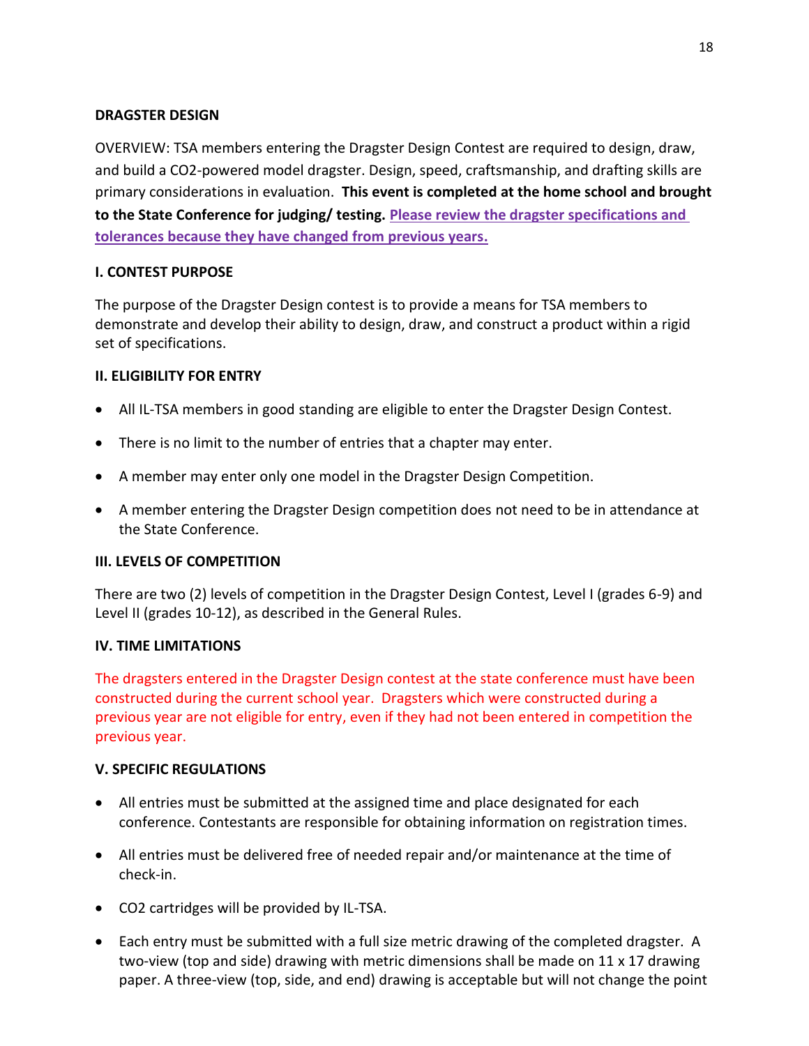## DRAGSTER DESIGN

OVERVIEW: TSA members entering the Dragster Design Contest are required to design, draw, and build a $CO_2$-powered model dragster. Design, speed, craftsmanship, and drafting skills are primary considerations in evaluation. **This event is completed at the home school and brought to the State Conference for judging/ testing.** **Please review the dragster specifications and tolerances because they have changed from previous years.**

### I. CONTEST PURPOSE

The purpose of the Dragster Design contest is to provide a means for TSA members to demonstrate and develop their ability to design, draw, and construct a product within a rigid set of specifications.

### II. ELIGIBILITY FOR ENTRY

- All IL-TSA members in good standing are eligible to enter the Dragster Design Contest.
- There is no limit to the number of entries that a chapter may enter.
- A member may enter only one model in the Dragster Design Competition.
- A member entering the Dragster Design competition does not need to be in attendance at the State Conference.

### III. LEVELS OF COMPETITION

There are two (2) levels of competition in the Dragster Design Contest, Level I (grades 6-9) and Level II (grades 10-12), as described in the General Rules.

### IV. TIME LIMITATIONS

The dragsters entered in the Dragster Design contest at the state conference must have been constructed during the current school year. Dragsters which were constructed during a previous year are not eligible for entry, even if they had not been entered in competition the previous year.

### V. SPECIFIC REGULATIONS

- All entries must be submitted at the assigned time and place designated for each conference. Contestants are responsible for obtaining information on registration times.
- All entries must be delivered free of needed repair and/or maintenance at the time of check-in.
- $CO_2$ cartridges will be provided by IL-TSA.
- Each entry must be submitted with a full size metric drawing of the completed dragster. A two-view (top and side) drawing with metric dimensions shall be made on 11 x 17 drawing paper. A three-view (top, side, and end) drawing is acceptable but will not change the point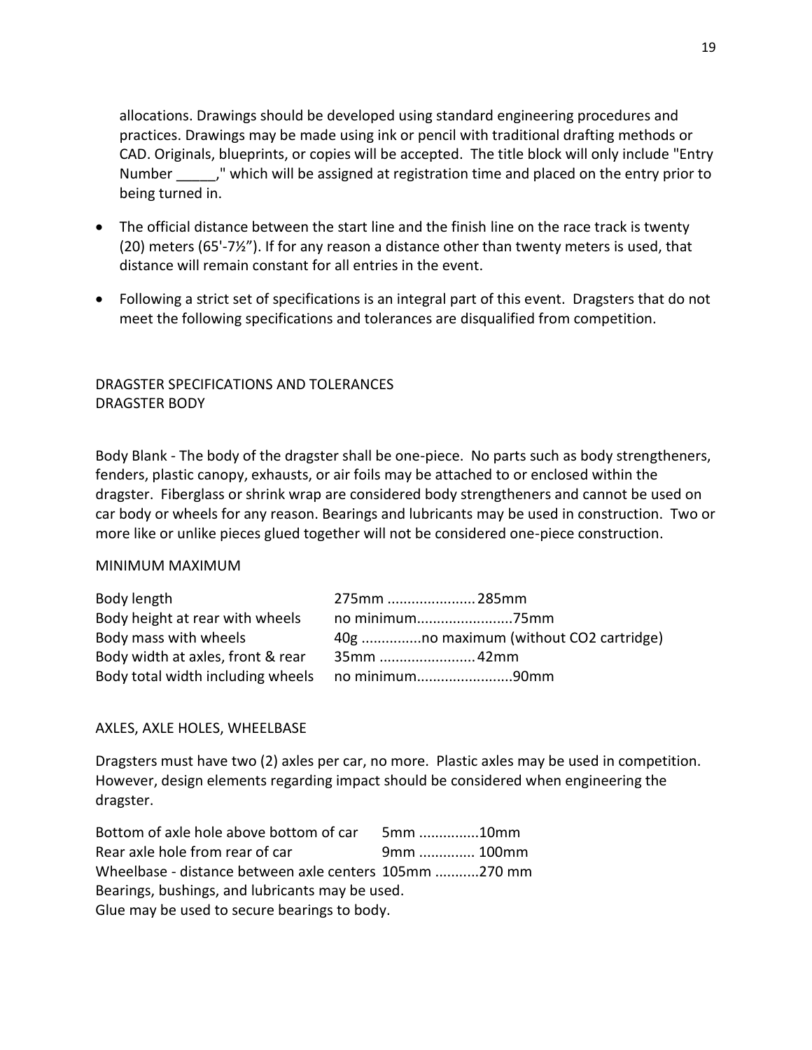allocations. Drawings should be developed using standard engineering procedures and practices. Drawings may be made using ink or pencil with traditional drafting methods or CAD. Originals, blueprints, or copies will be accepted. The title block will only include "Entry Number _____," which will be assigned at registration time and placed on the entry prior to being turned in.

- The official distance between the start line and the finish line on the race track is twenty (20) meters (65'-7½"). If for any reason a distance other than twenty meters is used, that distance will remain constant for all entries in the event.
- Following a strict set of specifications is an integral part of this event. Dragsters that do not meet the following specifications and tolerances are disqualified from competition.

DRAGSTER SPECIFICATIONS AND TOLERANCES
DRAGSTER BODY

Body Blank - The body of the dragster shall be one-piece. No parts such as body strengtheners, fenders, plastic canopy, exhausts, or air foils may be attached to or enclosed within the dragster. Fiberglass or shrink wrap are considered body strengtheners and cannot be used on car body or wheels for any reason. Bearings and lubricants may be used in construction. Two or more like or unlike pieces glued together will not be considered one-piece construction.

| | MINIMUM | MAXIMUM |
|---|---|---|
| Body length | 275mm | 285mm |
| Body height at rear with wheels | no minimum | 75mm |
| Body mass with wheels | 40g | no maximum (without CO2 cartridge) |
| Body width at axles, front & rear | 35mm | 42mm |
| Body total width including wheels | no minimum | 90mm |

AXLES, AXLE HOLES, WHEELBASE

Dragsters must have two (2) axles per car, no more. Plastic axles may be used in competition. However, design elements regarding impact should be considered when engineering the dragster.

| | | |
|---|---|---|
| Bottom of axle hole above bottom of car | 5mm | 10mm |
| Rear axle hole from rear of car | 9mm | 100mm |
| Wheelbase - distance between axle centers | 105mm | 270 mm |

Bearings, bushings, and lubricants may be used.
Glue may be used to secure bearings to body.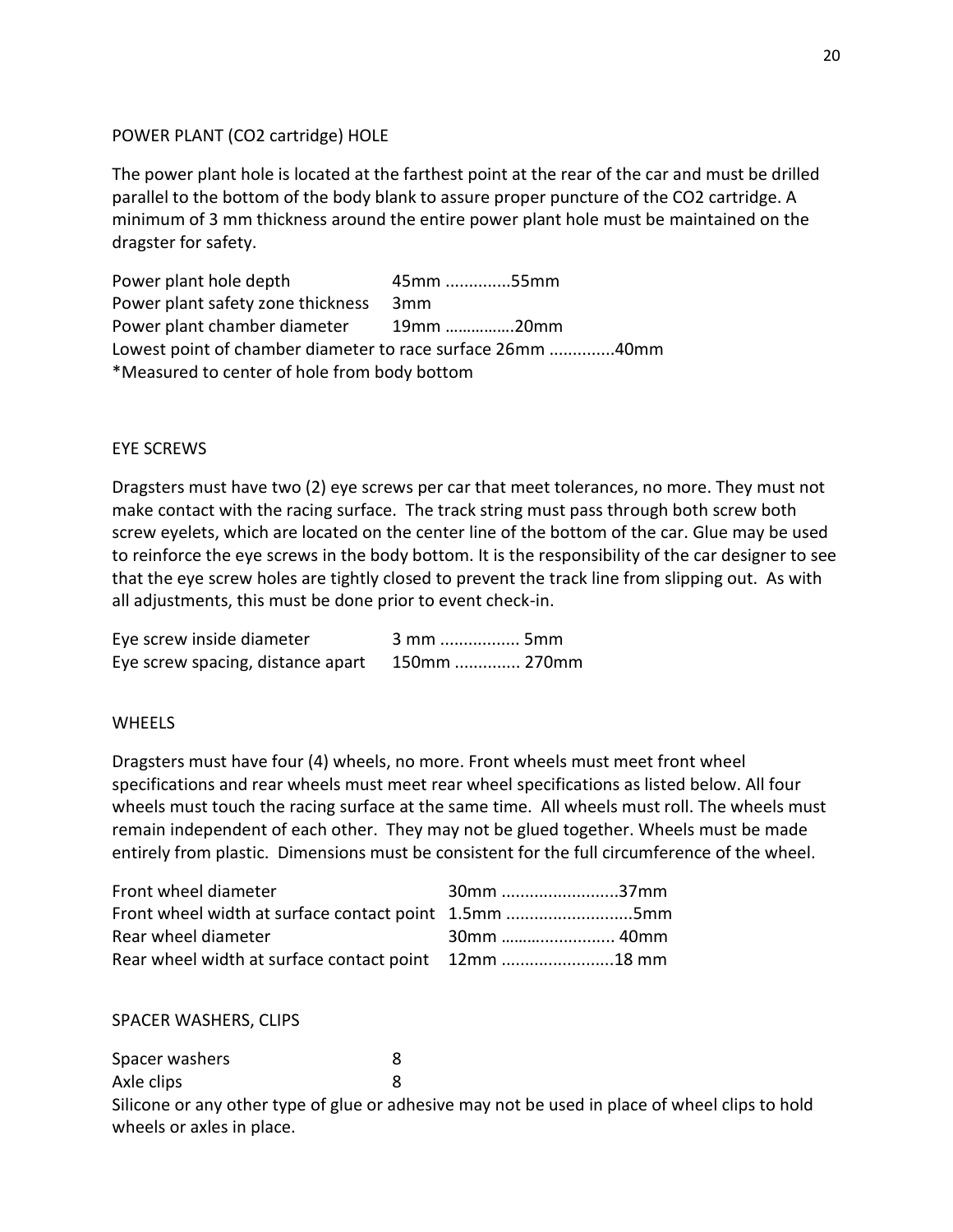POWER PLANT ($CO_2$ cartridge) HOLE

The power plant hole is located at the farthest point at the rear of the car and must be drilled parallel to the bottom of the body blank to assure proper puncture of the $CO_2$ cartridge. A minimum of 3 mm thickness around the entire power plant hole must be maintained on the dragster for safety.

Power plant hole depth 45mm ..............55mm
Power plant safety zone thickness 3mm
Power plant chamber diameter 19mm …………….20mm
Lowest point of chamber diameter to race surface 26mm ..............40mm
*Measured to center of hole from body bottom

EYE SCREWS

Dragsters must have two (2) eye screws per car that meet tolerances, no more. They must not make contact with the racing surface. The track string must pass through both screw both screw eyelets, which are located on the center line of the bottom of the car. Glue may be used to reinforce the eye screws in the body bottom. It is the responsibility of the car designer to see that the eye screw holes are tightly closed to prevent the track line from slipping out. As with all adjustments, this must be done prior to event check-in.

Eye screw inside diameter 3 mm ................. 5mm
Eye screw spacing, distance apart 150mm .............. 270mm

WHEELS

Dragsters must have four (4) wheels, no more. Front wheels must meet front wheel specifications and rear wheels must meet rear wheel specifications as listed below. All four wheels must touch the racing surface at the same time. All wheels must roll. The wheels must remain independent of each other. They may not be glued together. Wheels must be made entirely from plastic. Dimensions must be consistent for the full circumference of the wheel.

Front wheel diameter 30mm .........................37mm
Front wheel width at surface contact point 1.5mm ...........................5mm
Rear wheel diameter 30mm ……….............. 40mm
Rear wheel width at surface contact point 12mm ........................18 mm

SPACER WASHERS, CLIPS

Spacer washers 8
Axle clips 8
Silicone or any other type of glue or adhesive may not be used in place of wheel clips to hold wheels or axles in place.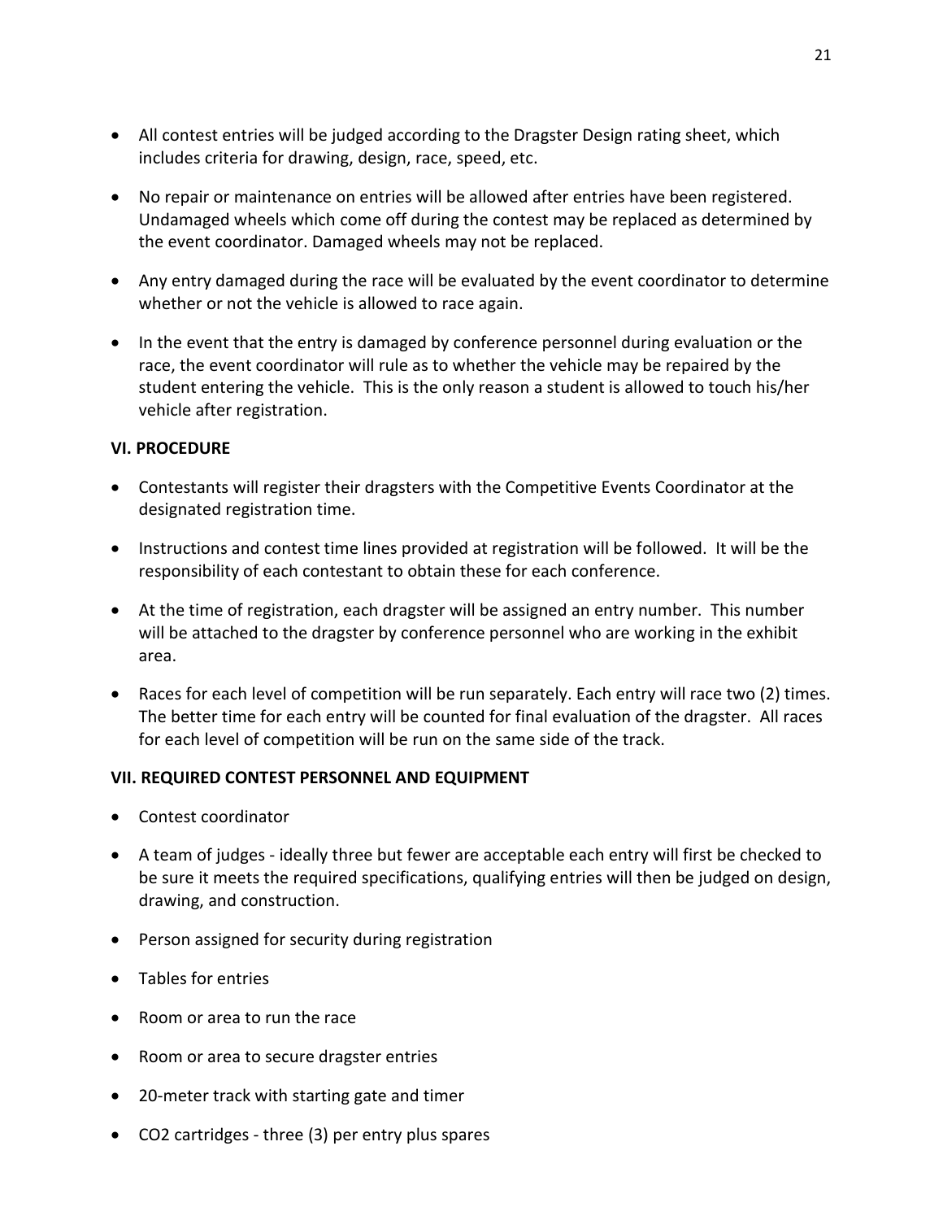- All contest entries will be judged according to the Dragster Design rating sheet, which includes criteria for drawing, design, race, speed, etc.

- No repair or maintenance on entries will be allowed after entries have been registered. Undamaged wheels which come off during the contest may be replaced as determined by the event coordinator. Damaged wheels may not be replaced.

- Any entry damaged during the race will be evaluated by the event coordinator to determine whether or not the vehicle is allowed to race again.

- In the event that the entry is damaged by conference personnel during evaluation or the race, the event coordinator will rule as to whether the vehicle may be repaired by the student entering the vehicle. This is the only reason a student is allowed to touch his/her vehicle after registration.

**VI. PROCEDURE**

- Contestants will register their dragsters with the Competitive Events Coordinator at the designated registration time.

- Instructions and contest time lines provided at registration will be followed. It will be the responsibility of each contestant to obtain these for each conference.

- At the time of registration, each dragster will be assigned an entry number. This number will be attached to the dragster by conference personnel who are working in the exhibit area.

- Races for each level of competition will be run separately. Each entry will race two (2) times. The better time for each entry will be counted for final evaluation of the dragster. All races for each level of competition will be run on the same side of the track.

**VII. REQUIRED CONTEST PERSONNEL AND EQUIPMENT**

- Contest coordinator

- A team of judges - ideally three but fewer are acceptable each entry will first be checked to be sure it meets the required specifications, qualifying entries will then be judged on design, drawing, and construction.

- Person assigned for security during registration

- Tables for entries

- Room or area to run the race

- Room or area to secure dragster entries

- 20-meter track with starting gate and timer

- $CO_2$ cartridges - three (3) per entry plus spares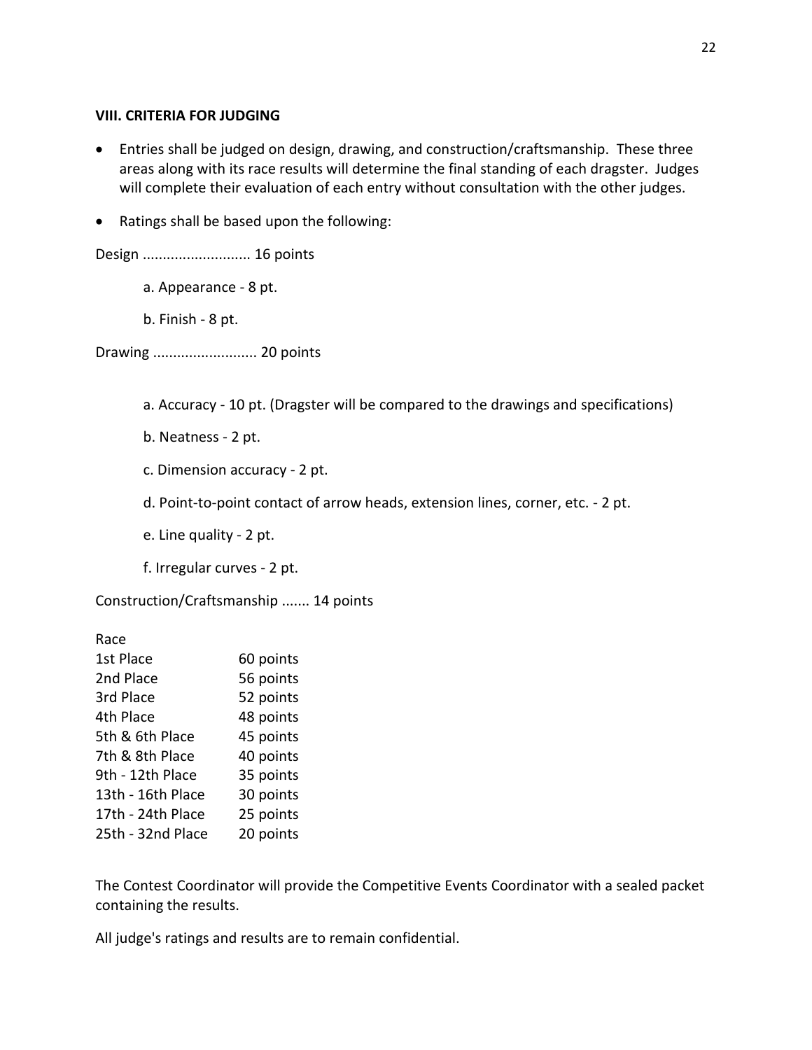**VIII. CRITERIA FOR JUDGING**

- Entries shall be judged on design, drawing, and construction/craftsmanship. These three areas along with its race results will determine the final standing of each dragster. Judges will complete their evaluation of each entry without consultation with the other judges.
- Ratings shall be based upon the following:

Design ........................... 16 points

a. Appearance - 8 pt.

b. Finish - 8 pt.

Drawing .......................... 20 points

a. Accuracy - 10 pt. (Dragster will be compared to the drawings and specifications)

b. Neatness - 2 pt.

c. Dimension accuracy - 2 pt.

d. Point-to-point contact of arrow heads, extension lines, corner, etc. - 2 pt.

e. Line quality - 2 pt.

f. Irregular curves - 2 pt.

Construction/Craftsmanship ....... 14 points

| Race | |
|---|---|
| 1st Place | 60 points |
| 2nd Place | 56 points |
| 3rd Place | 52 points |
| 4th Place | 48 points |
| 5th & 6th Place | 45 points |
| 7th & 8th Place | 40 points |
| 9th - 12th Place | 35 points |
| 13th - 16th Place | 30 points |
| 17th - 24th Place | 25 points |
| 25th - 32nd Place | 20 points |

The Contest Coordinator will provide the Competitive Events Coordinator with a sealed packet containing the results.

All judge's ratings and results are to remain confidential.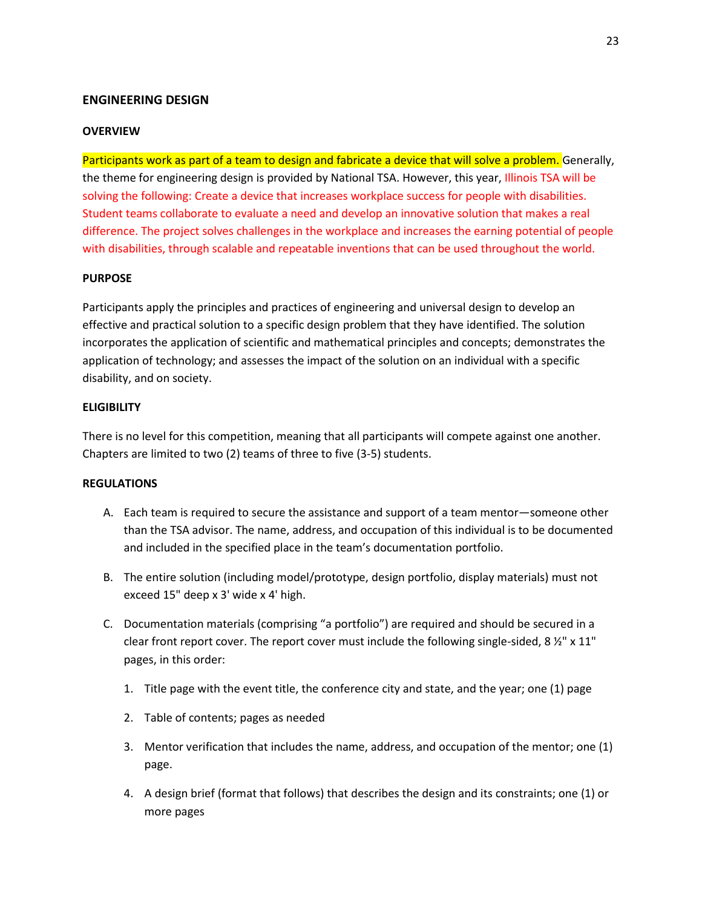## ENGINEERING DESIGN

### OVERVIEW

Participants work as part of a team to design and fabricate a device that will solve a problem. Generally, the theme for engineering design is provided by National TSA. However, this year, Illinois TSA will be solving the following: Create a device that increases workplace success for people with disabilities. Student teams collaborate to evaluate a need and develop an innovative solution that makes a real difference. The project solves challenges in the workplace and increases the earning potential of people with disabilities, through scalable and repeatable inventions that can be used throughout the world.

### PURPOSE

Participants apply the principles and practices of engineering and universal design to develop an effective and practical solution to a specific design problem that they have identified. The solution incorporates the application of scientific and mathematical principles and concepts; demonstrates the application of technology; and assesses the impact of the solution on an individual with a specific disability, and on society.

### ELIGIBILITY

There is no level for this competition, meaning that all participants will compete against one another. Chapters are limited to two (2) teams of three to five (3-5) students.

### REGULATIONS

A. Each team is required to secure the assistance and support of a team mentor—someone other than the TSA advisor. The name, address, and occupation of this individual is to be documented and included in the specified place in the team's documentation portfolio.

B. The entire solution (including model/prototype, design portfolio, display materials) must not exceed 15" deep x 3' wide x 4' high.

C. Documentation materials (comprising "a portfolio") are required and should be secured in a clear front report cover. The report cover must include the following single-sided, 8 ½" x 11" pages, in this order:

   1. Title page with the event title, the conference city and state, and the year; one (1) page
   2. Table of contents; pages as needed
   3. Mentor verification that includes the name, address, and occupation of the mentor; one (1) page.
   4. A design brief (format that follows) that describes the design and its constraints; one (1) or more pages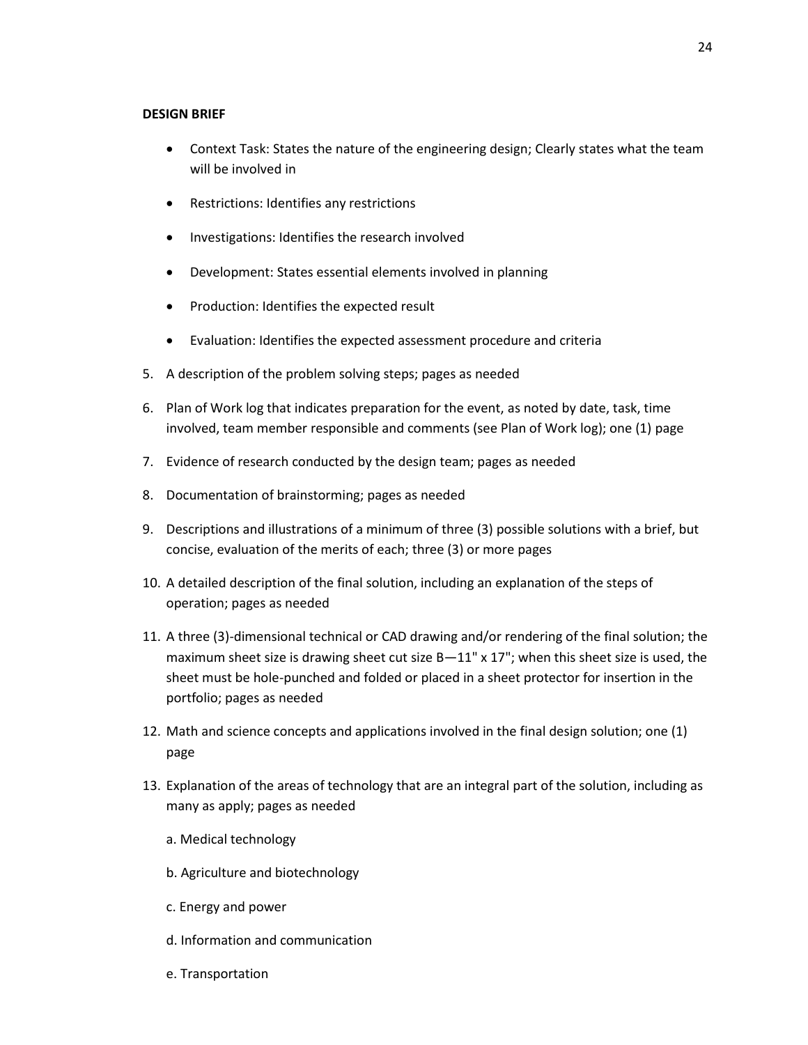**DESIGN BRIEF**

- Context Task: States the nature of the engineering design; Clearly states what the team will be involved in
- Restrictions: Identifies any restrictions
- Investigations: Identifies the research involved
- Development: States essential elements involved in planning
- Production: Identifies the expected result
- Evaluation: Identifies the expected assessment procedure and criteria

5. A description of the problem solving steps; pages as needed
6. Plan of Work log that indicates preparation for the event, as noted by date, task, time involved, team member responsible and comments (see Plan of Work log); one (1) page
7. Evidence of research conducted by the design team; pages as needed
8. Documentation of brainstorming; pages as needed
9. Descriptions and illustrations of a minimum of three (3) possible solutions with a brief, but concise, evaluation of the merits of each; three (3) or more pages
10. A detailed description of the final solution, including an explanation of the steps of operation; pages as needed
11. A three (3)-dimensional technical or CAD drawing and/or rendering of the final solution; the maximum sheet size is drawing sheet cut size B—11" x 17"; when this sheet size is used, the sheet must be hole-punched and folded or placed in a sheet protector for insertion in the portfolio; pages as needed
12. Math and science concepts and applications involved in the final design solution; one (1) page
13. Explanation of the areas of technology that are an integral part of the solution, including as many as apply; pages as needed

    a. Medical technology

    b. Agriculture and biotechnology

    c. Energy and power

    d. Information and communication

    e. Transportation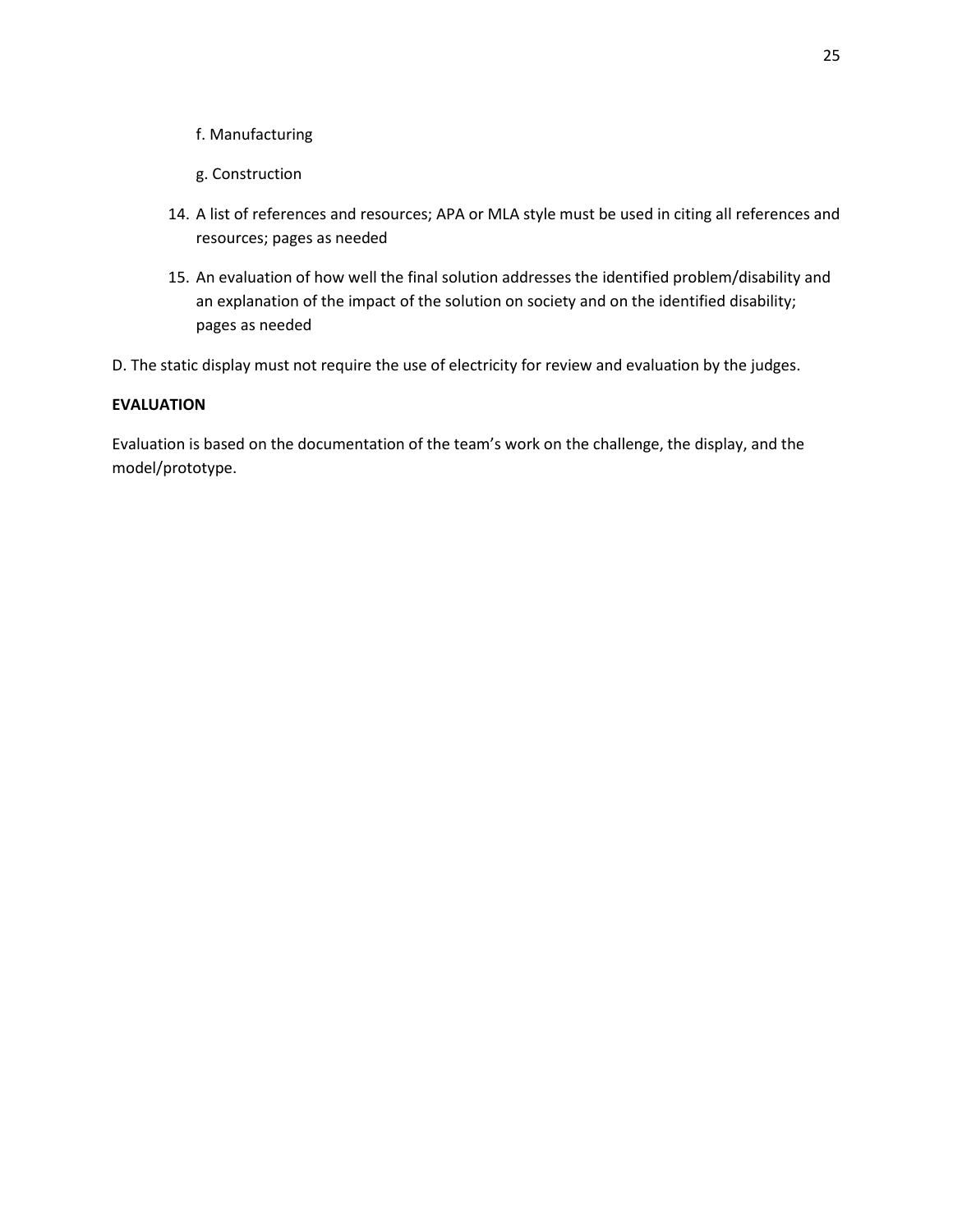f. Manufacturing

   g. Construction

14. A list of references and resources; APA or MLA style must be used in citing all references and resources; pages as needed

15. An evaluation of how well the final solution addresses the identified problem/disability and an explanation of the impact of the solution on society and on the identified disability; pages as needed

D. The static display must not require the use of electricity for review and evaluation by the judges.

**EVALUATION**

Evaluation is based on the documentation of the team's work on the challenge, the display, and the model/prototype.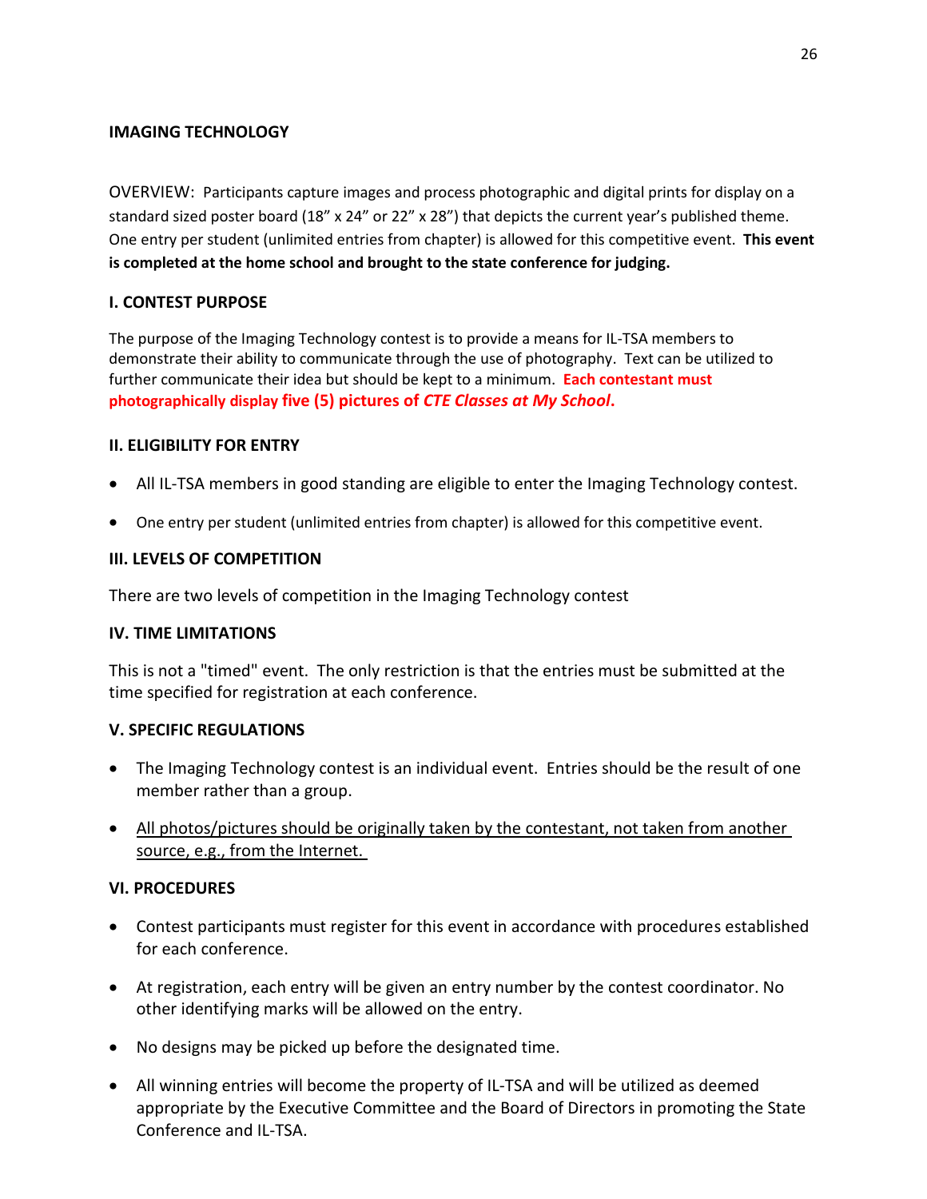## IMAGING TECHNOLOGY

OVERVIEW: Participants capture images and process photographic and digital prints for display on a standard sized poster board (18" x 24" or 22" x 28") that depicts the current year's published theme. One entry per student (unlimited entries from chapter) is allowed for this competitive event. **This event is completed at the home school and brought to the state conference for judging.**

### I. CONTEST PURPOSE

The purpose of the Imaging Technology contest is to provide a means for IL-TSA members to demonstrate their ability to communicate through the use of photography. Text can be utilized to further communicate their idea but should be kept to a minimum. **Each contestant must photographically display five (5) pictures of *CTE Classes at My School*.**

### II. ELIGIBILITY FOR ENTRY

- All IL-TSA members in good standing are eligible to enter the Imaging Technology contest.
- One entry per student (unlimited entries from chapter) is allowed for this competitive event.

### III. LEVELS OF COMPETITION

There are two levels of competition in the Imaging Technology contest

### IV. TIME LIMITATIONS

This is not a "timed" event. The only restriction is that the entries must be submitted at the time specified for registration at each conference.

### V. SPECIFIC REGULATIONS

- The Imaging Technology contest is an individual event. Entries should be the result of one member rather than a group.
- All photos/pictures should be originally taken by the contestant, not taken from another source, e.g., from the Internet.

### VI. PROCEDURES

- Contest participants must register for this event in accordance with procedures established for each conference.
- At registration, each entry will be given an entry number by the contest coordinator. No other identifying marks will be allowed on the entry.
- No designs may be picked up before the designated time.
- All winning entries will become the property of IL-TSA and will be utilized as deemed appropriate by the Executive Committee and the Board of Directors in promoting the State Conference and IL-TSA.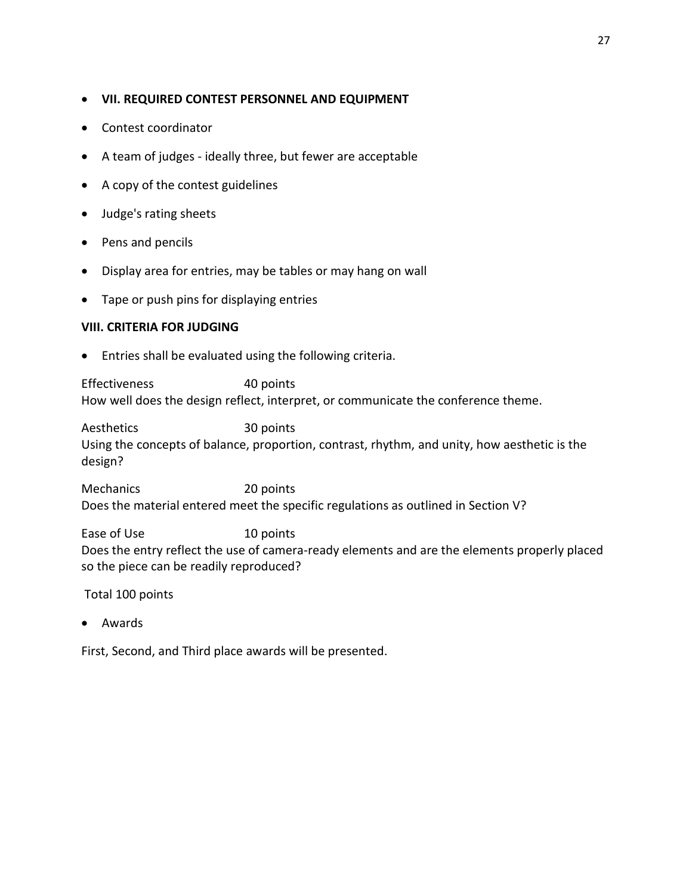- **VII. REQUIRED CONTEST PERSONNEL AND EQUIPMENT**
- Contest coordinator
- A team of judges - ideally three, but fewer are acceptable
- A copy of the contest guidelines
- Judge's rating sheets
- Pens and pencils
- Display area for entries, may be tables or may hang on wall
- Tape or push pins for displaying entries

**VIII. CRITERIA FOR JUDGING**

- Entries shall be evaluated using the following criteria.

Effectiveness 40 points
How well does the design reflect, interpret, or communicate the conference theme.

Aesthetics 30 points
Using the concepts of balance, proportion, contrast, rhythm, and unity, how aesthetic is the design?

Mechanics 20 points
Does the material entered meet the specific regulations as outlined in Section V?

Ease of Use 10 points
Does the entry reflect the use of camera-ready elements and are the elements properly placed so the piece can be readily reproduced?

Total 100 points

- Awards

First, Second, and Third place awards will be presented.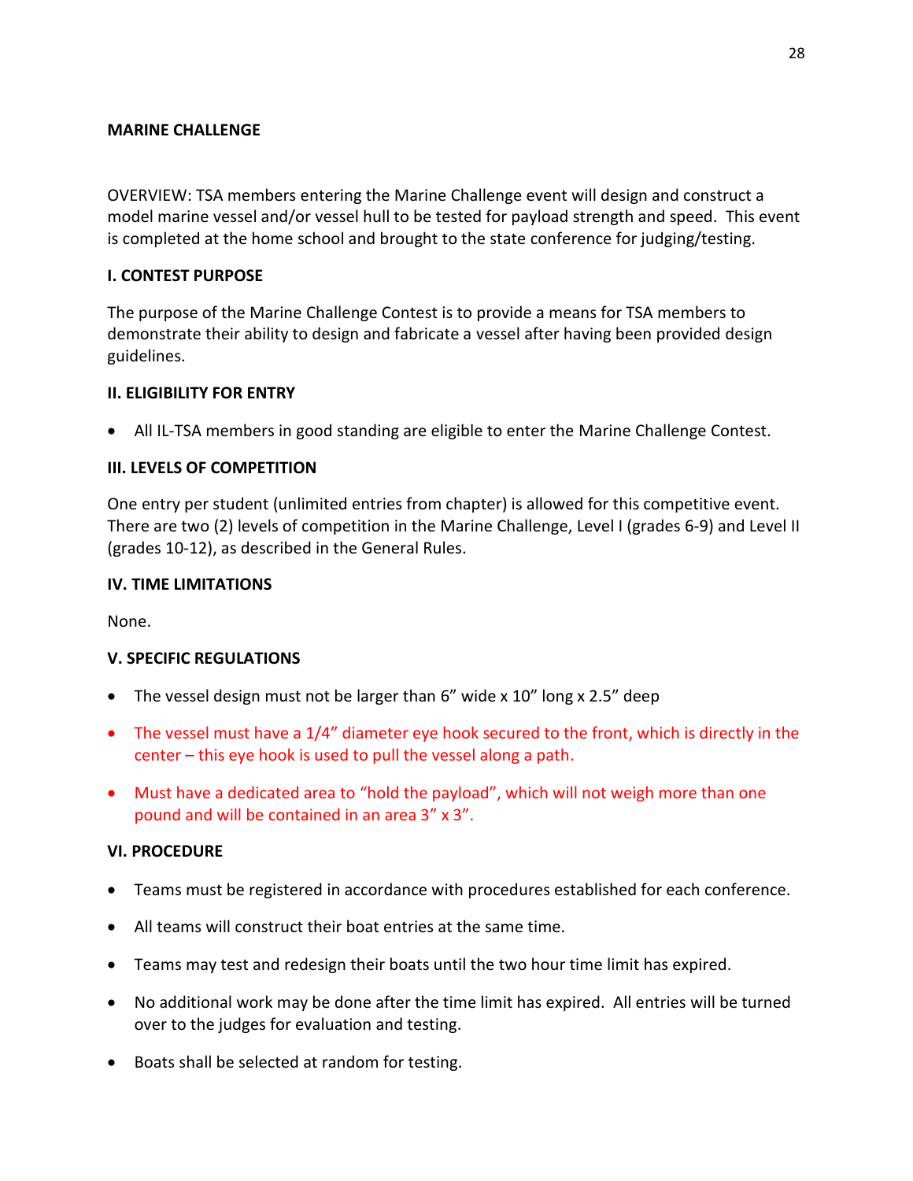## MARINE CHALLENGE

OVERVIEW: TSA members entering the Marine Challenge event will design and construct a model marine vessel and/or vessel hull to be tested for payload strength and speed. This event is completed at the home school and brought to the state conference for judging/testing.

### I. CONTEST PURPOSE

The purpose of the Marine Challenge Contest is to provide a means for TSA members to demonstrate their ability to design and fabricate a vessel after having been provided design guidelines.

### II. ELIGIBILITY FOR ENTRY

- All IL-TSA members in good standing are eligible to enter the Marine Challenge Contest.

### III. LEVELS OF COMPETITION

One entry per student (unlimited entries from chapter) is allowed for this competitive event. There are two (2) levels of competition in the Marine Challenge, Level I (grades 6-9) and Level II (grades 10-12), as described in the General Rules.

### IV. TIME LIMITATIONS

None.

### V. SPECIFIC REGULATIONS

- The vessel design must not be larger than 6" wide x 10" long x 2.5" deep
- The vessel must have a 1/4" diameter eye hook secured to the front, which is directly in the center – this eye hook is used to pull the vessel along a path.
- Must have a dedicated area to "hold the payload", which will not weigh more than one pound and will be contained in an area 3" x 3".

### VI. PROCEDURE

- Teams must be registered in accordance with procedures established for each conference.
- All teams will construct their boat entries at the same time.
- Teams may test and redesign their boats until the two hour time limit has expired.
- No additional work may be done after the time limit has expired. All entries will be turned over to the judges for evaluation and testing.
- Boats shall be selected at random for testing.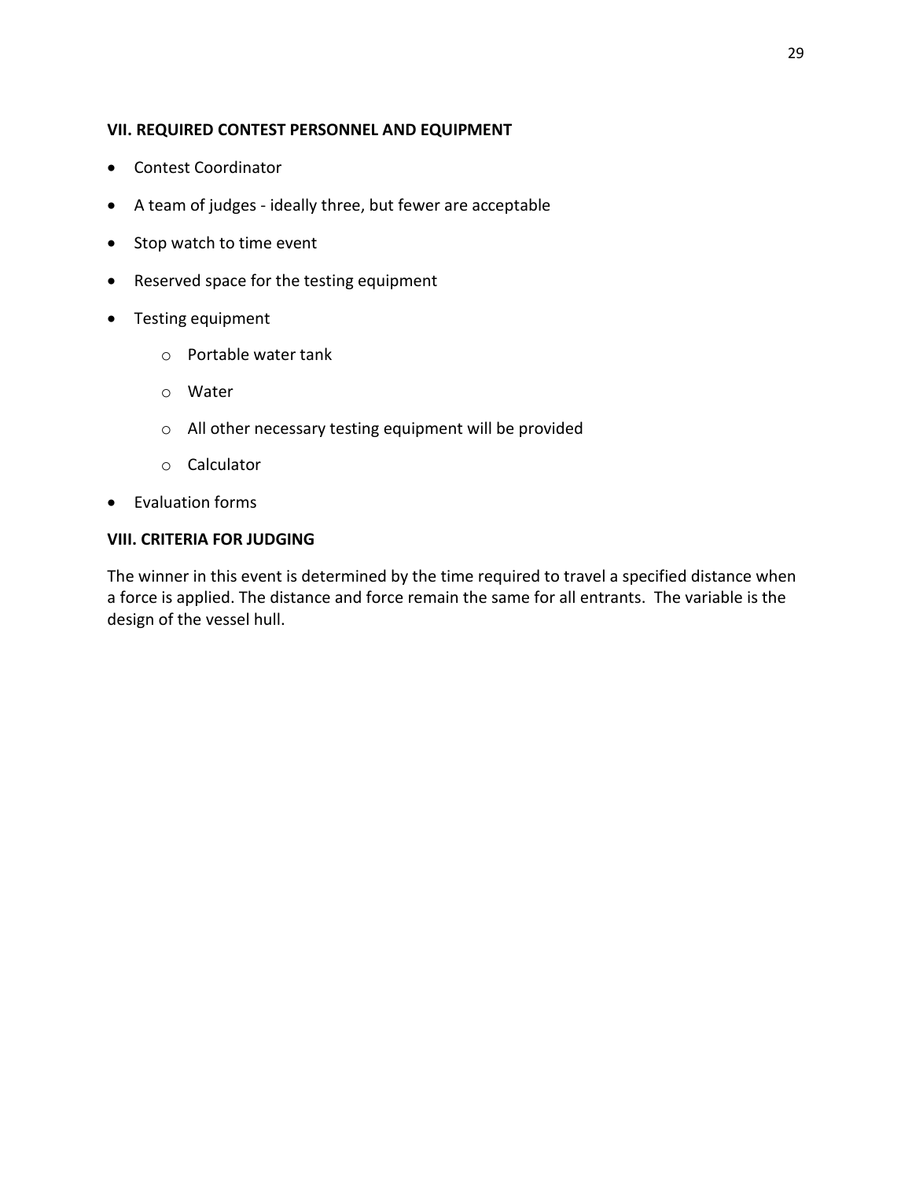## VII. REQUIRED CONTEST PERSONNEL AND EQUIPMENT

- Contest Coordinator
- A team of judges - ideally three, but fewer are acceptable
- Stop watch to time event
- Reserved space for the testing equipment
- Testing equipment
  - Portable water tank
  - Water
  - All other necessary testing equipment will be provided
  - Calculator
- Evaluation forms

## VIII. CRITERIA FOR JUDGING

The winner in this event is determined by the time required to travel a specified distance when a force is applied. The distance and force remain the same for all entrants. The variable is the design of the vessel hull.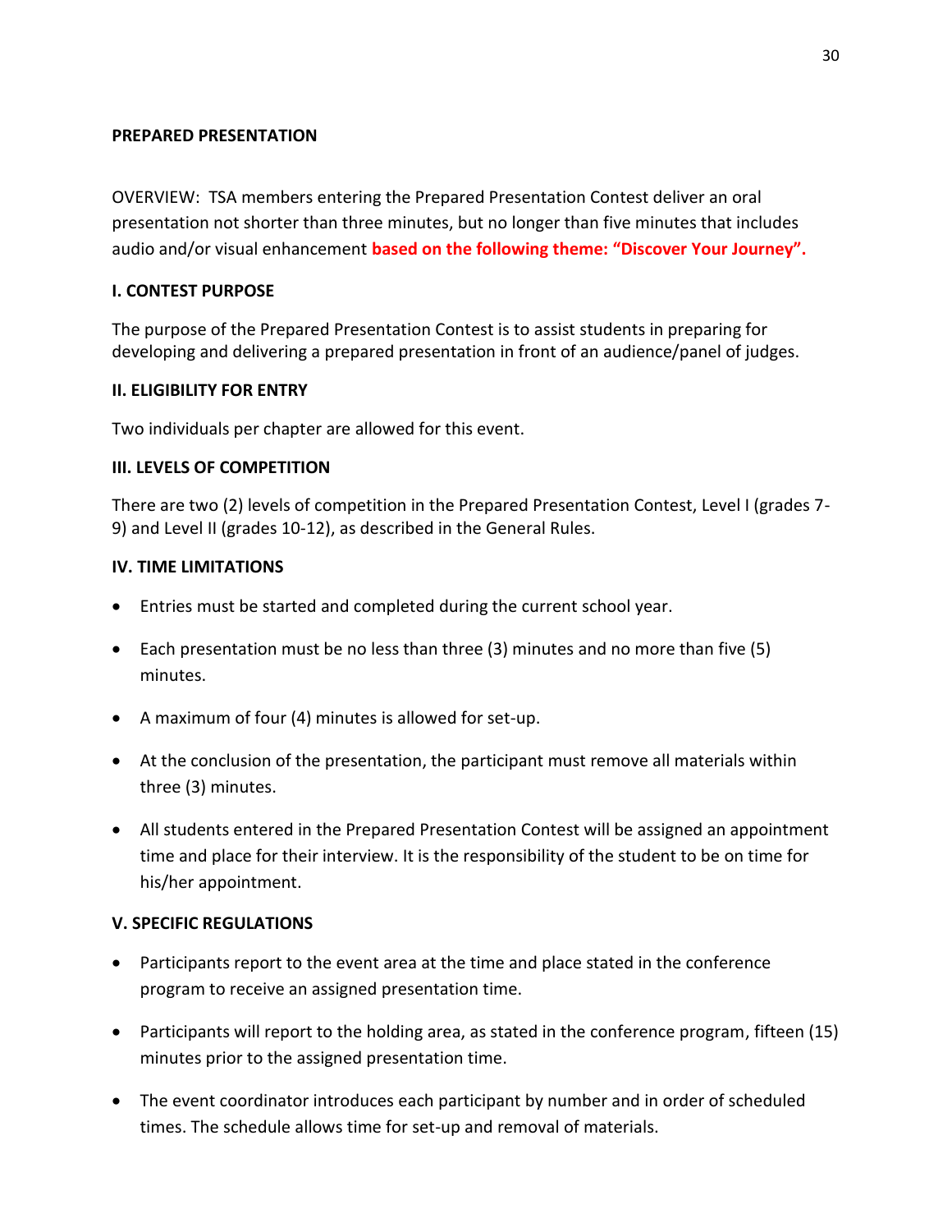## PREPARED PRESENTATION

OVERVIEW: TSA members entering the Prepared Presentation Contest deliver an oral presentation not shorter than three minutes, but no longer than five minutes that includes audio and/or visual enhancement **based on the following theme: "Discover Your Journey".**

### I. CONTEST PURPOSE

The purpose of the Prepared Presentation Contest is to assist students in preparing for developing and delivering a prepared presentation in front of an audience/panel of judges.

### II. ELIGIBILITY FOR ENTRY

Two individuals per chapter are allowed for this event.

### III. LEVELS OF COMPETITION

There are two (2) levels of competition in the Prepared Presentation Contest, Level I (grades 7-9) and Level II (grades 10-12), as described in the General Rules.

### IV. TIME LIMITATIONS

- Entries must be started and completed during the current school year.
- Each presentation must be no less than three (3) minutes and no more than five (5) minutes.
- A maximum of four (4) minutes is allowed for set-up.
- At the conclusion of the presentation, the participant must remove all materials within three (3) minutes.
- All students entered in the Prepared Presentation Contest will be assigned an appointment time and place for their interview. It is the responsibility of the student to be on time for his/her appointment.

### V. SPECIFIC REGULATIONS

- Participants report to the event area at the time and place stated in the conference program to receive an assigned presentation time.
- Participants will report to the holding area, as stated in the conference program, fifteen (15) minutes prior to the assigned presentation time.
- The event coordinator introduces each participant by number and in order of scheduled times. The schedule allows time for set-up and removal of materials.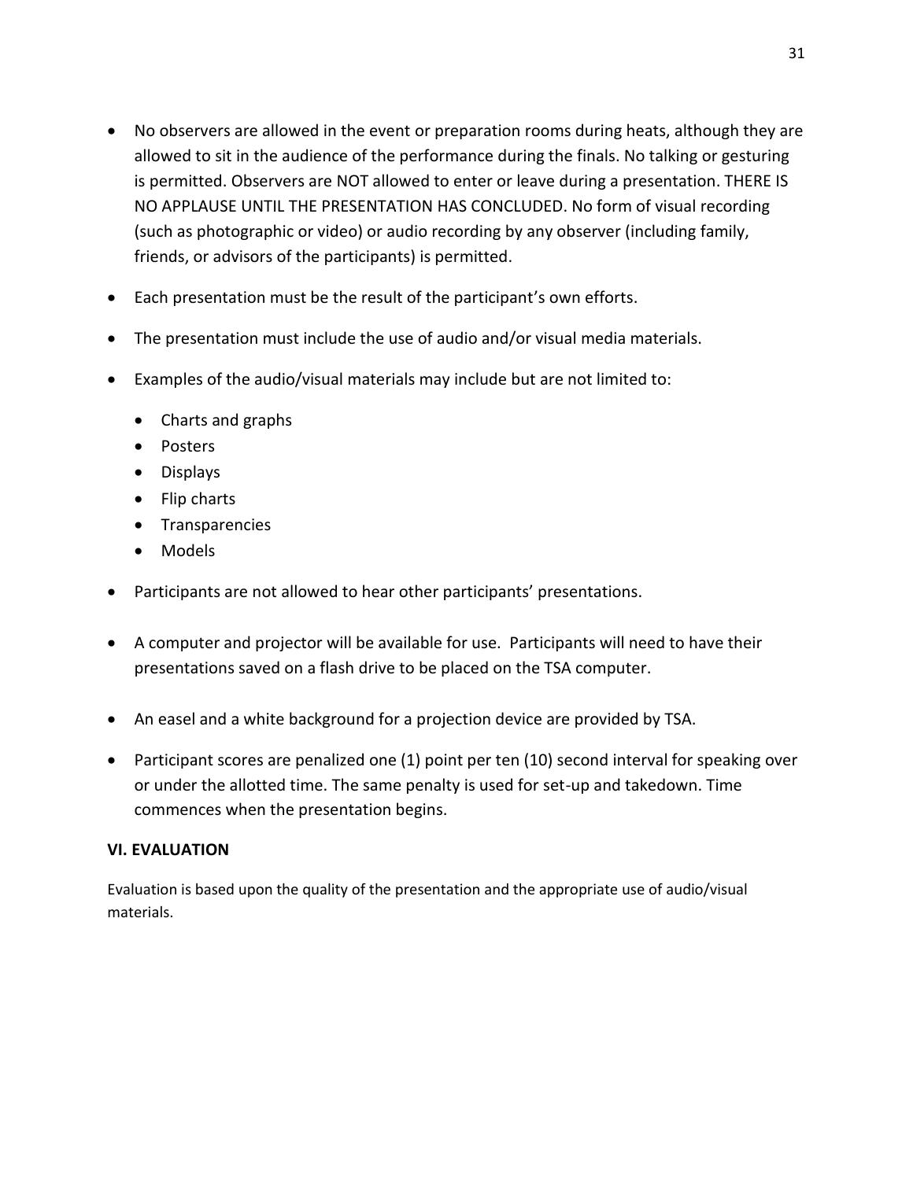- No observers are allowed in the event or preparation rooms during heats, although they are allowed to sit in the audience of the performance during the finals. No talking or gesturing is permitted. Observers are NOT allowed to enter or leave during a presentation. THERE IS NO APPLAUSE UNTIL THE PRESENTATION HAS CONCLUDED. No form of visual recording (such as photographic or video) or audio recording by any observer (including family, friends, or advisors of the participants) is permitted.
- Each presentation must be the result of the participant's own efforts.
- The presentation must include the use of audio and/or visual media materials.
- Examples of the audio/visual materials may include but are not limited to:
  - Charts and graphs
  - Posters
  - Displays
  - Flip charts
  - Transparencies
  - Models
- Participants are not allowed to hear other participants' presentations.
- A computer and projector will be available for use. Participants will need to have their presentations saved on a flash drive to be placed on the TSA computer.
- An easel and a white background for a projection device are provided by TSA.
- Participant scores are penalized one (1) point per ten (10) second interval for speaking over or under the allotted time. The same penalty is used for set-up and takedown. Time commences when the presentation begins.

### VI. EVALUATION

Evaluation is based upon the quality of the presentation and the appropriate use of audio/visual materials.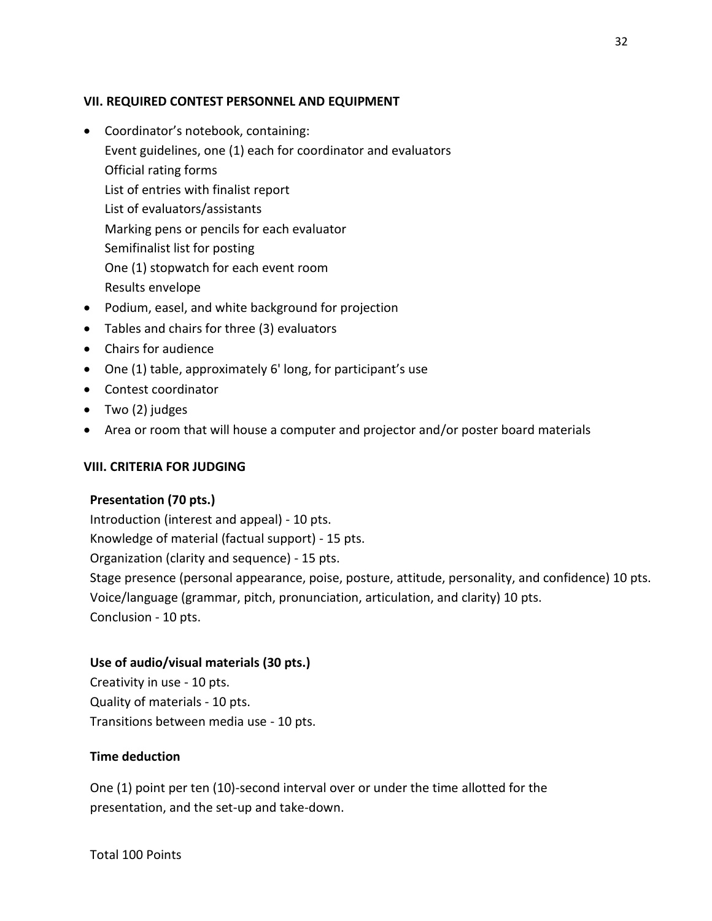### VII. REQUIRED CONTEST PERSONNEL AND EQUIPMENT

- Coordinator's notebook, containing:
  Event guidelines, one (1) each for coordinator and evaluators
  Official rating forms
  List of entries with finalist report
  List of evaluators/assistants
  Marking pens or pencils for each evaluator
  Semifinalist list for posting
  One (1) stopwatch for each event room
  Results envelope
- Podium, easel, and white background for projection
- Tables and chairs for three (3) evaluators
- Chairs for audience
- One (1) table, approximately 6' long, for participant's use
- Contest coordinator
- Two (2) judges
- Area or room that will house a computer and projector and/or poster board materials

### VIII. CRITERIA FOR JUDGING

**Presentation (70 pts.)**

Introduction (interest and appeal) - 10 pts.
Knowledge of material (factual support) - 15 pts.
Organization (clarity and sequence) - 15 pts.
Stage presence (personal appearance, poise, posture, attitude, personality, and confidence) 10 pts.
Voice/language (grammar, pitch, pronunciation, articulation, and clarity) 10 pts.
Conclusion - 10 pts.

**Use of audio/visual materials (30 pts.)**

Creativity in use - 10 pts.
Quality of materials - 10 pts.
Transitions between media use - 10 pts.

**Time deduction**

One (1) point per ten (10)-second interval over or under the time allotted for the presentation, and the set-up and take-down.

Total 100 Points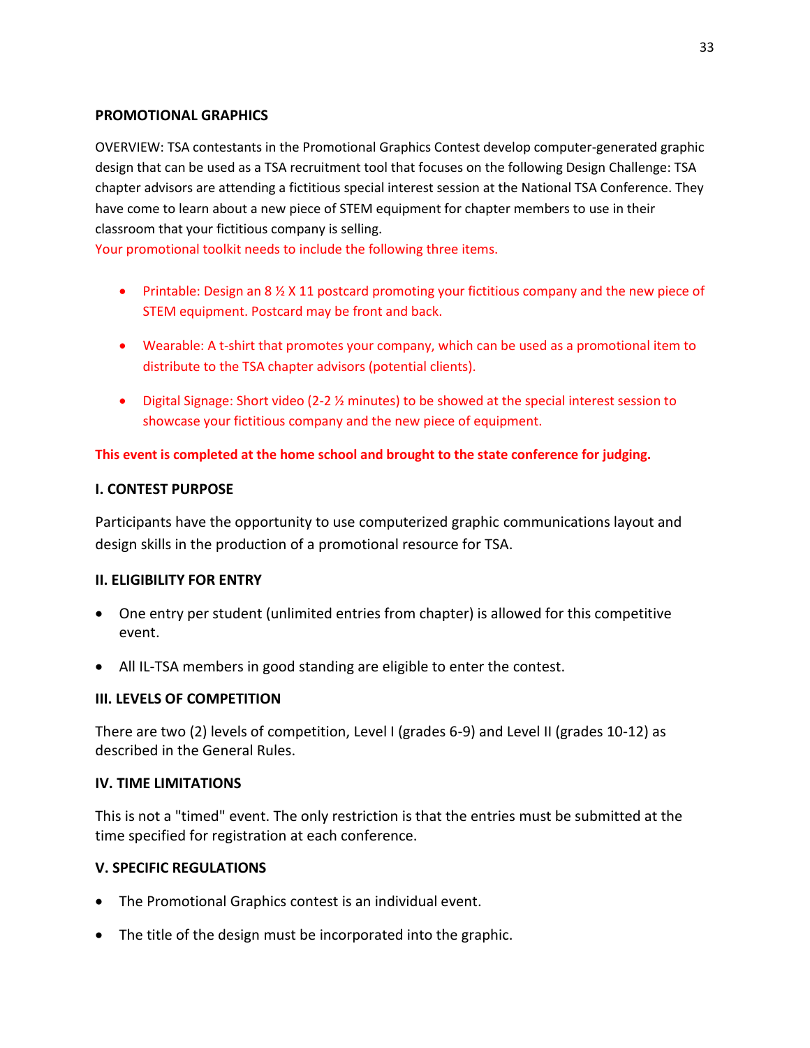## PROMOTIONAL GRAPHICS

OVERVIEW: TSA contestants in the Promotional Graphics Contest develop computer-generated graphic design that can be used as a TSA recruitment tool that focuses on the following Design Challenge: TSA chapter advisors are attending a fictitious special interest session at the National TSA Conference. They have come to learn about a new piece of STEM equipment for chapter members to use in their classroom that your fictitious company is selling.
Your promotional toolkit needs to include the following three items.

- Printable: Design an 8 ½ X 11 postcard promoting your fictitious company and the new piece of STEM equipment. Postcard may be front and back.
- Wearable: A t-shirt that promotes your company, which can be used as a promotional item to distribute to the TSA chapter advisors (potential clients).
- Digital Signage: Short video (2-2 ½ minutes) to be showed at the special interest session to showcase your fictitious company and the new piece of equipment.

**This event is completed at the home school and brought to the state conference for judging.**

### I. CONTEST PURPOSE

Participants have the opportunity to use computerized graphic communications layout and design skills in the production of a promotional resource for TSA.

### II. ELIGIBILITY FOR ENTRY

- One entry per student (unlimited entries from chapter) is allowed for this competitive event.
- All IL-TSA members in good standing are eligible to enter the contest.

### III. LEVELS OF COMPETITION

There are two (2) levels of competition, Level I (grades 6-9) and Level II (grades 10-12) as described in the General Rules.

### IV. TIME LIMITATIONS

This is not a "timed" event. The only restriction is that the entries must be submitted at the time specified for registration at each conference.

### V. SPECIFIC REGULATIONS

- The Promotional Graphics contest is an individual event.
- The title of the design must be incorporated into the graphic.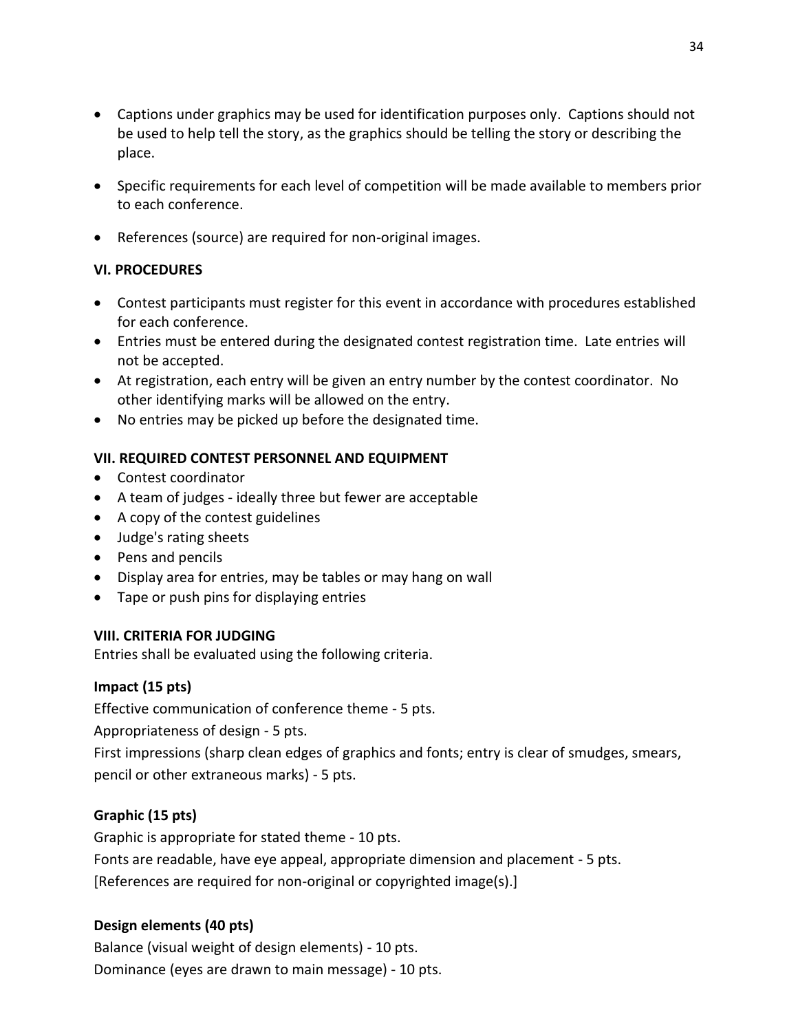- Captions under graphics may be used for identification purposes only. Captions should not be used to help tell the story, as the graphics should be telling the story or describing the place.

- Specific requirements for each level of competition will be made available to members prior to each conference.

- References (source) are required for non-original images.

**VI. PROCEDURES**

- Contest participants must register for this event in accordance with procedures established for each conference.
- Entries must be entered during the designated contest registration time. Late entries will not be accepted.
- At registration, each entry will be given an entry number by the contest coordinator. No other identifying marks will be allowed on the entry.
- No entries may be picked up before the designated time.

**VII. REQUIRED CONTEST PERSONNEL AND EQUIPMENT**

- Contest coordinator
- A team of judges - ideally three but fewer are acceptable
- A copy of the contest guidelines
- Judge's rating sheets
- Pens and pencils
- Display area for entries, may be tables or may hang on wall
- Tape or push pins for displaying entries

**VIII. CRITERIA FOR JUDGING**

Entries shall be evaluated using the following criteria.

**Impact (15 pts)**

Effective communication of conference theme - 5 pts.

Appropriateness of design - 5 pts.

First impressions (sharp clean edges of graphics and fonts; entry is clear of smudges, smears, pencil or other extraneous marks) - 5 pts.

**Graphic (15 pts)**

Graphic is appropriate for stated theme - 10 pts.

Fonts are readable, have eye appeal, appropriate dimension and placement - 5 pts.

[References are required for non-original or copyrighted image(s).]

**Design elements (40 pts)**

Balance (visual weight of design elements) - 10 pts.

Dominance (eyes are drawn to main message) - 10 pts.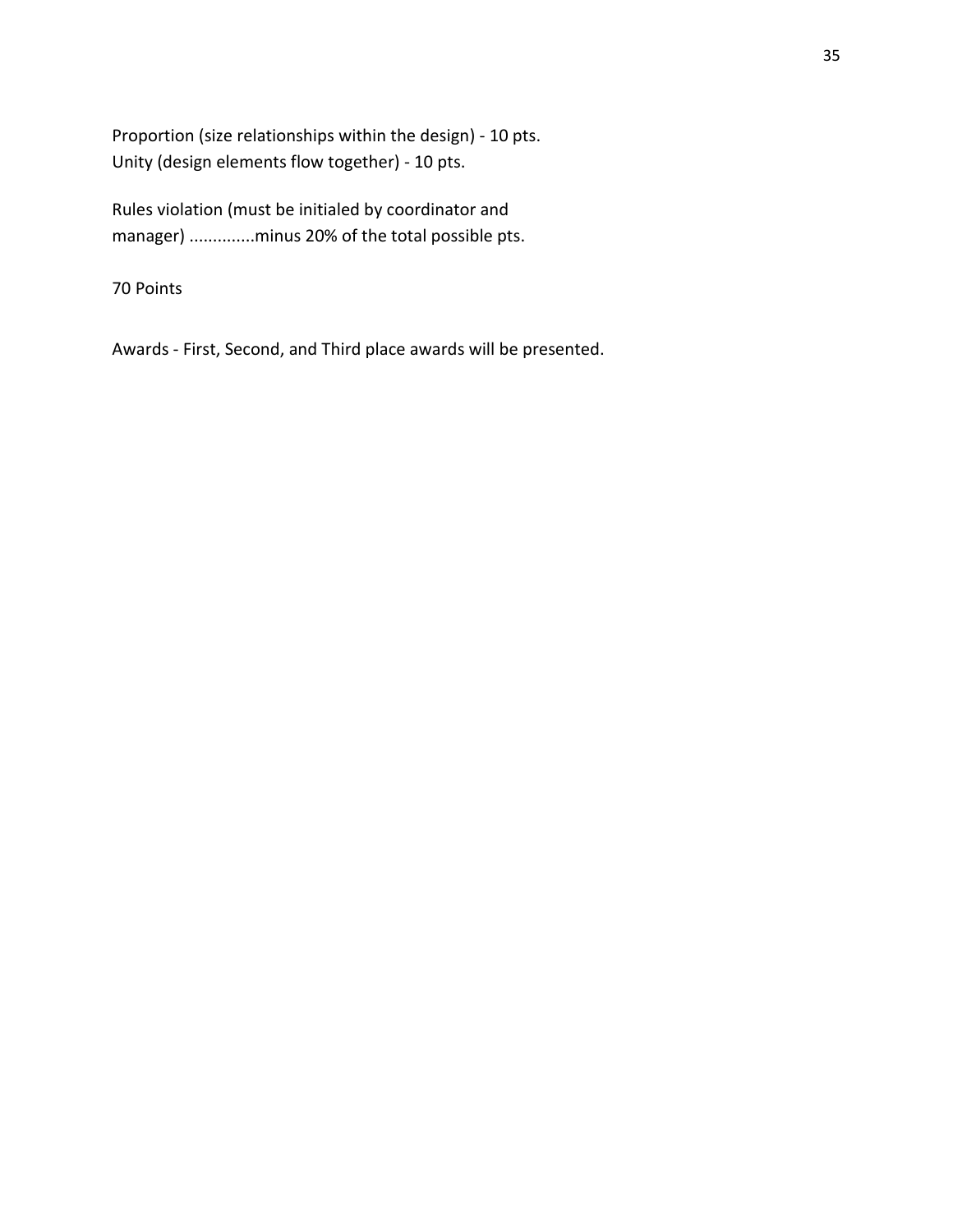Proportion (size relationships within the design) - 10 pts.
Unity (design elements flow together) - 10 pts.

Rules violation (must be initialed by coordinator and manager) ..............minus 20% of the total possible pts.

70 Points

Awards - First, Second, and Third place awards will be presented.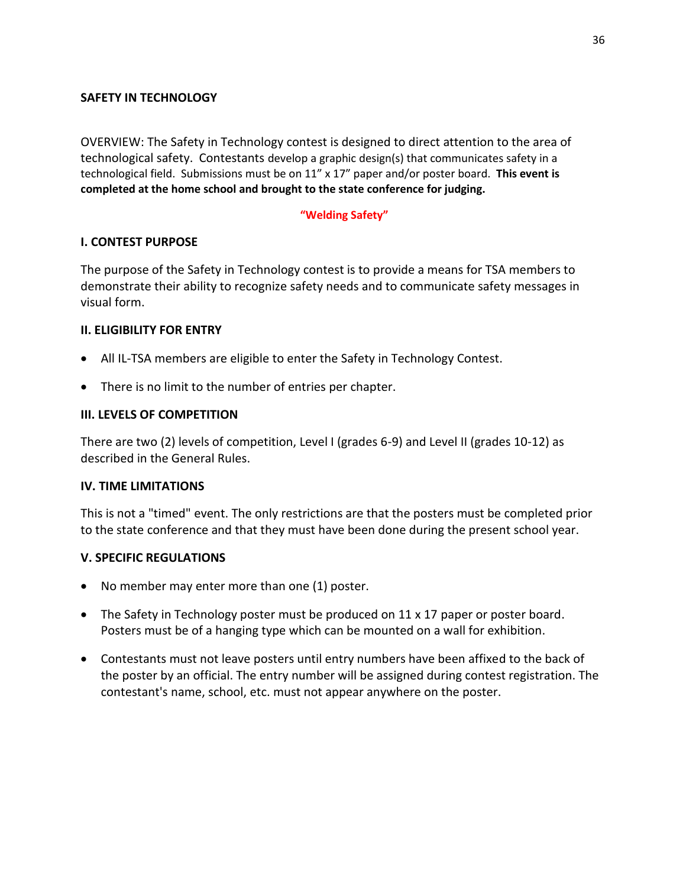## SAFETY IN TECHNOLOGY

OVERVIEW: The Safety in Technology contest is designed to direct attention to the area of technological safety. Contestants develop a graphic design(s) that communicates safety in a technological field. Submissions must be on 11” x 17” paper and/or poster board. **This event is completed at the home school and brought to the state conference for judging.**

**“Welding Safety”**

### I. CONTEST PURPOSE

The purpose of the Safety in Technology contest is to provide a means for TSA members to demonstrate their ability to recognize safety needs and to communicate safety messages in visual form.

### II. ELIGIBILITY FOR ENTRY

- All IL-TSA members are eligible to enter the Safety in Technology Contest.
- There is no limit to the number of entries per chapter.

### III. LEVELS OF COMPETITION

There are two (2) levels of competition, Level I (grades 6-9) and Level II (grades 10-12) as described in the General Rules.

### IV. TIME LIMITATIONS

This is not a "timed" event. The only restrictions are that the posters must be completed prior to the state conference and that they must have been done during the present school year.

### V. SPECIFIC REGULATIONS

- No member may enter more than one (1) poster.
- The Safety in Technology poster must be produced on 11 x 17 paper or poster board. Posters must be of a hanging type which can be mounted on a wall for exhibition.
- Contestants must not leave posters until entry numbers have been affixed to the back of the poster by an official. The entry number will be assigned during contest registration. The contestant's name, school, etc. must not appear anywhere on the poster.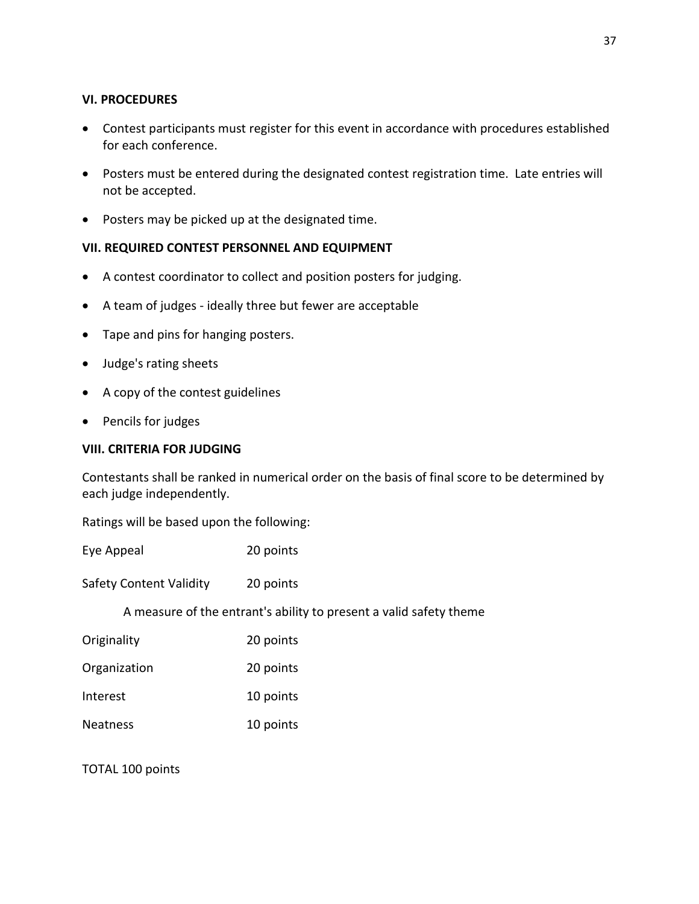**VI. PROCEDURES**

- Contest participants must register for this event in accordance with procedures established for each conference.
- Posters must be entered during the designated contest registration time. Late entries will not be accepted.
- Posters may be picked up at the designated time.

**VII. REQUIRED CONTEST PERSONNEL AND EQUIPMENT**

- A contest coordinator to collect and position posters for judging.
- A team of judges - ideally three but fewer are acceptable
- Tape and pins for hanging posters.
- Judge's rating sheets
- A copy of the contest guidelines
- Pencils for judges

**VIII. CRITERIA FOR JUDGING**

Contestants shall be ranked in numerical order on the basis of final score to be determined by each judge independently.

Ratings will be based upon the following:

Eye Appeal 20 points

Safety Content Validity 20 points

A measure of the entrant's ability to present a valid safety theme

Originality 20 points

Organization 20 points

Interest 10 points

Neatness 10 points

TOTAL 100 points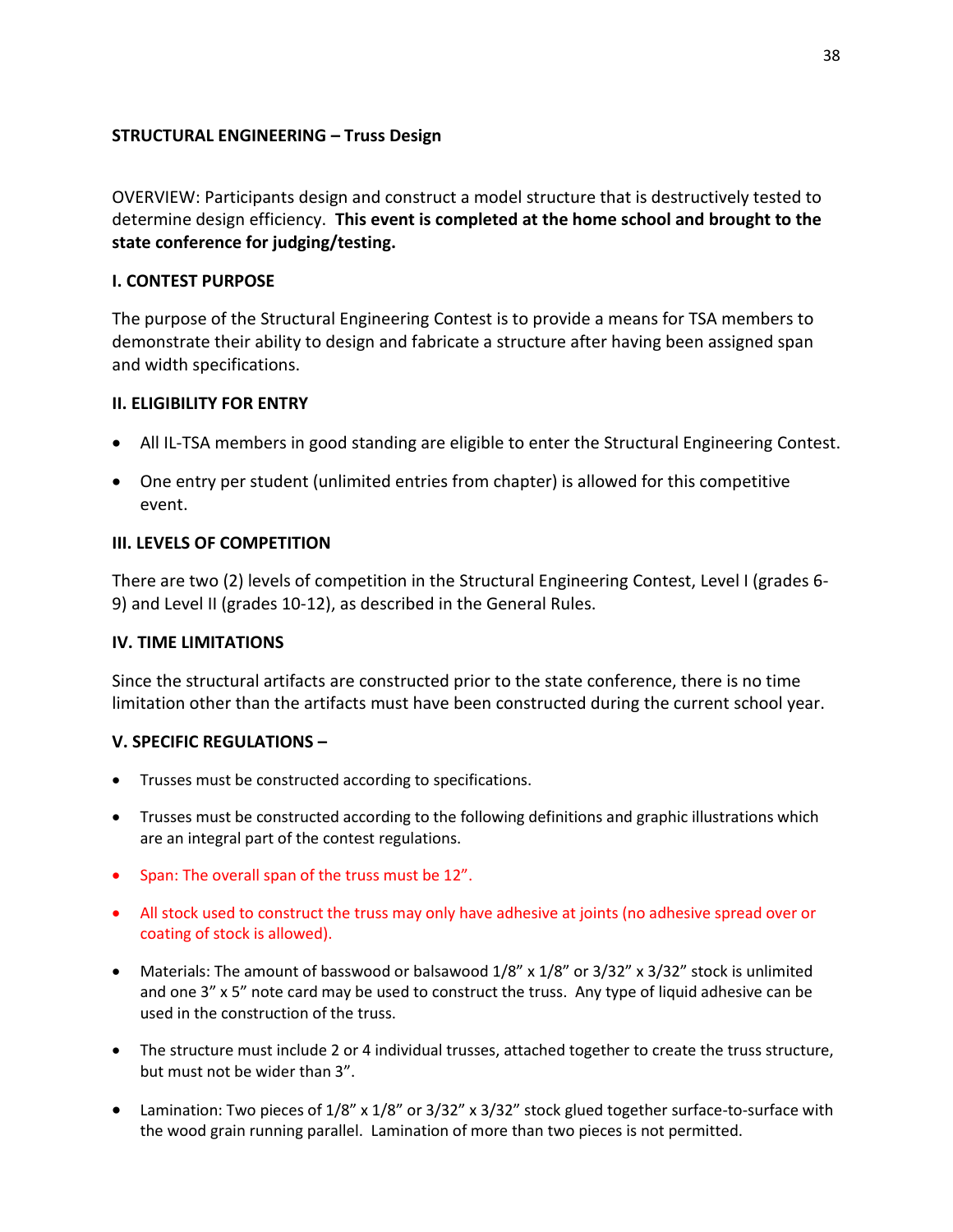## STRUCTURAL ENGINEERING – Truss Design

OVERVIEW: Participants design and construct a model structure that is destructively tested to determine design efficiency. **This event is completed at the home school and brought to the state conference for judging/testing.**

### I. CONTEST PURPOSE

The purpose of the Structural Engineering Contest is to provide a means for TSA members to demonstrate their ability to design and fabricate a structure after having been assigned span and width specifications.

### II. ELIGIBILITY FOR ENTRY

- All IL-TSA members in good standing are eligible to enter the Structural Engineering Contest.
- One entry per student (unlimited entries from chapter) is allowed for this competitive event.

### III. LEVELS OF COMPETITION

There are two (2) levels of competition in the Structural Engineering Contest, Level I (grades 6-9) and Level II (grades 10-12), as described in the General Rules.

### IV. TIME LIMITATIONS

Since the structural artifacts are constructed prior to the state conference, there is no time limitation other than the artifacts must have been constructed during the current school year.

### V. SPECIFIC REGULATIONS –

- Trusses must be constructed according to specifications.
- Trusses must be constructed according to the following definitions and graphic illustrations which are an integral part of the contest regulations.
- Span: The overall span of the truss must be 12”.
- All stock used to construct the truss may only have adhesive at joints (no adhesive spread over or coating of stock is allowed).
- Materials: The amount of basswood or balsawood 1/8” x 1/8” or 3/32” x 3/32” stock is unlimited and one 3” x 5” note card may be used to construct the truss. Any type of liquid adhesive can be used in the construction of the truss.
- The structure must include 2 or 4 individual trusses, attached together to create the truss structure, but must not be wider than 3”.
- Lamination: Two pieces of 1/8” x 1/8” or 3/32” x 3/32” stock glued together surface-to-surface with the wood grain running parallel. Lamination of more than two pieces is not permitted.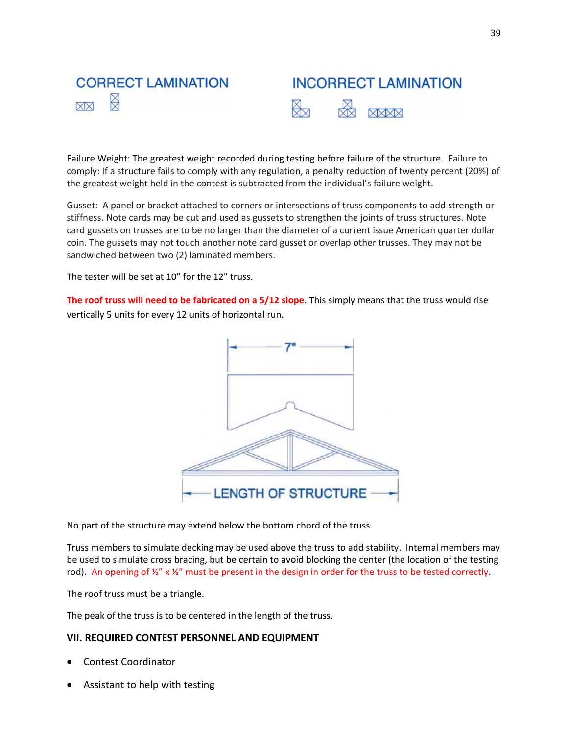CORRECT LAMINATION

INCORRECT LAMINATION

Failure Weight: The greatest weight recorded during testing before failure of the structure. Failure to comply: If a structure fails to comply with any regulation, a penalty reduction of twenty percent (20%) of the greatest weight held in the contest is subtracted from the individual's failure weight.

Gusset: A panel or bracket attached to corners or intersections of truss components to add strength or stiffness. Note cards may be cut and used as gussets to strengthen the joints of truss structures. Note card gussets on trusses are to be no larger than the diameter of a current issue American quarter dollar coin. The gussets may not touch another note card gusset or overlap other trusses. They may not be sandwiched between two (2) laminated members.

The tester will be set at 10" for the 12" truss.

**The roof truss will need to be fabricated on a 5/12 slope**. This simply means that the truss would rise vertically 5 units for every 12 units of horizontal run.

7"

LENGTH OF STRUCTURE

No part of the structure may extend below the bottom chord of the truss.

Truss members to simulate decking may be used above the truss to add stability. Internal members may be used to simulate cross bracing, but be certain to avoid blocking the center (the location of the testing rod). An opening of ½" x ½" must be present in the design in order for the truss to be tested correctly.

The roof truss must be a triangle.

The peak of the truss is to be centered in the length of the truss.

### VII. REQUIRED CONTEST PERSONNEL AND EQUIPMENT

- Contest Coordinator
- Assistant to help with testing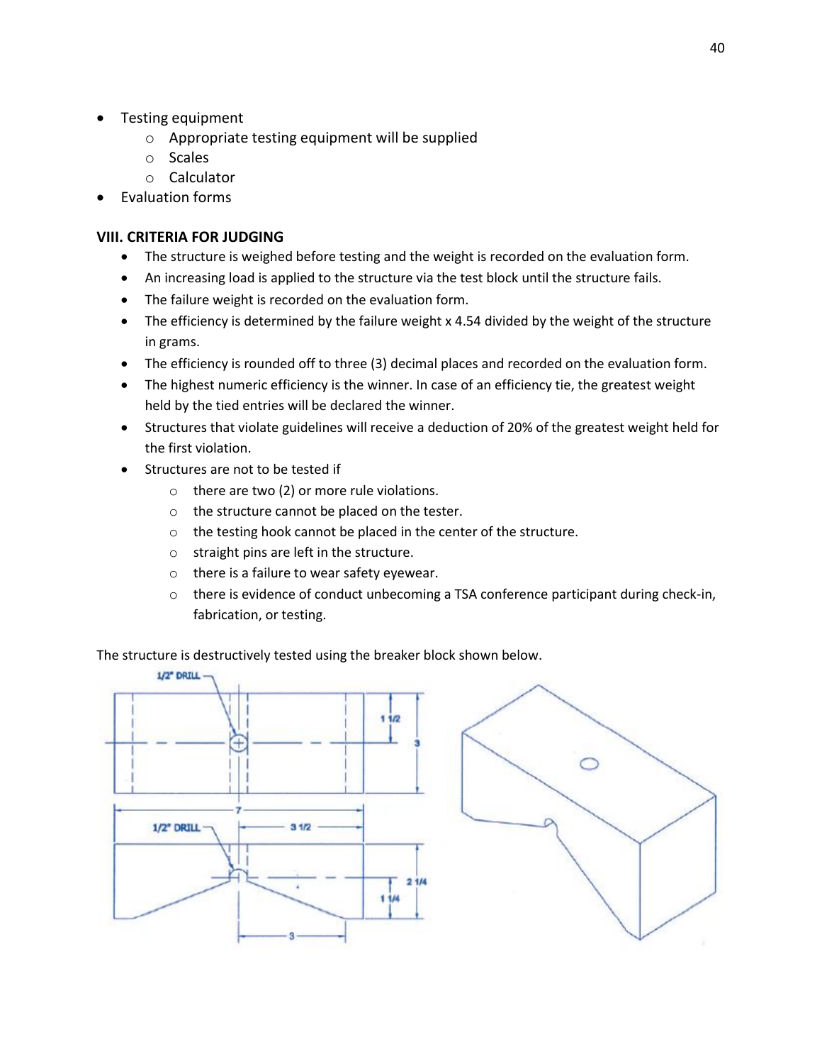- Testing equipment
  - Appropriate testing equipment will be supplied
  - Scales
  - Calculator
- Evaluation forms

**VIII. CRITERIA FOR JUDGING**

- The structure is weighed before testing and the weight is recorded on the evaluation form.
- An increasing load is applied to the structure via the test block until the structure fails.
- The failure weight is recorded on the evaluation form.
- The efficiency is determined by the failure weight x 4.54 divided by the weight of the structure in grams.
- The efficiency is rounded off to three (3) decimal places and recorded on the evaluation form.
- The highest numeric efficiency is the winner. In case of an efficiency tie, the greatest weight held by the tied entries will be declared the winner.
- Structures that violate guidelines will receive a deduction of 20% of the greatest weight held for the first violation.
- Structures are not to be tested if
  - there are two (2) or more rule violations.
  - the structure cannot be placed on the tester.
  - the testing hook cannot be placed in the center of the structure.
  - straight pins are left in the structure.
  - there is a failure to wear safety eyewear.
  - there is evidence of conduct unbecoming a TSA conference participant during check-in, fabrication, or testing.

The structure is destructively tested using the breaker block shown below.

1/2" DRILL

1 1/2

3

7

1/2" DRILL

3 1/2

2 1/4

1 1/4

3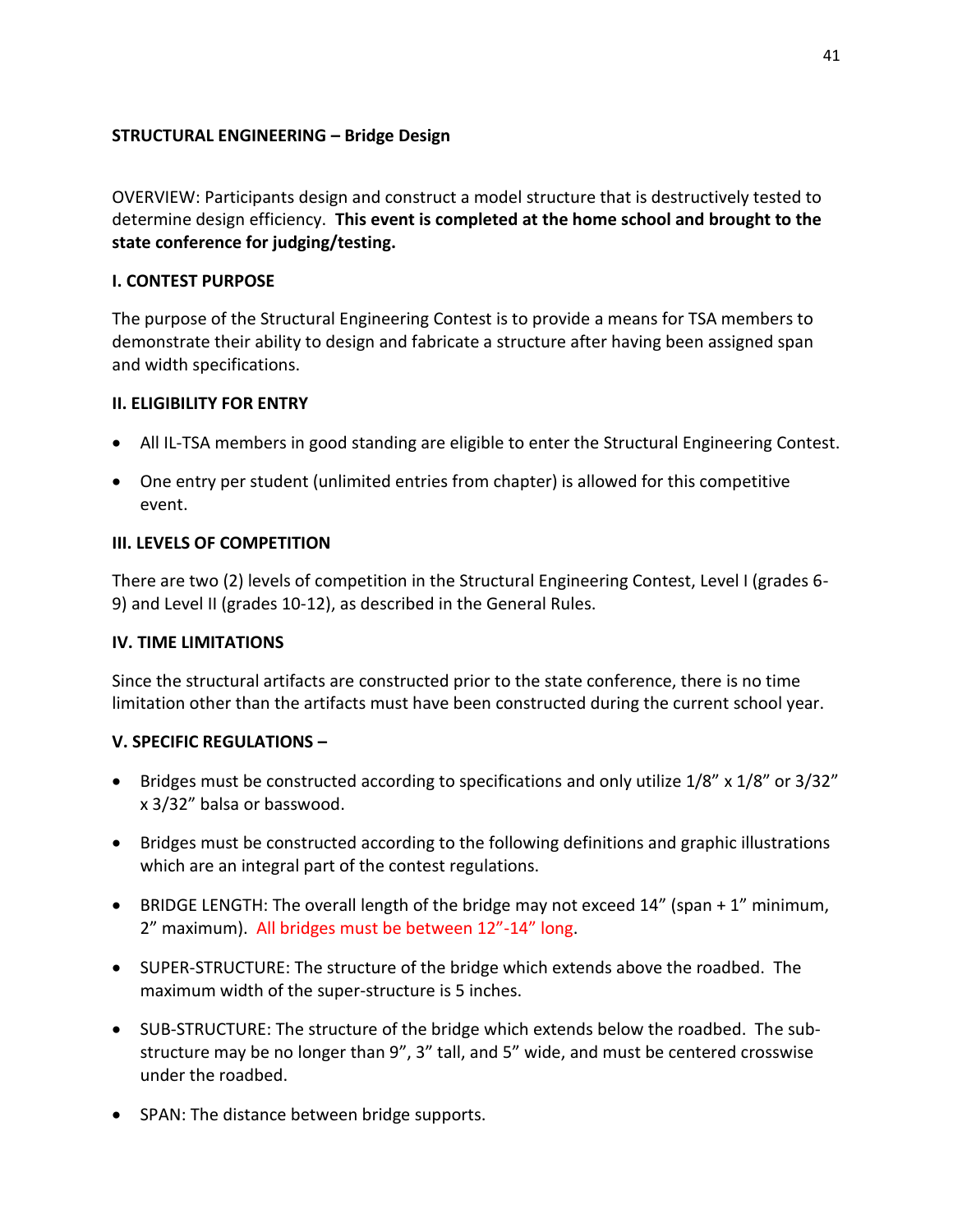## STRUCTURAL ENGINEERING – Bridge Design

OVERVIEW: Participants design and construct a model structure that is destructively tested to determine design efficiency. **This event is completed at the home school and brought to the state conference for judging/testing.**

### I. CONTEST PURPOSE

The purpose of the Structural Engineering Contest is to provide a means for TSA members to demonstrate their ability to design and fabricate a structure after having been assigned span and width specifications.

### II. ELIGIBILITY FOR ENTRY

- All IL-TSA members in good standing are eligible to enter the Structural Engineering Contest.
- One entry per student (unlimited entries from chapter) is allowed for this competitive event.

### III. LEVELS OF COMPETITION

There are two (2) levels of competition in the Structural Engineering Contest, Level I (grades 6-9) and Level II (grades 10-12), as described in the General Rules.

### IV. TIME LIMITATIONS

Since the structural artifacts are constructed prior to the state conference, there is no time limitation other than the artifacts must have been constructed during the current school year.

### V. SPECIFIC REGULATIONS –

- Bridges must be constructed according to specifications and only utilize 1/8" x 1/8" or 3/32" x 3/32" balsa or basswood.
- Bridges must be constructed according to the following definitions and graphic illustrations which are an integral part of the contest regulations.
- BRIDGE LENGTH: The overall length of the bridge may not exceed 14" (span + 1" minimum, 2" maximum). All bridges must be between 12"-14" long.
- SUPER-STRUCTURE: The structure of the bridge which extends above the roadbed. The maximum width of the super-structure is 5 inches.
- SUB-STRUCTURE: The structure of the bridge which extends below the roadbed. The sub-structure may be no longer than 9", 3" tall, and 5" wide, and must be centered crosswise under the roadbed.
- SPAN: The distance between bridge supports.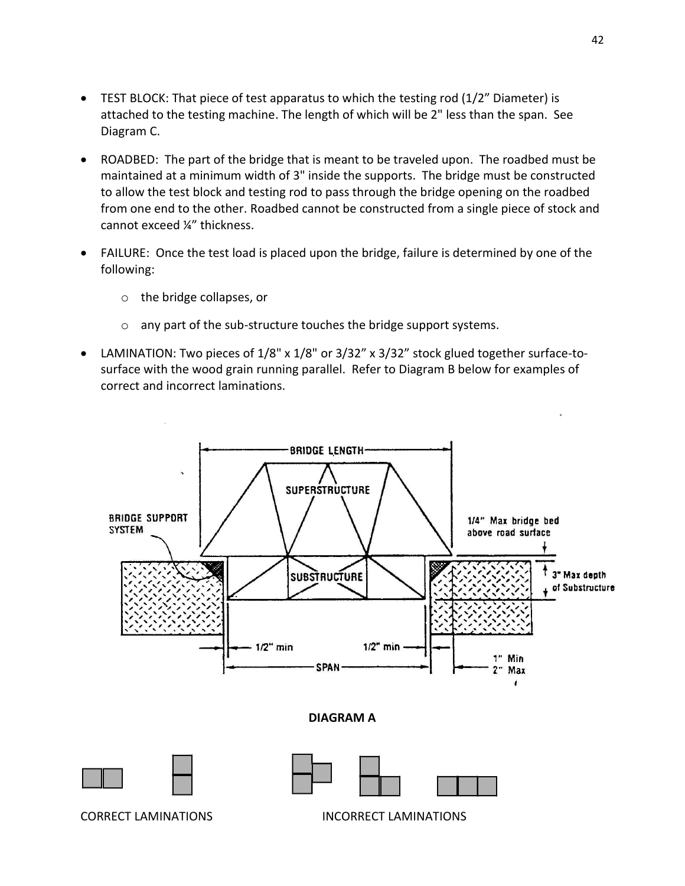- TEST BLOCK: That piece of test apparatus to which the testing rod (1/2" Diameter) is attached to the testing machine. The length of which will be 2" less than the span. See Diagram C.

- ROADBED: The part of the bridge that is meant to be traveled upon. The roadbed must be maintained at a minimum width of 3" inside the supports. The bridge must be constructed to allow the test block and testing rod to pass through the bridge opening on the roadbed from one end to the other. Roadbed cannot be constructed from a single piece of stock and cannot exceed ¼" thickness.

- FAILURE: Once the test load is placed upon the bridge, failure is determined by one of the following:

  - the bridge collapses, or

  - any part of the sub-structure touches the bridge support systems.

- LAMINATION: Two pieces of 1/8" x 1/8" or 3/32" x 3/32" stock glued together surface-to-surface with the wood grain running parallel. Refer to Diagram B below for examples of correct and incorrect laminations.

BRIDGE LENGTH

SUPERSTRUCTURE

BRIDGE SUPPORT SYSTEM

1/4" Max bridge bed above road surface

SUBSTRUCTURE

3" Max depth of Substructure

1/2" min

1/2" min

SPAN

1" Min
2" Max

**DIAGRAM A**

CORRECT LAMINATIONS

INCORRECT LAMINATIONS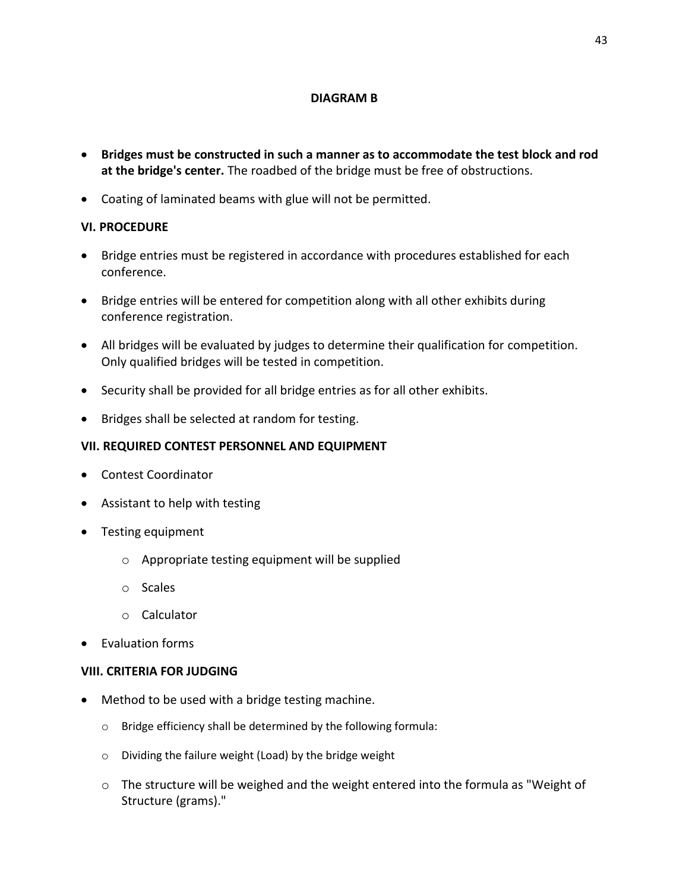**DIAGRAM B**

- **Bridges must be constructed in such a manner as to accommodate the test block and rod at the bridge's center.** The roadbed of the bridge must be free of obstructions.
- Coating of laminated beams with glue will not be permitted.

**VI. PROCEDURE**

- Bridge entries must be registered in accordance with procedures established for each conference.
- Bridge entries will be entered for competition along with all other exhibits during conference registration.
- All bridges will be evaluated by judges to determine their qualification for competition. Only qualified bridges will be tested in competition.
- Security shall be provided for all bridge entries as for all other exhibits.
- Bridges shall be selected at random for testing.

**VII. REQUIRED CONTEST PERSONNEL AND EQUIPMENT**

- Contest Coordinator
- Assistant to help with testing
- Testing equipment
    - Appropriate testing equipment will be supplied
    - Scales
    - Calculator
- Evaluation forms

**VIII. CRITERIA FOR JUDGING**

- Method to be used with a bridge testing machine.
    - Bridge efficiency shall be determined by the following formula:
    - Dividing the failure weight (Load) by the bridge weight
    - The structure will be weighed and the weight entered into the formula as "Weight of Structure (grams)."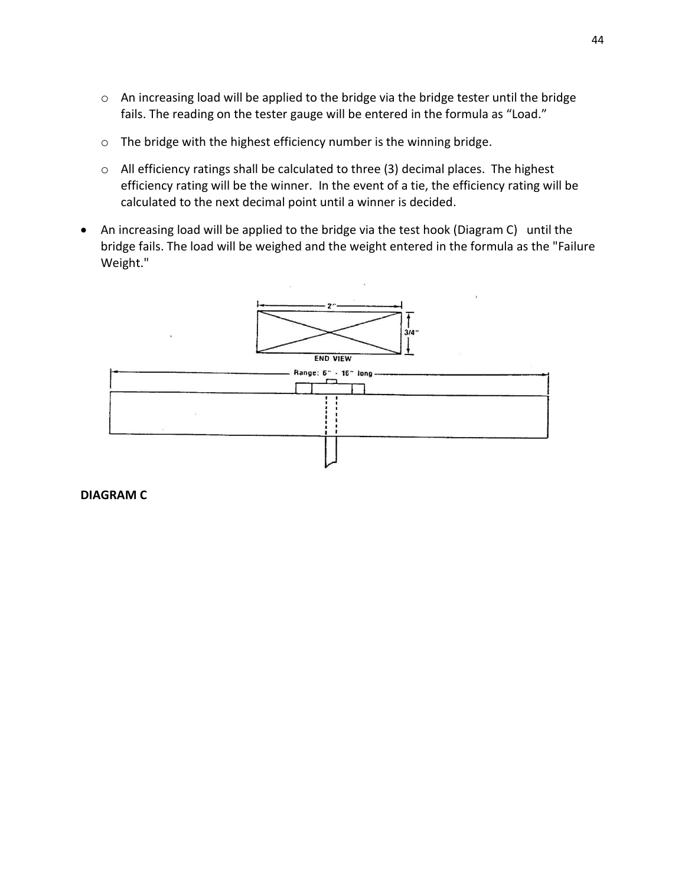- An increasing load will be applied to the bridge via the bridge tester until the bridge fails. The reading on the tester gauge will be entered in the formula as "Load."
  - The bridge with the highest efficiency number is the winning bridge.
  - All efficiency ratings shall be calculated to three (3) decimal places. The highest efficiency rating will be the winner. In the event of a tie, the efficiency rating will be calculated to the next decimal point until a winner is decided.
- An increasing load will be applied to the bridge via the test hook (Diagram C) until the bridge fails. The load will be weighed and the weight entered in the formula as the "Failure Weight."

2"

3/4"

END VIEW

Range: 6" - 16" long

**DIAGRAM C**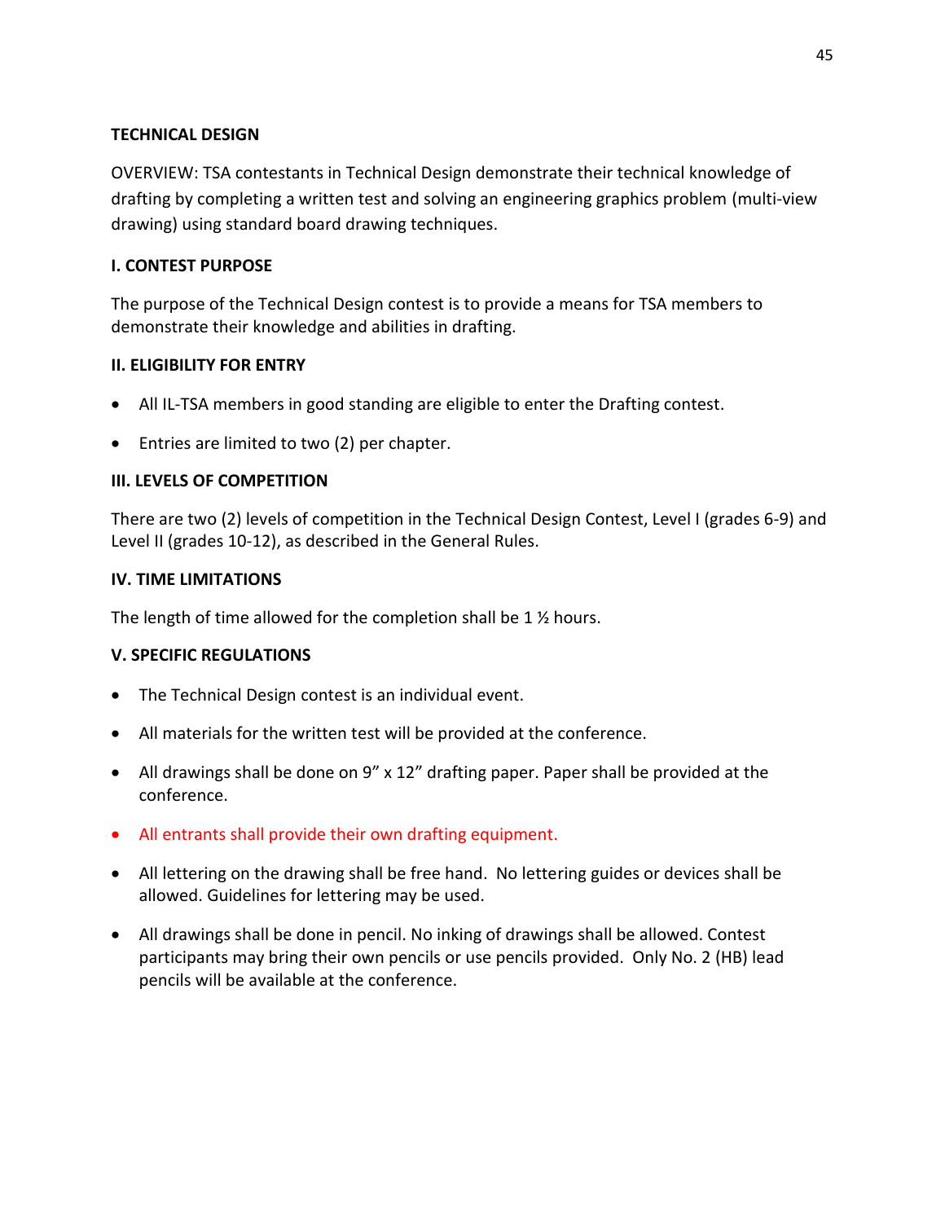## TECHNICAL DESIGN

OVERVIEW: TSA contestants in Technical Design demonstrate their technical knowledge of drafting by completing a written test and solving an engineering graphics problem (multi-view drawing) using standard board drawing techniques.

### I. CONTEST PURPOSE

The purpose of the Technical Design contest is to provide a means for TSA members to demonstrate their knowledge and abilities in drafting.

### II. ELIGIBILITY FOR ENTRY

- All IL-TSA members in good standing are eligible to enter the Drafting contest.
- Entries are limited to two (2) per chapter.

### III. LEVELS OF COMPETITION

There are two (2) levels of competition in the Technical Design Contest, Level I (grades 6-9) and Level II (grades 10-12), as described in the General Rules.

### IV. TIME LIMITATIONS

The length of time allowed for the completion shall be 1 ½ hours.

### V. SPECIFIC REGULATIONS

- The Technical Design contest is an individual event.
- All materials for the written test will be provided at the conference.
- All drawings shall be done on 9" x 12" drafting paper. Paper shall be provided at the conference.
- All entrants shall provide their own drafting equipment.
- All lettering on the drawing shall be free hand. No lettering guides or devices shall be allowed. Guidelines for lettering may be used.
- All drawings shall be done in pencil. No inking of drawings shall be allowed. Contest participants may bring their own pencils or use pencils provided. Only No. 2 (HB) lead pencils will be available at the conference.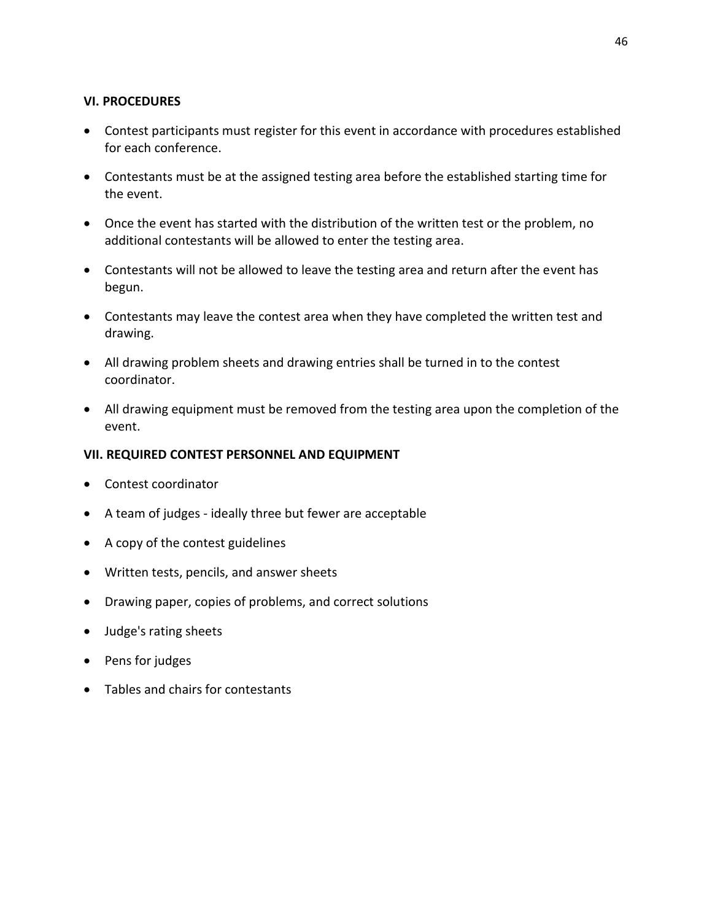### VI. PROCEDURES

- Contest participants must register for this event in accordance with procedures established for each conference.
- Contestants must be at the assigned testing area before the established starting time for the event.
- Once the event has started with the distribution of the written test or the problem, no additional contestants will be allowed to enter the testing area.
- Contestants will not be allowed to leave the testing area and return after the event has begun.
- Contestants may leave the contest area when they have completed the written test and drawing.
- All drawing problem sheets and drawing entries shall be turned in to the contest coordinator.
- All drawing equipment must be removed from the testing area upon the completion of the event.

### VII. REQUIRED CONTEST PERSONNEL AND EQUIPMENT

- Contest coordinator
- A team of judges - ideally three but fewer are acceptable
- A copy of the contest guidelines
- Written tests, pencils, and answer sheets
- Drawing paper, copies of problems, and correct solutions
- Judge's rating sheets
- Pens for judges
- Tables and chairs for contestants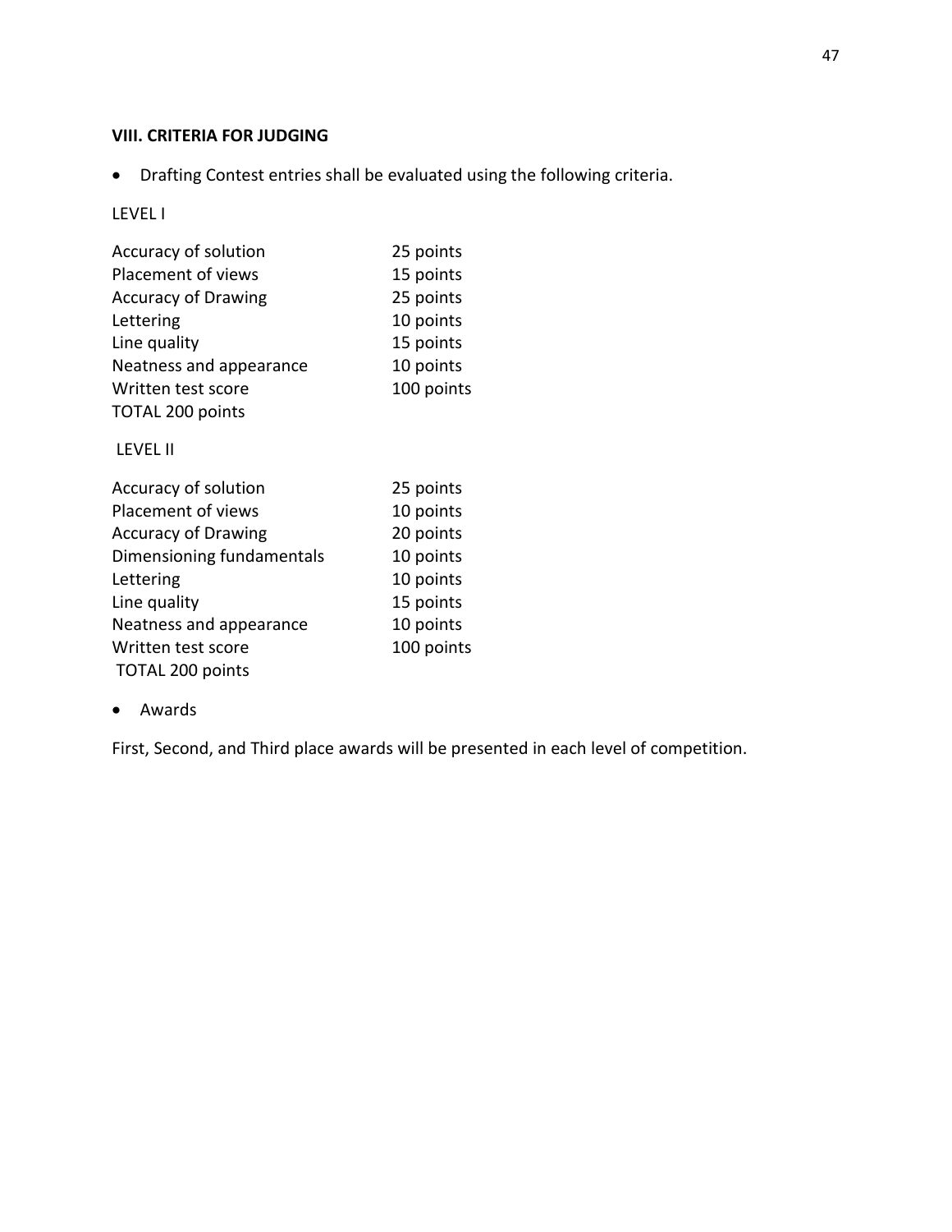## VIII. CRITERIA FOR JUDGING

- Drafting Contest entries shall be evaluated using the following criteria.

LEVEL I

| | |
|---|---|
| Accuracy of solution | 25 points |
| Placement of views | 15 points |
| Accuracy of Drawing | 25 points |
| Lettering | 10 points |
| Line quality | 15 points |
| Neatness and appearance | 10 points |
| Written test score | 100 points |

TOTAL 200 points

LEVEL II

| | |
|---|---|
| Accuracy of solution | 25 points |
| Placement of views | 10 points |
| Accuracy of Drawing | 20 points |
| Dimensioning fundamentals | 10 points |
| Lettering | 10 points |
| Line quality | 15 points |
| Neatness and appearance | 10 points |
| Written test score | 100 points |

TOTAL 200 points

- Awards

First, Second, and Third place awards will be presented in each level of competition.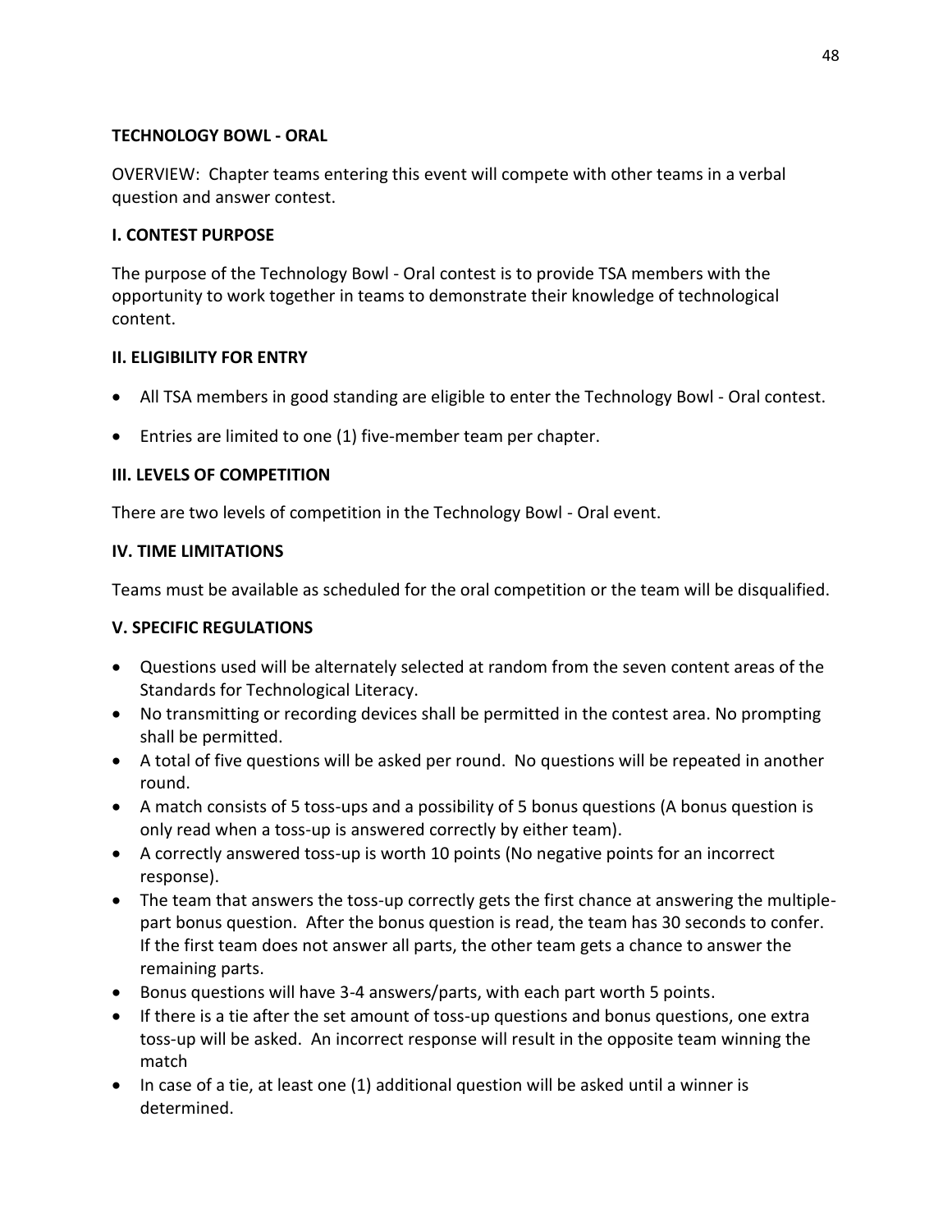## TECHNOLOGY BOWL - ORAL

OVERVIEW: Chapter teams entering this event will compete with other teams in a verbal question and answer contest.

### I. CONTEST PURPOSE

The purpose of the Technology Bowl - Oral contest is to provide TSA members with the opportunity to work together in teams to demonstrate their knowledge of technological content.

### II. ELIGIBILITY FOR ENTRY

- All TSA members in good standing are eligible to enter the Technology Bowl - Oral contest.
- Entries are limited to one (1) five-member team per chapter.

### III. LEVELS OF COMPETITION

There are two levels of competition in the Technology Bowl - Oral event.

### IV. TIME LIMITATIONS

Teams must be available as scheduled for the oral competition or the team will be disqualified.

### V. SPECIFIC REGULATIONS

- Questions used will be alternately selected at random from the seven content areas of the Standards for Technological Literacy.
- No transmitting or recording devices shall be permitted in the contest area. No prompting shall be permitted.
- A total of five questions will be asked per round. No questions will be repeated in another round.
- A match consists of 5 toss-ups and a possibility of 5 bonus questions (A bonus question is only read when a toss-up is answered correctly by either team).
- A correctly answered toss-up is worth 10 points (No negative points for an incorrect response).
- The team that answers the toss-up correctly gets the first chance at answering the multiple-part bonus question. After the bonus question is read, the team has 30 seconds to confer. If the first team does not answer all parts, the other team gets a chance to answer the remaining parts.
- Bonus questions will have 3-4 answers/parts, with each part worth 5 points.
- If there is a tie after the set amount of toss-up questions and bonus questions, one extra toss-up will be asked. An incorrect response will result in the opposite team winning the match
- In case of a tie, at least one (1) additional question will be asked until a winner is determined.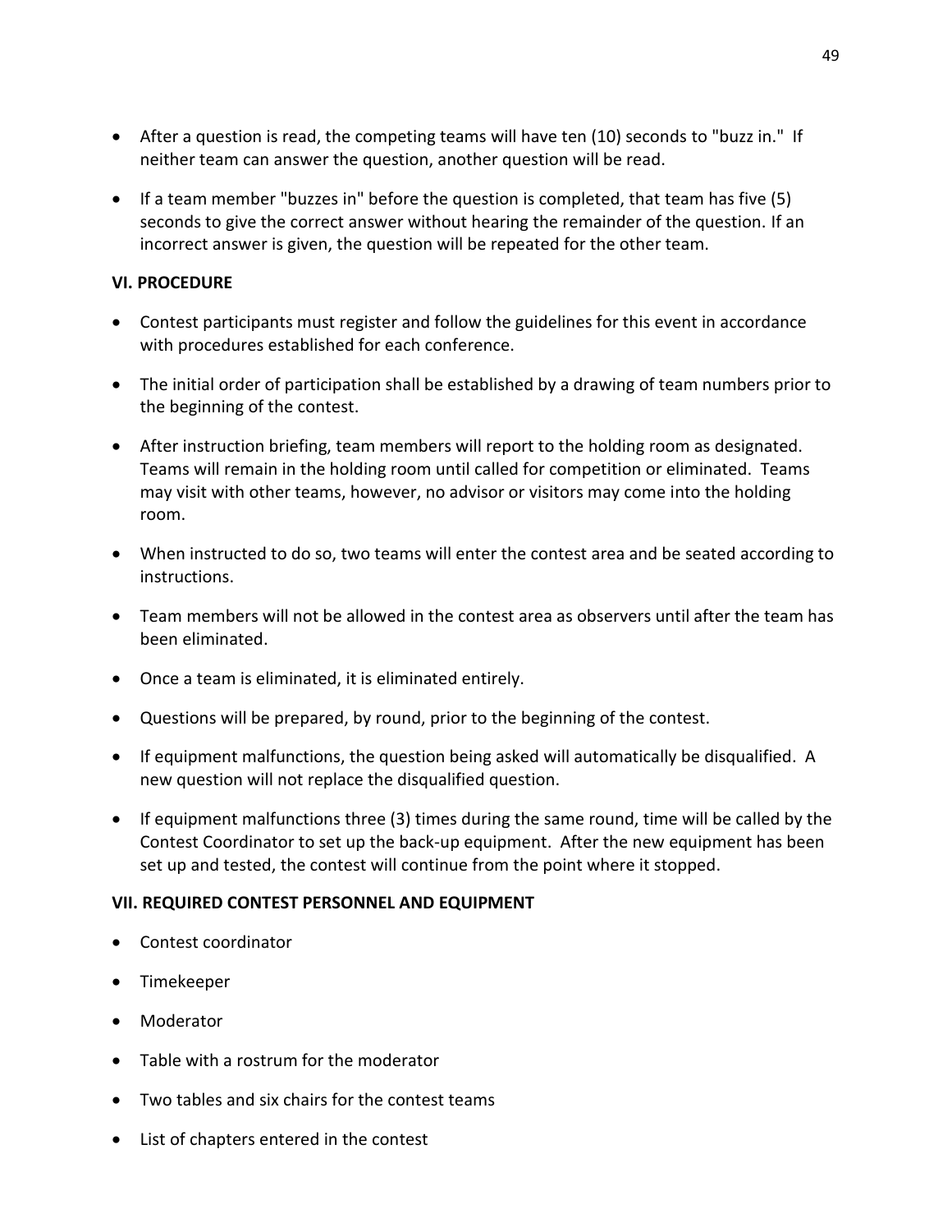- After a question is read, the competing teams will have ten (10) seconds to "buzz in." If neither team can answer the question, another question will be read.
- If a team member "buzzes in" before the question is completed, that team has five (5) seconds to give the correct answer without hearing the remainder of the question. If an incorrect answer is given, the question will be repeated for the other team.

**VI. PROCEDURE**

- Contest participants must register and follow the guidelines for this event in accordance with procedures established for each conference.
- The initial order of participation shall be established by a drawing of team numbers prior to the beginning of the contest.
- After instruction briefing, team members will report to the holding room as designated. Teams will remain in the holding room until called for competition or eliminated. Teams may visit with other teams, however, no advisor or visitors may come into the holding room.
- When instructed to do so, two teams will enter the contest area and be seated according to instructions.
- Team members will not be allowed in the contest area as observers until after the team has been eliminated.
- Once a team is eliminated, it is eliminated entirely.
- Questions will be prepared, by round, prior to the beginning of the contest.
- If equipment malfunctions, the question being asked will automatically be disqualified. A new question will not replace the disqualified question.
- If equipment malfunctions three (3) times during the same round, time will be called by the Contest Coordinator to set up the back-up equipment. After the new equipment has been set up and tested, the contest will continue from the point where it stopped.

**VII. REQUIRED CONTEST PERSONNEL AND EQUIPMENT**

- Contest coordinator
- Timekeeper
- Moderator
- Table with a rostrum for the moderator
- Two tables and six chairs for the contest teams
- List of chapters entered in the contest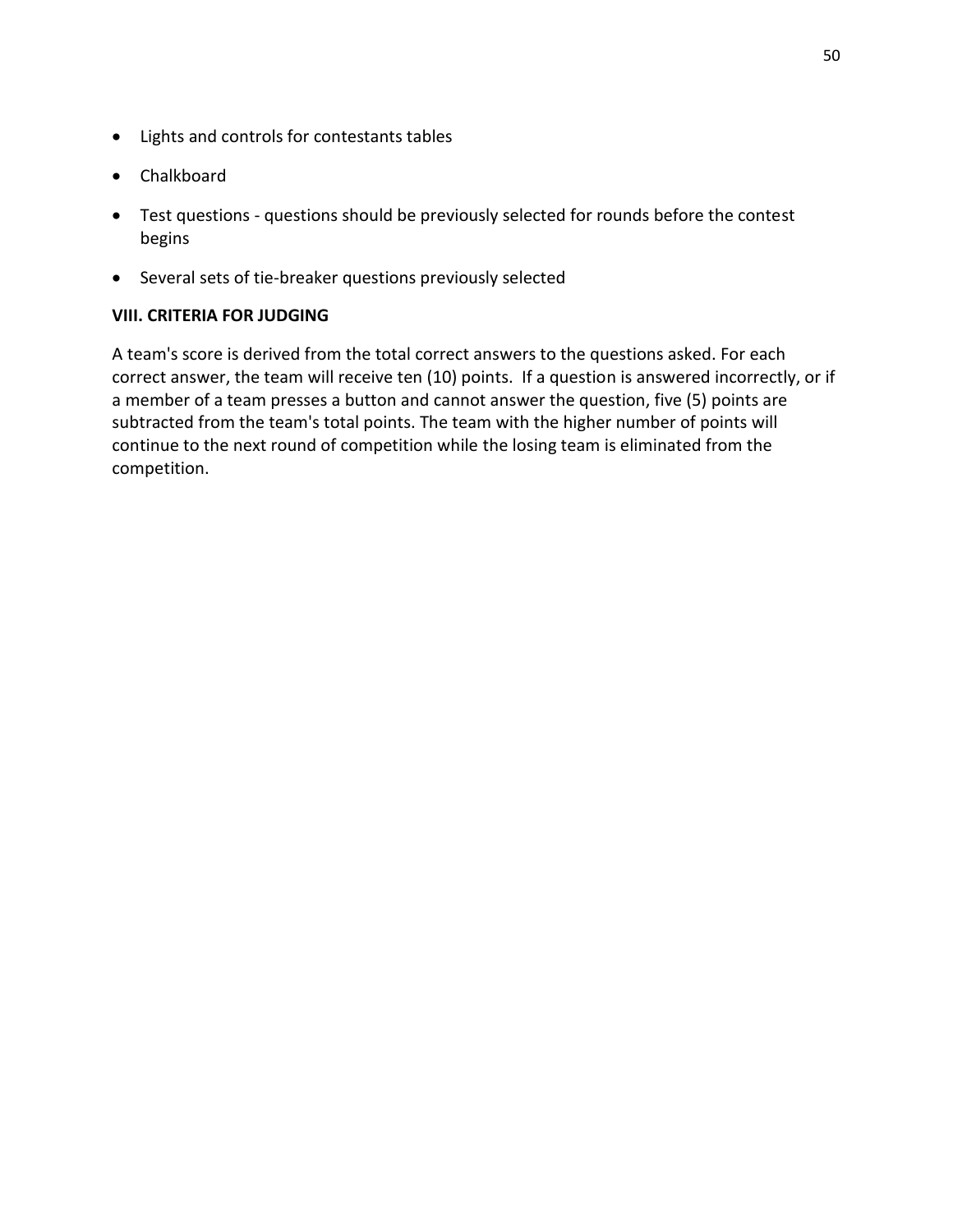- Lights and controls for contestants tables
- Chalkboard
- Test questions - questions should be previously selected for rounds before the contest begins
- Several sets of tie-breaker questions previously selected

**VIII. CRITERIA FOR JUDGING**

A team's score is derived from the total correct answers to the questions asked. For each correct answer, the team will receive ten (10) points. If a question is answered incorrectly, or if a member of a team presses a button and cannot answer the question, five (5) points are subtracted from the team's total points. The team with the higher number of points will continue to the next round of competition while the losing team is eliminated from the competition.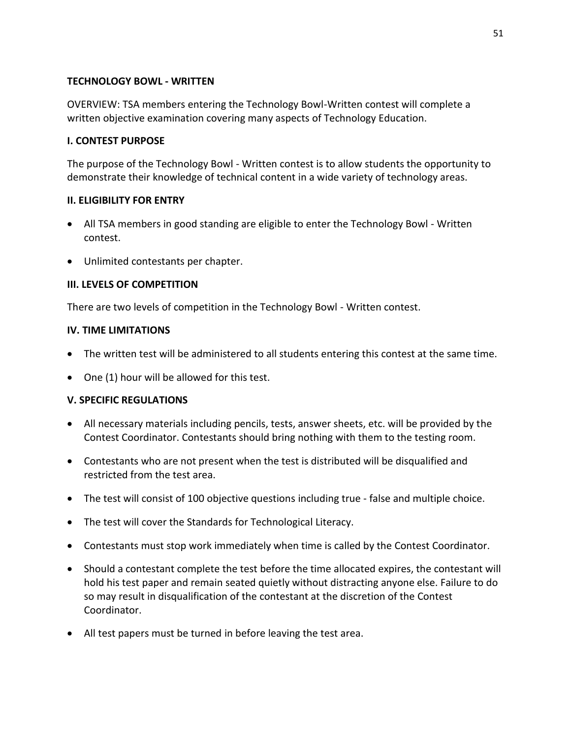## TECHNOLOGY BOWL - WRITTEN

OVERVIEW: TSA members entering the Technology Bowl-Written contest will complete a written objective examination covering many aspects of Technology Education.

### I. CONTEST PURPOSE

The purpose of the Technology Bowl - Written contest is to allow students the opportunity to demonstrate their knowledge of technical content in a wide variety of technology areas.

### II. ELIGIBILITY FOR ENTRY

- All TSA members in good standing are eligible to enter the Technology Bowl - Written contest.
- Unlimited contestants per chapter.

### III. LEVELS OF COMPETITION

There are two levels of competition in the Technology Bowl - Written contest.

### IV. TIME LIMITATIONS

- The written test will be administered to all students entering this contest at the same time.
- One (1) hour will be allowed for this test.

### V. SPECIFIC REGULATIONS

- All necessary materials including pencils, tests, answer sheets, etc. will be provided by the Contest Coordinator. Contestants should bring nothing with them to the testing room.
- Contestants who are not present when the test is distributed will be disqualified and restricted from the test area.
- The test will consist of 100 objective questions including true - false and multiple choice.
- The test will cover the Standards for Technological Literacy.
- Contestants must stop work immediately when time is called by the Contest Coordinator.
- Should a contestant complete the test before the time allocated expires, the contestant will hold his test paper and remain seated quietly without distracting anyone else. Failure to do so may result in disqualification of the contestant at the discretion of the Contest Coordinator.
- All test papers must be turned in before leaving the test area.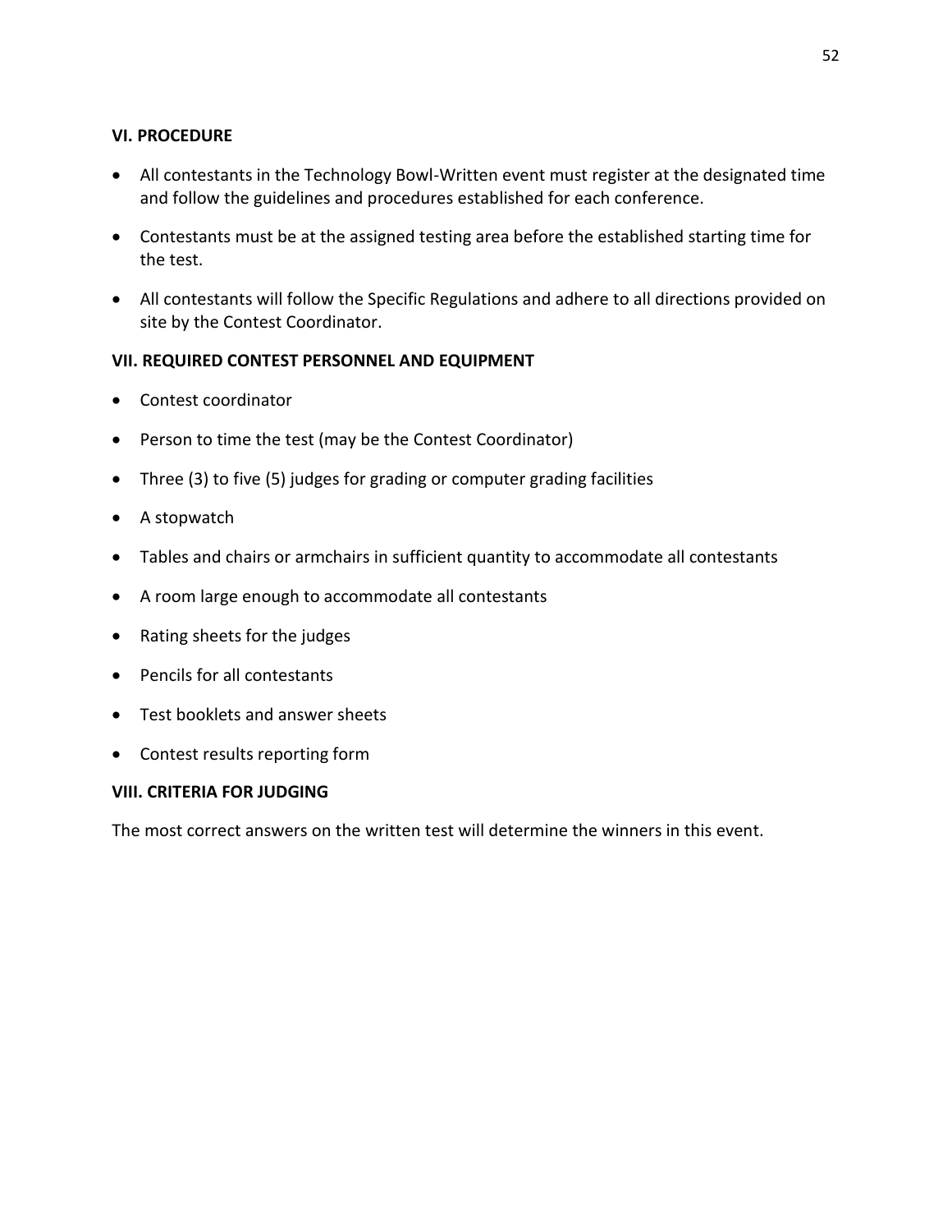## VI. PROCEDURE

- All contestants in the Technology Bowl-Written event must register at the designated time and follow the guidelines and procedures established for each conference.
- Contestants must be at the assigned testing area before the established starting time for the test.
- All contestants will follow the Specific Regulations and adhere to all directions provided on site by the Contest Coordinator.

## VII. REQUIRED CONTEST PERSONNEL AND EQUIPMENT

- Contest coordinator
- Person to time the test (may be the Contest Coordinator)
- Three (3) to five (5) judges for grading or computer grading facilities
- A stopwatch
- Tables and chairs or armchairs in sufficient quantity to accommodate all contestants
- A room large enough to accommodate all contestants
- Rating sheets for the judges
- Pencils for all contestants
- Test booklets and answer sheets
- Contest results reporting form

## VIII. CRITERIA FOR JUDGING

The most correct answers on the written test will determine the winners in this event.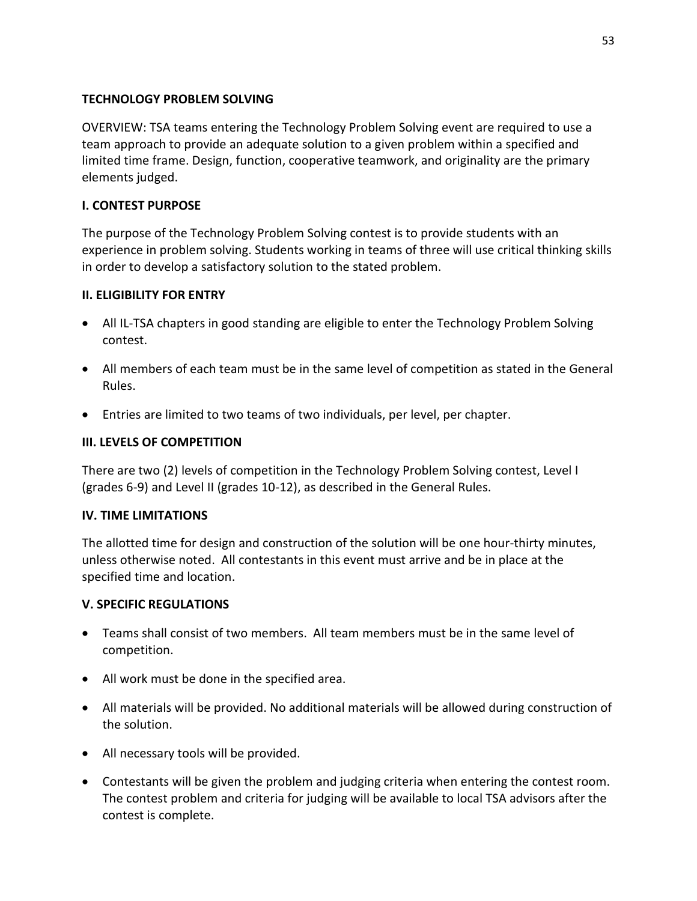## TECHNOLOGY PROBLEM SOLVING

OVERVIEW: TSA teams entering the Technology Problem Solving event are required to use a team approach to provide an adequate solution to a given problem within a specified and limited time frame. Design, function, cooperative teamwork, and originality are the primary elements judged.

### I. CONTEST PURPOSE

The purpose of the Technology Problem Solving contest is to provide students with an experience in problem solving. Students working in teams of three will use critical thinking skills in order to develop a satisfactory solution to the stated problem.

### II. ELIGIBILITY FOR ENTRY

- All IL-TSA chapters in good standing are eligible to enter the Technology Problem Solving contest.
- All members of each team must be in the same level of competition as stated in the General Rules.
- Entries are limited to two teams of two individuals, per level, per chapter.

### III. LEVELS OF COMPETITION

There are two (2) levels of competition in the Technology Problem Solving contest, Level I (grades 6-9) and Level II (grades 10-12), as described in the General Rules.

### IV. TIME LIMITATIONS

The allotted time for design and construction of the solution will be one hour-thirty minutes, unless otherwise noted. All contestants in this event must arrive and be in place at the specified time and location.

### V. SPECIFIC REGULATIONS

- Teams shall consist of two members. All team members must be in the same level of competition.
- All work must be done in the specified area.
- All materials will be provided. No additional materials will be allowed during construction of the solution.
- All necessary tools will be provided.
- Contestants will be given the problem and judging criteria when entering the contest room. The contest problem and criteria for judging will be available to local TSA advisors after the contest is complete.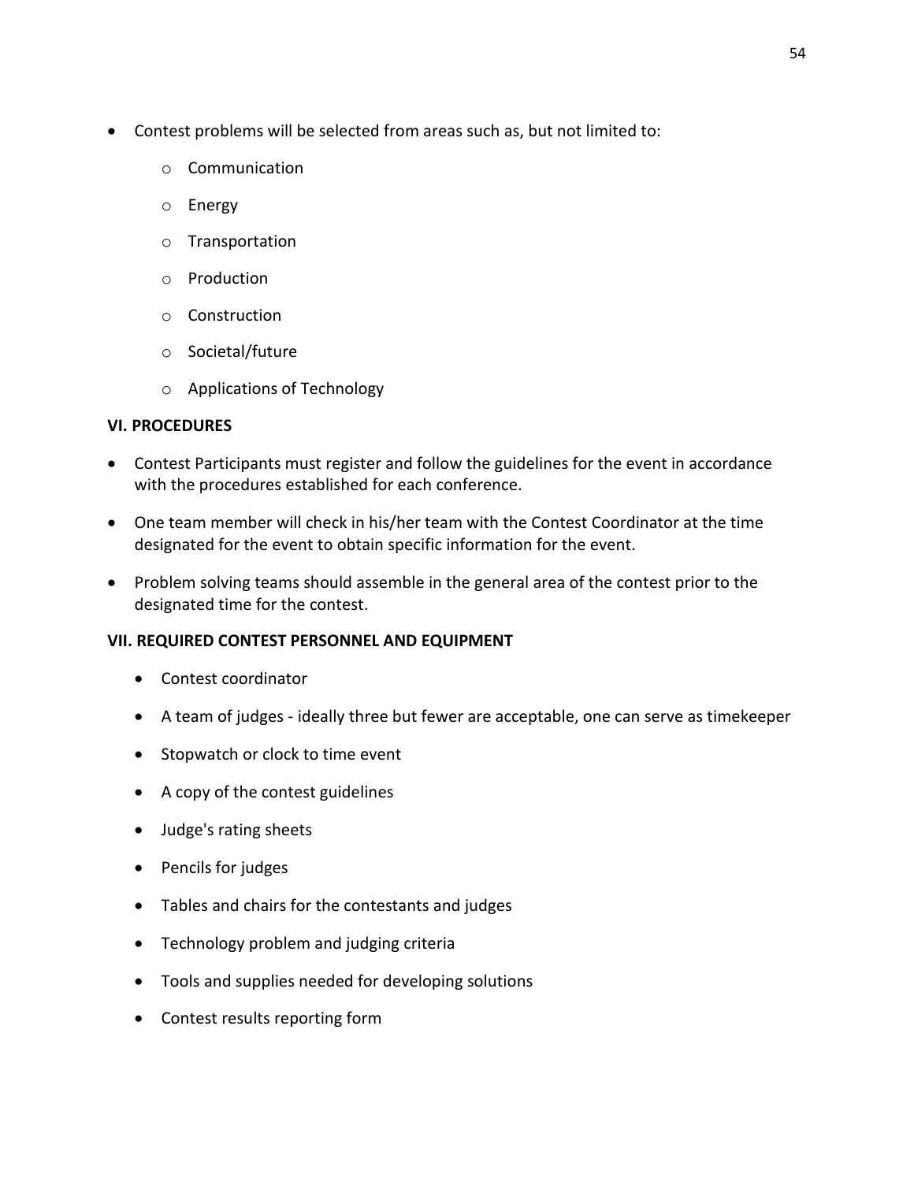- Contest problems will be selected from areas such as, but not limited to:
  - Communication
  - Energy
  - Transportation
  - Production
  - Construction
  - Societal/future
  - Applications of Technology

**VI. PROCEDURES**

- Contest Participants must register and follow the guidelines for the event in accordance with the procedures established for each conference.
- One team member will check in his/her team with the Contest Coordinator at the time designated for the event to obtain specific information for the event.
- Problem solving teams should assemble in the general area of the contest prior to the designated time for the contest.

**VII. REQUIRED CONTEST PERSONNEL AND EQUIPMENT**

- Contest coordinator
- A team of judges - ideally three but fewer are acceptable, one can serve as timekeeper
- Stopwatch or clock to time event
- A copy of the contest guidelines
- Judge's rating sheets
- Pencils for judges
- Tables and chairs for the contestants and judges
- Technology problem and judging criteria
- Tools and supplies needed for developing solutions
- Contest results reporting form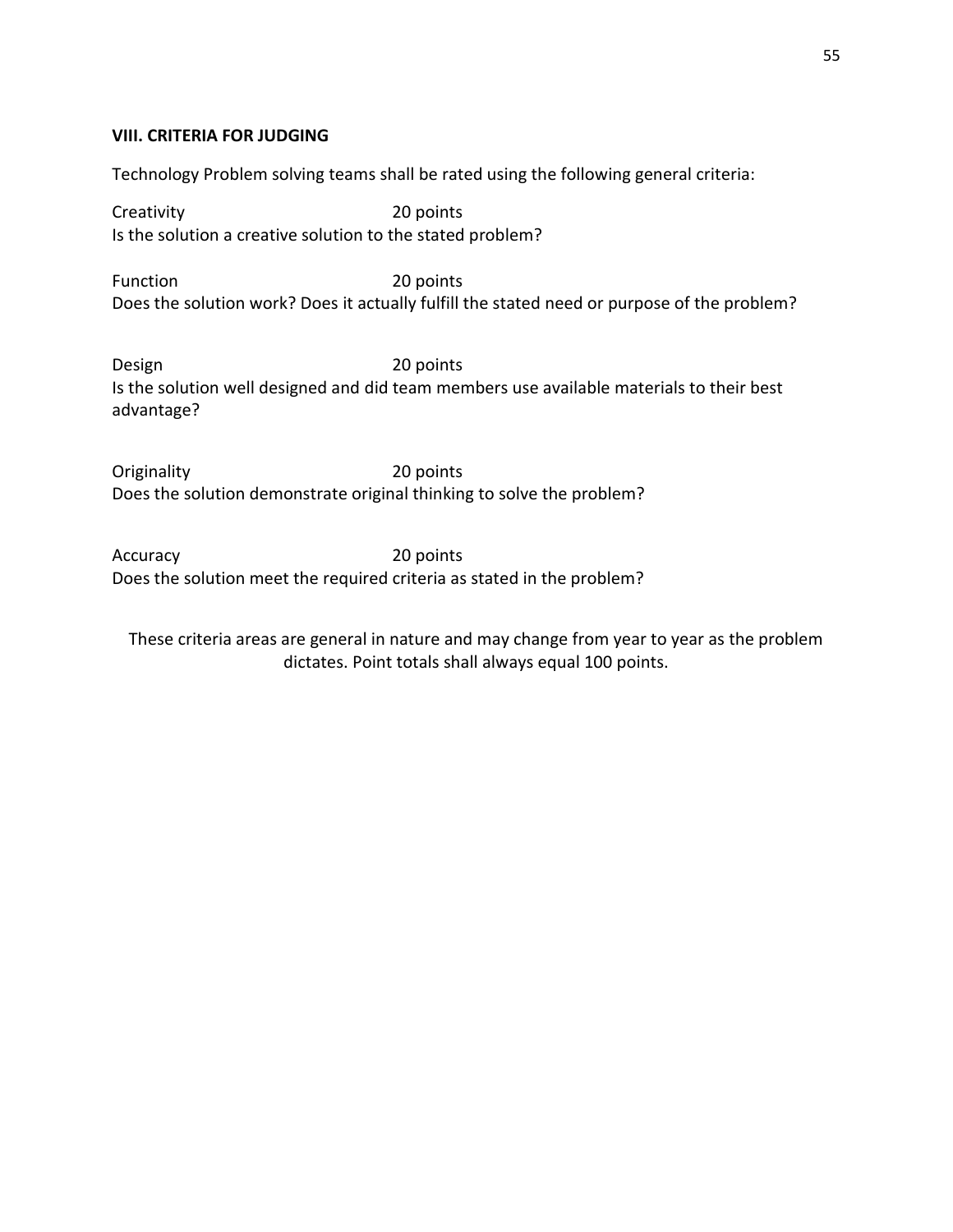### VIII. CRITERIA FOR JUDGING

Technology Problem solving teams shall be rated using the following general criteria:

Creativity 20 points
Is the solution a creative solution to the stated problem?

Function 20 points
Does the solution work? Does it actually fulfill the stated need or purpose of the problem?

Design 20 points
Is the solution well designed and did team members use available materials to their best advantage?

Originality 20 points
Does the solution demonstrate original thinking to solve the problem?

Accuracy 20 points
Does the solution meet the required criteria as stated in the problem?

These criteria areas are general in nature and may change from year to year as the problem dictates. Point totals shall always equal 100 points.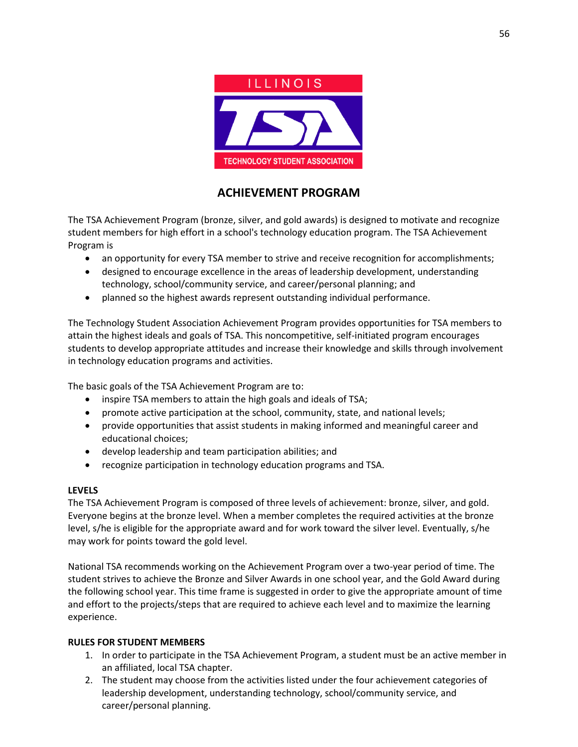## ACHIEVEMENT PROGRAM

The TSA Achievement Program (bronze, silver, and gold awards) is designed to motivate and recognize student members for high effort in a school's technology education program. The TSA Achievement Program is

- an opportunity for every TSA member to strive and receive recognition for accomplishments;
- designed to encourage excellence in the areas of leadership development, understanding technology, school/community service, and career/personal planning; and
- planned so the highest awards represent outstanding individual performance.

The Technology Student Association Achievement Program provides opportunities for TSA members to attain the highest ideals and goals of TSA. This noncompetitive, self-initiated program encourages students to develop appropriate attitudes and increase their knowledge and skills through involvement in technology education programs and activities.

The basic goals of the TSA Achievement Program are to:

- inspire TSA members to attain the high goals and ideals of TSA;
- promote active participation at the school, community, state, and national levels;
- provide opportunities that assist students in making informed and meaningful career and educational choices;
- develop leadership and team participation abilities; and
- recognize participation in technology education programs and TSA.

**LEVELS**

The TSA Achievement Program is composed of three levels of achievement: bronze, silver, and gold. Everyone begins at the bronze level. When a member completes the required activities at the bronze level, s/he is eligible for the appropriate award and for work toward the silver level. Eventually, s/he may work for points toward the gold level.

National TSA recommends working on the Achievement Program over a two-year period of time. The student strives to achieve the Bronze and Silver Awards in one school year, and the Gold Award during the following school year. This time frame is suggested in order to give the appropriate amount of time and effort to the projects/steps that are required to achieve each level and to maximize the learning experience.

**RULES FOR STUDENT MEMBERS**

1. In order to participate in the TSA Achievement Program, a student must be an active member in an affiliated, local TSA chapter.
2. The student may choose from the activities listed under the four achievement categories of leadership development, understanding technology, school/community service, and career/personal planning.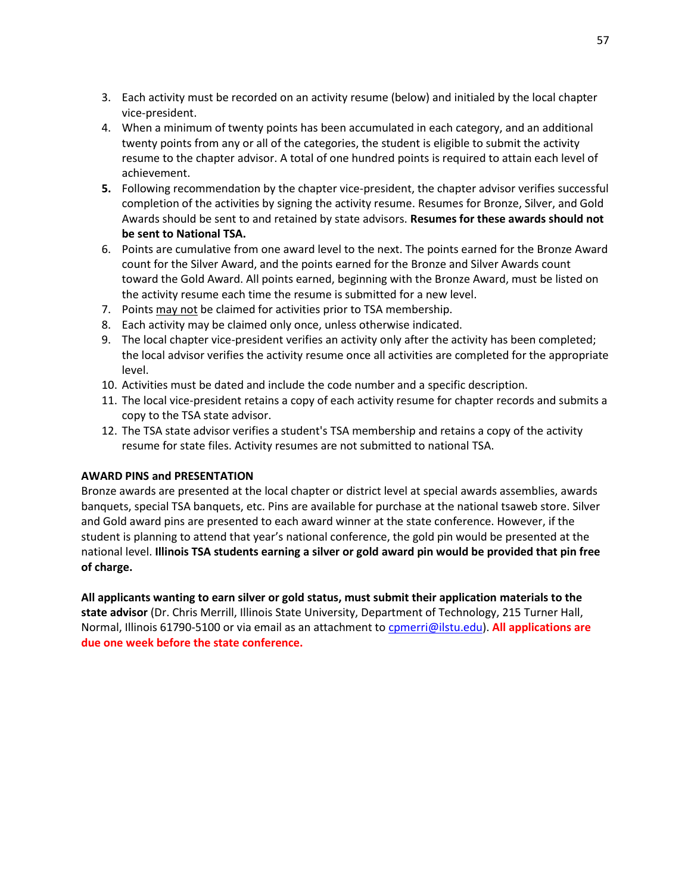3. Each activity must be recorded on an activity resume (below) and initialed by the local chapter vice-president.
4. When a minimum of twenty points has been accumulated in each category, and an additional twenty points from any or all of the categories, the student is eligible to submit the activity resume to the chapter advisor. A total of one hundred points is required to attain each level of achievement.
5. Following recommendation by the chapter vice-president, the chapter advisor verifies successful completion of the activities by signing the activity resume. Resumes for Bronze, Silver, and Gold Awards should be sent to and retained by state advisors. **Resumes for these awards should not be sent to National TSA.**
6. Points are cumulative from one award level to the next. The points earned for the Bronze Award count for the Silver Award, and the points earned for the Bronze and Silver Awards count toward the Gold Award. All points earned, beginning with the Bronze Award, must be listed on the activity resume each time the resume is submitted for a new level.
7. Points <u>may not</u> be claimed for activities prior to TSA membership.
8. Each activity may be claimed only once, unless otherwise indicated.
9. The local chapter vice-president verifies an activity only after the activity has been completed; the local advisor verifies the activity resume once all activities are completed for the appropriate level.
10. Activities must be dated and include the code number and a specific description.
11. The local vice-president retains a copy of each activity resume for chapter records and submits a copy to the TSA state advisor.
12. The TSA state advisor verifies a student's TSA membership and retains a copy of the activity resume for state files. Activity resumes are not submitted to national TSA.

**AWARD PINS and PRESENTATION**

Bronze awards are presented at the local chapter or district level at special awards assemblies, awards banquets, special TSA banquets, etc. Pins are available for purchase at the national tsaweb store. Silver and Gold award pins are presented to each award winner at the state conference. However, if the student is planning to attend that year's national conference, the gold pin would be presented at the national level. **Illinois TSA students earning a silver or gold award pin would be provided that pin free of charge.**

**All applicants wanting to earn silver or gold status, must submit their application materials to the state advisor** (Dr. Chris Merrill, Illinois State University, Department of Technology, 215 Turner Hall, Normal, Illinois 61790-5100 or via email as an attachment to cpmerri@ilstu.edu). **All applications are due one week before the state conference.**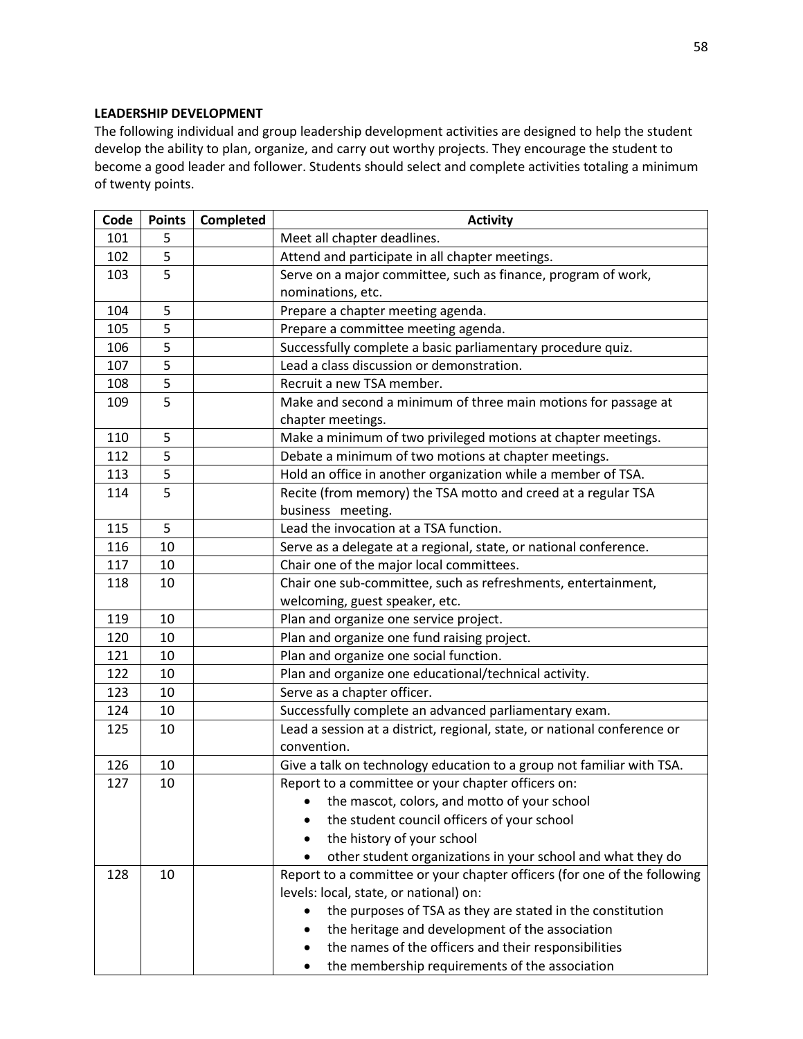**LEADERSHIP DEVELOPMENT**

The following individual and group leadership development activities are designed to help the student develop the ability to plan, organize, and carry out worthy projects. They encourage the student to become a good leader and follower. Students should select and complete activities totaling a minimum of twenty points.

| Code | Points | Completed | Activity |
|---|---|---|---|
| 101 | 5 | | Meet all chapter deadlines. |
| 102 | 5 | | Attend and participate in all chapter meetings. |
| 103 | 5 | | Serve on a major committee, such as finance, program of work, nominations, etc. |
| 104 | 5 | | Prepare a chapter meeting agenda. |
| 105 | 5 | | Prepare a committee meeting agenda. |
| 106 | 5 | | Successfully complete a basic parliamentary procedure quiz. |
| 107 | 5 | | Lead a class discussion or demonstration. |
| 108 | 5 | | Recruit a new TSA member. |
| 109 | 5 | | Make and second a minimum of three main motions for passage at chapter meetings. |
| 110 | 5 | | Make a minimum of two privileged motions at chapter meetings. |
| 112 | 5 | | Debate a minimum of two motions at chapter meetings. |
| 113 | 5 | | Hold an office in another organization while a member of TSA. |
| 114 | 5 | | Recite (from memory) the TSA motto and creed at a regular TSA business meeting. |
| 115 | 5 | | Lead the invocation at a TSA function. |
| 116 | 10 | | Serve as a delegate at a regional, state, or national conference. |
| 117 | 10 | | Chair one of the major local committees. |
| 118 | 10 | | Chair one sub-committee, such as refreshments, entertainment, welcoming, guest speaker, etc. |
| 119 | 10 | | Plan and organize one service project. |
| 120 | 10 | | Plan and organize one fund raising project. |
| 121 | 10 | | Plan and organize one social function. |
| 122 | 10 | | Plan and organize one educational/technical activity. |
| 123 | 10 | | Serve as a chapter officer. |
| 124 | 10 | | Successfully complete an advanced parliamentary exam. |
| 125 | 10 | | Lead a session at a district, regional, state, or national conference or convention. |
| 126 | 10 | | Give a talk on technology education to a group not familiar with TSA. |
| 127 | 10 | | Report to a committee or your chapter officers on:<br>• the mascot, colors, and motto of your school<br>• the student council officers of your school<br>• the history of your school<br>• other student organizations in your school and what they do |
| 128 | 10 | | Report to a committee or your chapter officers (for one of the following levels: local, state, or national) on:<br>• the purposes of TSA as they are stated in the constitution<br>• the heritage and development of the association<br>• the names of the officers and their responsibilities<br>• the membership requirements of the association |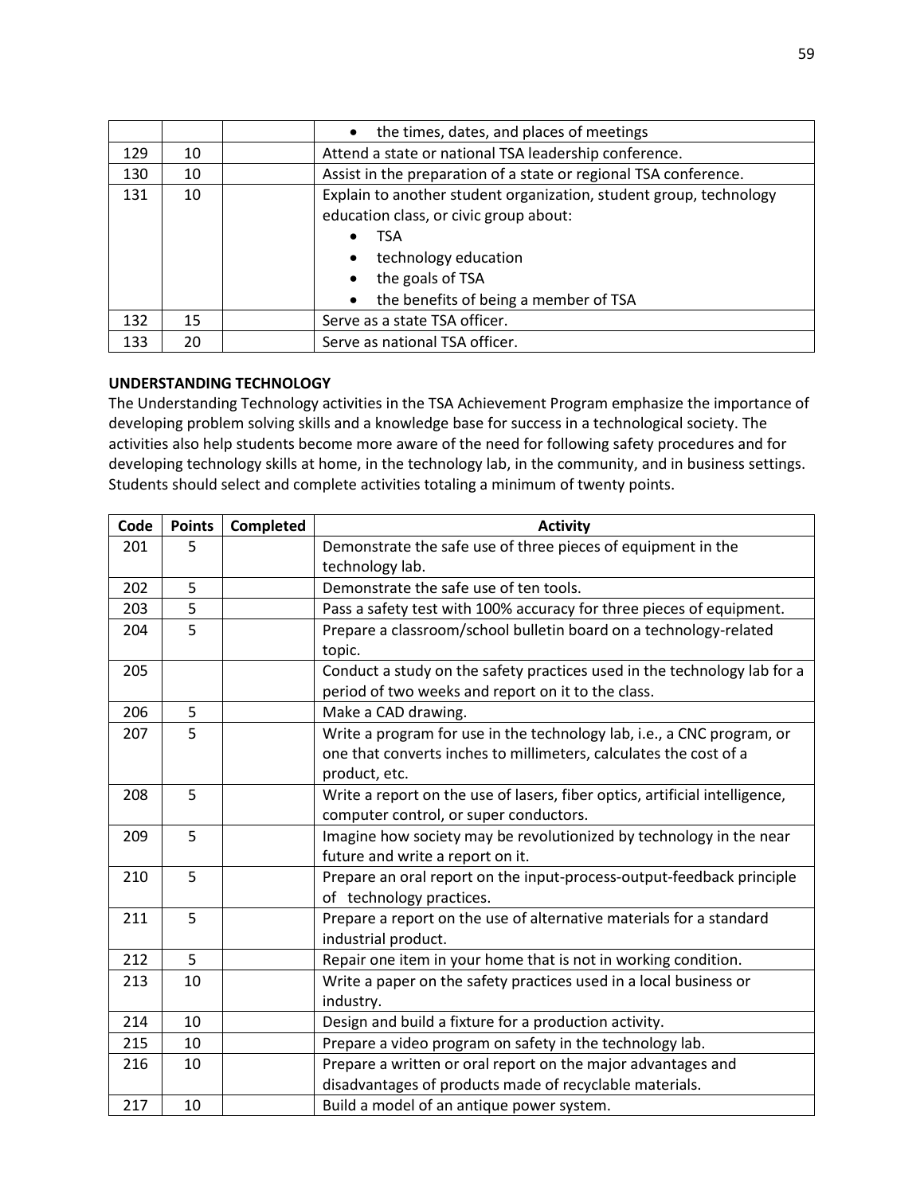| | | | • the times, dates, and places of meetings |
|---|---|---|---|
| 129 | 10 | | Attend a state or national TSA leadership conference. |
| 130 | 10 | | Assist in the preparation of a state or regional TSA conference. |
| 131 | 10 | | Explain to another student organization, student group, technology education class, or civic group about: • TSA • technology education • the goals of TSA • the benefits of being a member of TSA |
| 132 | 15 | | Serve as a state TSA officer. |
| 133 | 20 | | Serve as national TSA officer. |

**UNDERSTANDING TECHNOLOGY**

The Understanding Technology activities in the TSA Achievement Program emphasize the importance of developing problem solving skills and a knowledge base for success in a technological society. The activities also help students become more aware of the need for following safety procedures and for developing technology skills at home, in the technology lab, in the community, and in business settings. Students should select and complete activities totaling a minimum of twenty points.

| Code | Points | Completed | Activity |
|---|---|---|---|
| 201 | 5 | | Demonstrate the safe use of three pieces of equipment in the technology lab. |
| 202 | 5 | | Demonstrate the safe use of ten tools. |
| 203 | 5 | | Pass a safety test with 100% accuracy for three pieces of equipment. |
| 204 | 5 | | Prepare a classroom/school bulletin board on a technology-related topic. |
| 205 | | | Conduct a study on the safety practices used in the technology lab for a period of two weeks and report on it to the class. |
| 206 | 5 | | Make a CAD drawing. |
| 207 | 5 | | Write a program for use in the technology lab, i.e., a CNC program, or one that converts inches to millimeters, calculates the cost of a product, etc. |
| 208 | 5 | | Write a report on the use of lasers, fiber optics, artificial intelligence, computer control, or super conductors. |
| 209 | 5 | | Imagine how society may be revolutionized by technology in the near future and write a report on it. |
| 210 | 5 | | Prepare an oral report on the input-process-output-feedback principle of technology practices. |
| 211 | 5 | | Prepare a report on the use of alternative materials for a standard industrial product. |
| 212 | 5 | | Repair one item in your home that is not in working condition. |
| 213 | 10 | | Write a paper on the safety practices used in a local business or industry. |
| 214 | 10 | | Design and build a fixture for a production activity. |
| 215 | 10 | | Prepare a video program on safety in the technology lab. |
| 216 | 10 | | Prepare a written or oral report on the major advantages and disadvantages of products made of recyclable materials. |
| 217 | 10 | | Build a model of an antique power system. |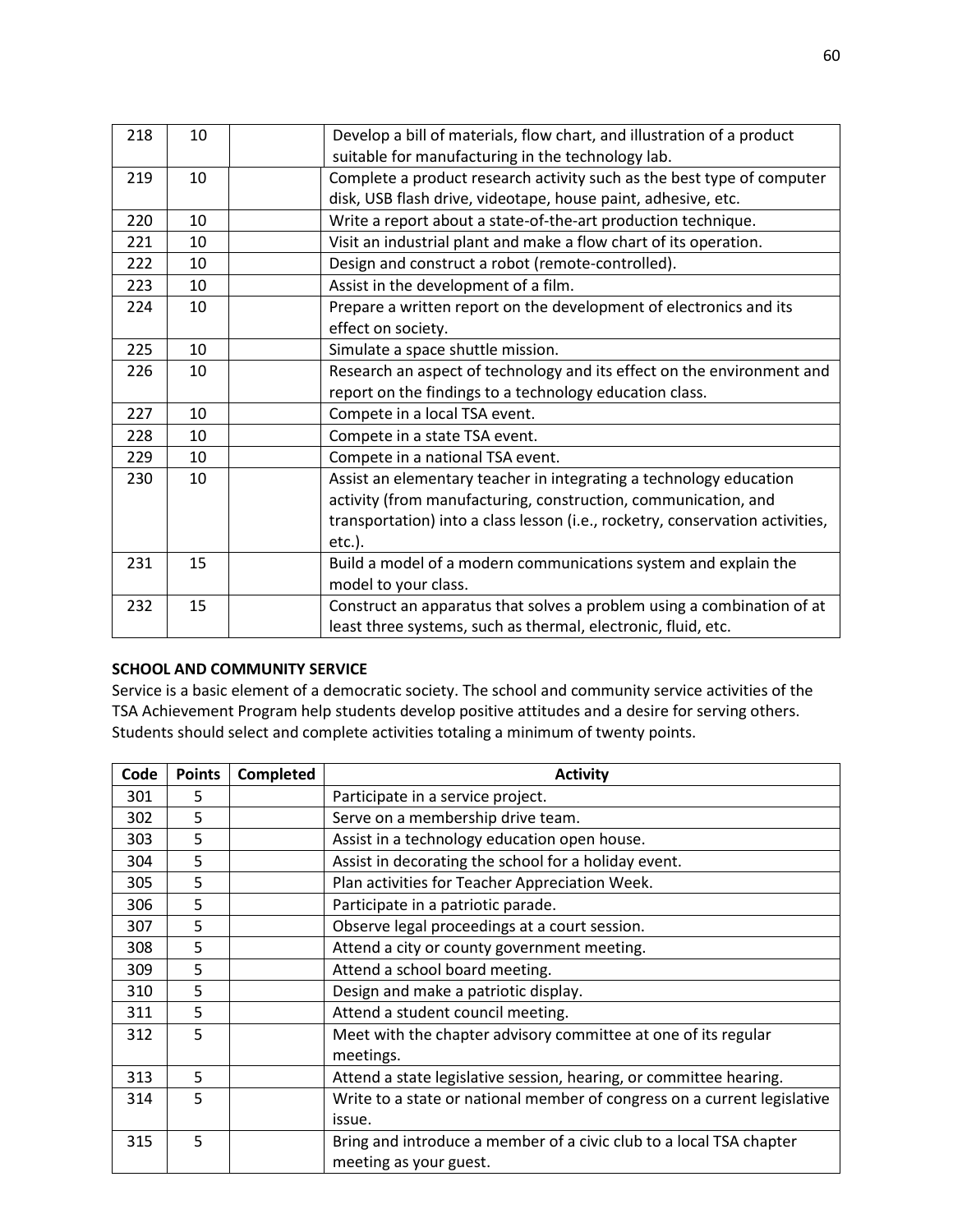| | | | |
|---|---|---|---|
| 218 | 10 | | Develop a bill of materials, flow chart, and illustration of a product suitable for manufacturing in the technology lab. |
| 219 | 10 | | Complete a product research activity such as the best type of computer disk, USB flash drive, videotape, house paint, adhesive, etc. |
| 220 | 10 | | Write a report about a state-of-the-art production technique. |
| 221 | 10 | | Visit an industrial plant and make a flow chart of its operation. |
| 222 | 10 | | Design and construct a robot (remote-controlled). |
| 223 | 10 | | Assist in the development of a film. |
| 224 | 10 | | Prepare a written report on the development of electronics and its effect on society. |
| 225 | 10 | | Simulate a space shuttle mission. |
| 226 | 10 | | Research an aspect of technology and its effect on the environment and report on the findings to a technology education class. |
| 227 | 10 | | Compete in a local TSA event. |
| 228 | 10 | | Compete in a state TSA event. |
| 229 | 10 | | Compete in a national TSA event. |
| 230 | 10 | | Assist an elementary teacher in integrating a technology education activity (from manufacturing, construction, communication, and transportation) into a class lesson (i.e., rocketry, conservation activities, etc.). |
| 231 | 15 | | Build a model of a modern communications system and explain the model to your class. |
| 232 | 15 | | Construct an apparatus that solves a problem using a combination of at least three systems, such as thermal, electronic, fluid, etc. |

**SCHOOL AND COMMUNITY SERVICE**

Service is a basic element of a democratic society. The school and community service activities of the TSA Achievement Program help students develop positive attitudes and a desire for serving others. Students should select and complete activities totaling a minimum of twenty points.

| Code | Points | Completed | Activity |
|---|---|---|---|
| 301 | 5 | | Participate in a service project. |
| 302 | 5 | | Serve on a membership drive team. |
| 303 | 5 | | Assist in a technology education open house. |
| 304 | 5 | | Assist in decorating the school for a holiday event. |
| 305 | 5 | | Plan activities for Teacher Appreciation Week. |
| 306 | 5 | | Participate in a patriotic parade. |
| 307 | 5 | | Observe legal proceedings at a court session. |
| 308 | 5 | | Attend a city or county government meeting. |
| 309 | 5 | | Attend a school board meeting. |
| 310 | 5 | | Design and make a patriotic display. |
| 311 | 5 | | Attend a student council meeting. |
| 312 | 5 | | Meet with the chapter advisory committee at one of its regular meetings. |
| 313 | 5 | | Attend a state legislative session, hearing, or committee hearing. |
| 314 | 5 | | Write to a state or national member of congress on a current legislative issue. |
| 315 | 5 | | Bring and introduce a member of a civic club to a local TSA chapter meeting as your guest. |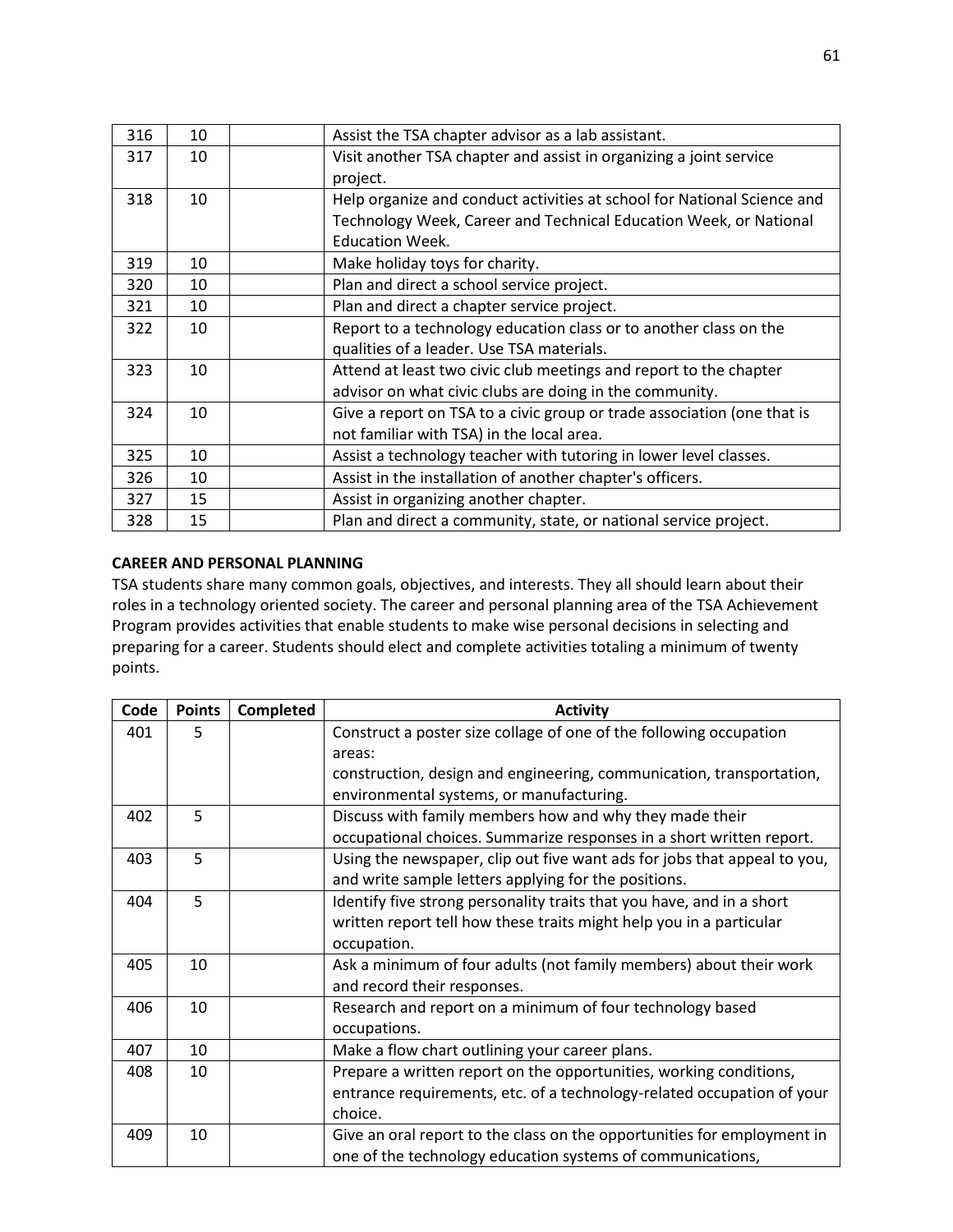| 316 | 10 | | Assist the TSA chapter advisor as a lab assistant. |
|---|---|---|---|
| 317 | 10 | | Visit another TSA chapter and assist in organizing a joint service project. |
| 318 | 10 | | Help organize and conduct activities at school for National Science and Technology Week, Career and Technical Education Week, or National Education Week. |
| 319 | 10 | | Make holiday toys for charity. |
| 320 | 10 | | Plan and direct a school service project. |
| 321 | 10 | | Plan and direct a chapter service project. |
| 322 | 10 | | Report to a technology education class or to another class on the qualities of a leader. Use TSA materials. |
| 323 | 10 | | Attend at least two civic club meetings and report to the chapter advisor on what civic clubs are doing in the community. |
| 324 | 10 | | Give a report on TSA to a civic group or trade association (one that is not familiar with TSA) in the local area. |
| 325 | 10 | | Assist a technology teacher with tutoring in lower level classes. |
| 326 | 10 | | Assist in the installation of another chapter's officers. |
| 327 | 15 | | Assist in organizing another chapter. |
| 328 | 15 | | Plan and direct a community, state, or national service project. |

**CAREER AND PERSONAL PLANNING**

TSA students share many common goals, objectives, and interests. They all should learn about their roles in a technology oriented society. The career and personal planning area of the TSA Achievement Program provides activities that enable students to make wise personal decisions in selecting and preparing for a career. Students should elect and complete activities totaling a minimum of twenty points.

| Code | Points | Completed | Activity |
|---|---|---|---|
| 401 | 5 | | Construct a poster size collage of one of the following occupation areas: construction, design and engineering, communication, transportation, environmental systems, or manufacturing. |
| 402 | 5 | | Discuss with family members how and why they made their occupational choices. Summarize responses in a short written report. |
| 403 | 5 | | Using the newspaper, clip out five want ads for jobs that appeal to you, and write sample letters applying for the positions. |
| 404 | 5 | | Identify five strong personality traits that you have, and in a short written report tell how these traits might help you in a particular occupation. |
| 405 | 10 | | Ask a minimum of four adults (not family members) about their work and record their responses. |
| 406 | 10 | | Research and report on a minimum of four technology based occupations. |
| 407 | 10 | | Make a flow chart outlining your career plans. |
| 408 | 10 | | Prepare a written report on the opportunities, working conditions, entrance requirements, etc. of a technology-related occupation of your choice. |
| 409 | 10 | | Give an oral report to the class on the opportunities for employment in one of the technology education systems of communications, |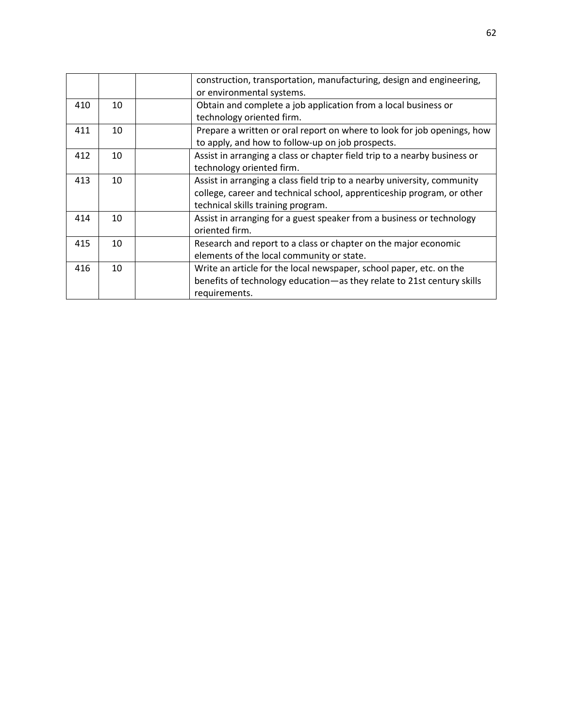| | | | |
|---|---|---|---|
| | | | construction, transportation, manufacturing, design and engineering, or environmental systems. |
| 410 | 10 | | Obtain and complete a job application from a local business or technology oriented firm. |
| 411 | 10 | | Prepare a written or oral report on where to look for job openings, how to apply, and how to follow-up on job prospects. |
| 412 | 10 | | Assist in arranging a class or chapter field trip to a nearby business or technology oriented firm. |
| 413 | 10 | | Assist in arranging a class field trip to a nearby university, community college, career and technical school, apprenticeship program, or other technical skills training program. |
| 414 | 10 | | Assist in arranging for a guest speaker from a business or technology oriented firm. |
| 415 | 10 | | Research and report to a class or chapter on the major economic elements of the local community or state. |
| 416 | 10 | | Write an article for the local newspaper, school paper, etc. on the benefits of technology education—as they relate to 21st century skills requirements. |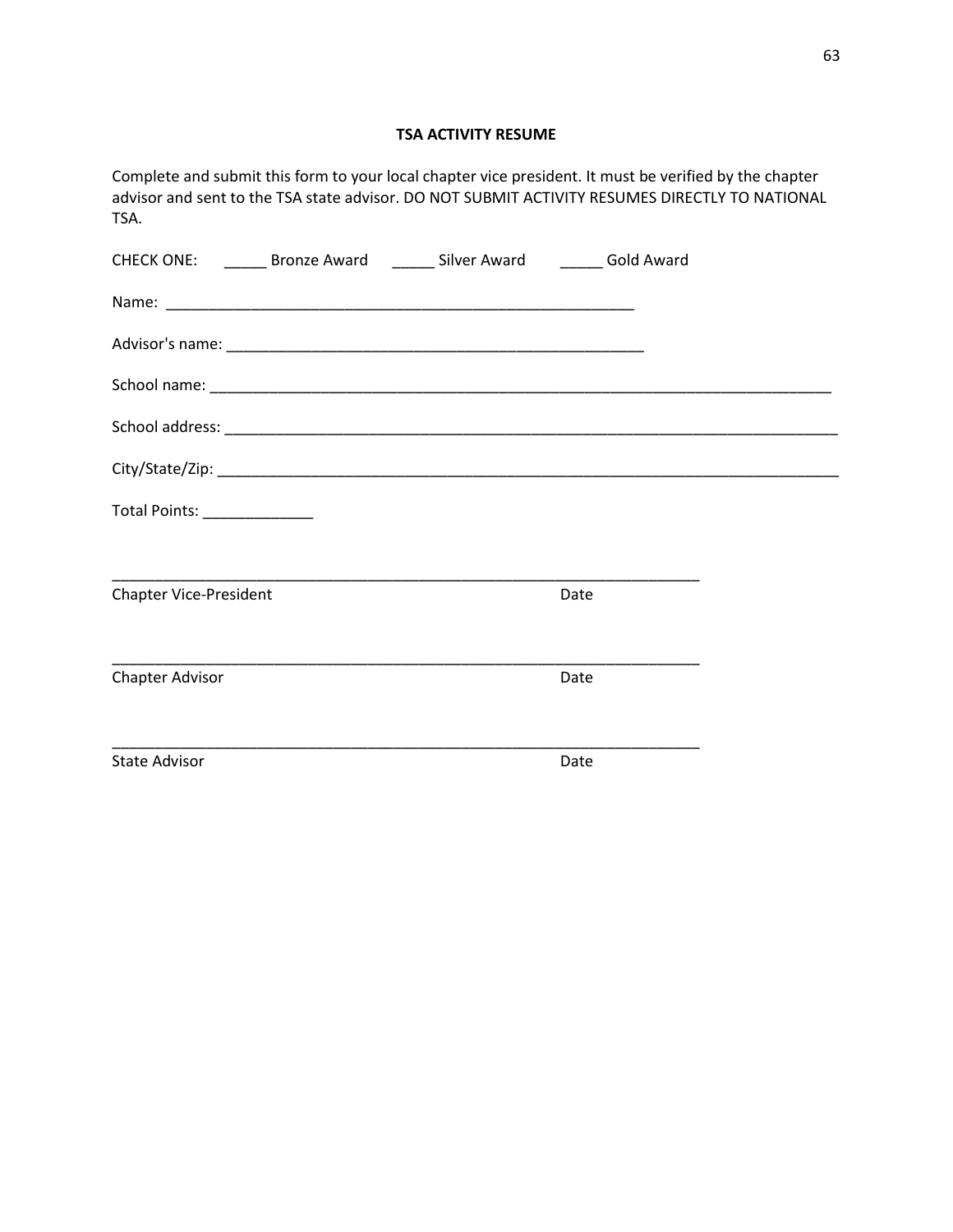**TSA ACTIVITY RESUME**

Complete and submit this form to your local chapter vice president. It must be verified by the chapter advisor and sent to the TSA state advisor. DO NOT SUBMIT ACTIVITY RESUMES DIRECTLY TO NATIONAL TSA.

CHECK ONE: _____ Bronze Award _____ Silver Award _____ Gold Award

Name: _________________________________________________________

Advisor's name: _________________________________________________

School name: _____________________________________________________________________________

School address: ___________________________________________________________________________

City/State/Zip: ____________________________________________________________________________

Total Points: _____________

______________________________________________________________________

Chapter Vice-President Date

______________________________________________________________________

Chapter Advisor Date

______________________________________________________________________

State Advisor Date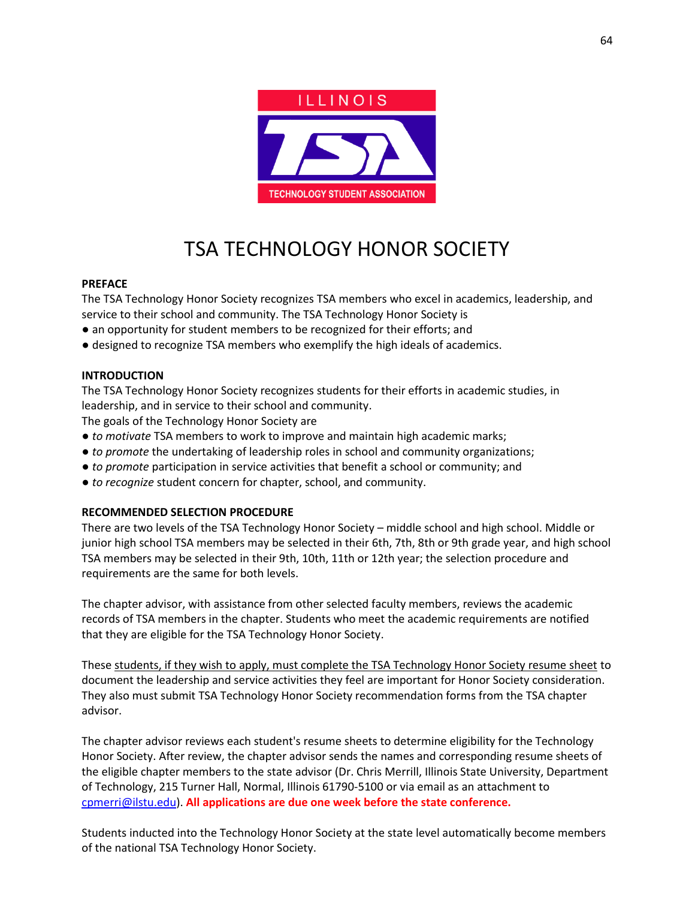# TSA TECHNOLOGY HONOR SOCIETY

**PREFACE**

The TSA Technology Honor Society recognizes TSA members who excel in academics, leadership, and service to their school and community. The TSA Technology Honor Society is

- an opportunity for student members to be recognized for their efforts; and
- designed to recognize TSA members who exemplify the high ideals of academics.

**INTRODUCTION**

The TSA Technology Honor Society recognizes students for their efforts in academic studies, in leadership, and in service to their school and community.

The goals of the Technology Honor Society are

- *to motivate* TSA members to work to improve and maintain high academic marks;
- *to promote* the undertaking of leadership roles in school and community organizations;
- *to promote* participation in service activities that benefit a school or community; and
- *to recognize* student concern for chapter, school, and community.

**RECOMMENDED SELECTION PROCEDURE**

There are two levels of the TSA Technology Honor Society – middle school and high school. Middle or junior high school TSA members may be selected in their 6th, 7th, 8th or 9th grade year, and high school TSA members may be selected in their 9th, 10th, 11th or 12th year; the selection procedure and requirements are the same for both levels.

The chapter advisor, with assistance from other selected faculty members, reviews the academic records of TSA members in the chapter. Students who meet the academic requirements are notified that they are eligible for the TSA Technology Honor Society.

These students, if they wish to apply, must complete the TSA Technology Honor Society resume sheet to document the leadership and service activities they feel are important for Honor Society consideration. They also must submit TSA Technology Honor Society recommendation forms from the TSA chapter advisor.

The chapter advisor reviews each student's resume sheets to determine eligibility for the Technology Honor Society. After review, the chapter advisor sends the names and corresponding resume sheets of the eligible chapter members to the state advisor (Dr. Chris Merrill, Illinois State University, Department of Technology, 215 Turner Hall, Normal, Illinois 61790-5100 or via email as an attachment to cpmerri@ilstu.edu). **All applications are due one week before the state conference.**

Students inducted into the Technology Honor Society at the state level automatically become members of the national TSA Technology Honor Society.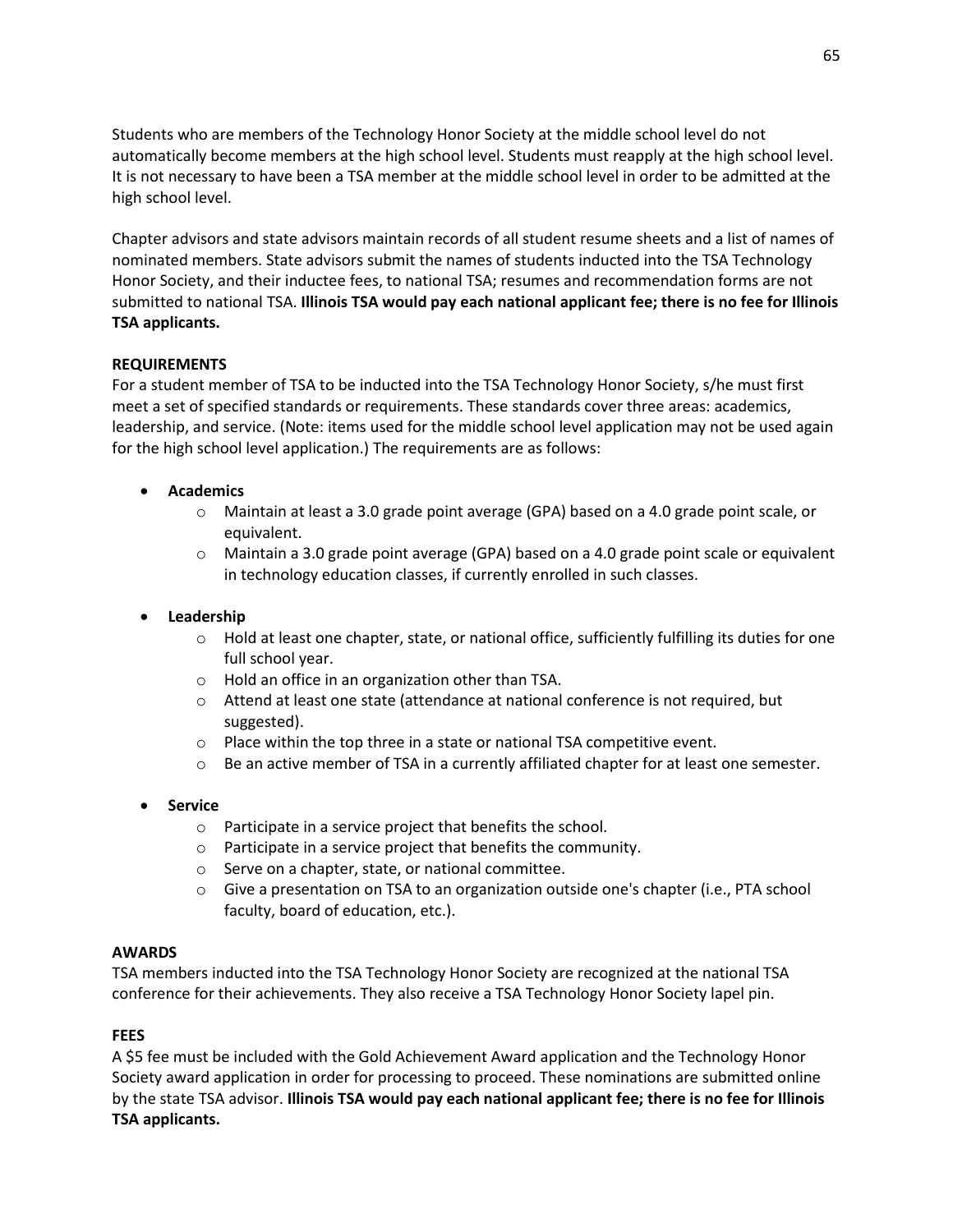Students who are members of the Technology Honor Society at the middle school level do not automatically become members at the high school level. Students must reapply at the high school level. It is not necessary to have been a TSA member at the middle school level in order to be admitted at the high school level.

Chapter advisors and state advisors maintain records of all student resume sheets and a list of names of nominated members. State advisors submit the names of students inducted into the TSA Technology Honor Society, and their inductee fees, to national TSA; resumes and recommendation forms are not submitted to national TSA. **Illinois TSA would pay each national applicant fee; there is no fee for Illinois TSA applicants.**

**REQUIREMENTS**

For a student member of TSA to be inducted into the TSA Technology Honor Society, s/he must first meet a set of specified standards or requirements. These standards cover three areas: academics, leadership, and service. (Note: items used for the middle school level application may not be used again for the high school level application.) The requirements are as follows:

- **Academics**
  - Maintain at least a 3.0 grade point average (GPA) based on a 4.0 grade point scale, or equivalent.
  - Maintain a 3.0 grade point average (GPA) based on a 4.0 grade point scale or equivalent in technology education classes, if currently enrolled in such classes.
- **Leadership**
  - Hold at least one chapter, state, or national office, sufficiently fulfilling its duties for one full school year.
  - Hold an office in an organization other than TSA.
  - Attend at least one state (attendance at national conference is not required, but suggested).
  - Place within the top three in a state or national TSA competitive event.
  - Be an active member of TSA in a currently affiliated chapter for at least one semester.
- **Service**
  - Participate in a service project that benefits the school.
  - Participate in a service project that benefits the community.
  - Serve on a chapter, state, or national committee.
  - Give a presentation on TSA to an organization outside one's chapter (i.e., PTA school faculty, board of education, etc.).

**AWARDS**

TSA members inducted into the TSA Technology Honor Society are recognized at the national TSA conference for their achievements. They also receive a TSA Technology Honor Society lapel pin.

**FEES**

A $5 fee must be included with the Gold Achievement Award application and the Technology Honor Society award application in order for processing to proceed. These nominations are submitted online by the state TSA advisor. **Illinois TSA would pay each national applicant fee; there is no fee for Illinois TSA applicants.**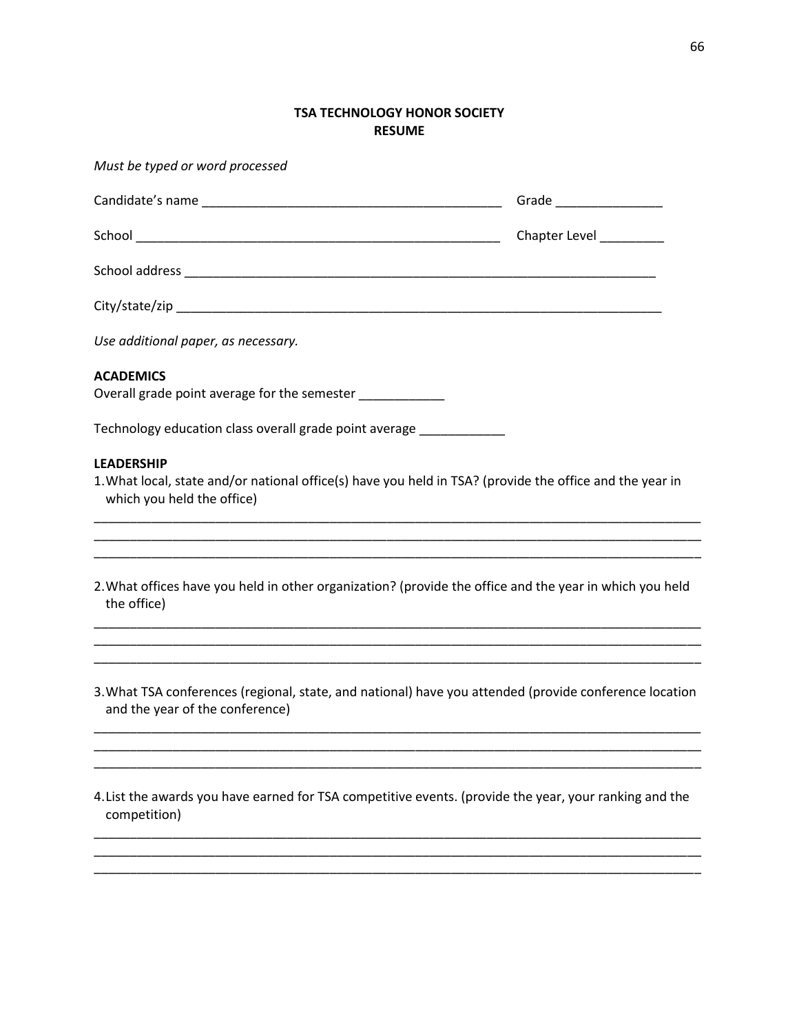**TSA TECHNOLOGY HONOR SOCIETY**
**RESUME**

*Must be typed or word processed*

Candidate's name ___________________________________________ Grade _______________

School ______________________________________________________ Chapter Level _________

School address ______________________________________________________________________

City/state/zip ________________________________________________________________________

*Use additional paper, as necessary.*

**ACADEMICS**
Overall grade point average for the semester ____________

Technology education class overall grade point average ____________

**LEADERSHIP**

1. What local, state and/or national office(s) have you held in TSA? (provide the office and the year in which you held the office)

_____________________________________________________________________________________
_____________________________________________________________________________________
_____________________________________________________________________________________

2. What offices have you held in other organization? (provide the office and the year in which you held the office)

_____________________________________________________________________________________
_____________________________________________________________________________________
_____________________________________________________________________________________

3. What TSA conferences (regional, state, and national) have you attended (provide conference location and the year of the conference)

_____________________________________________________________________________________
_____________________________________________________________________________________
_____________________________________________________________________________________

4. List the awards you have earned for TSA competitive events. (provide the year, your ranking and the competition)

_____________________________________________________________________________________
_____________________________________________________________________________________
_____________________________________________________________________________________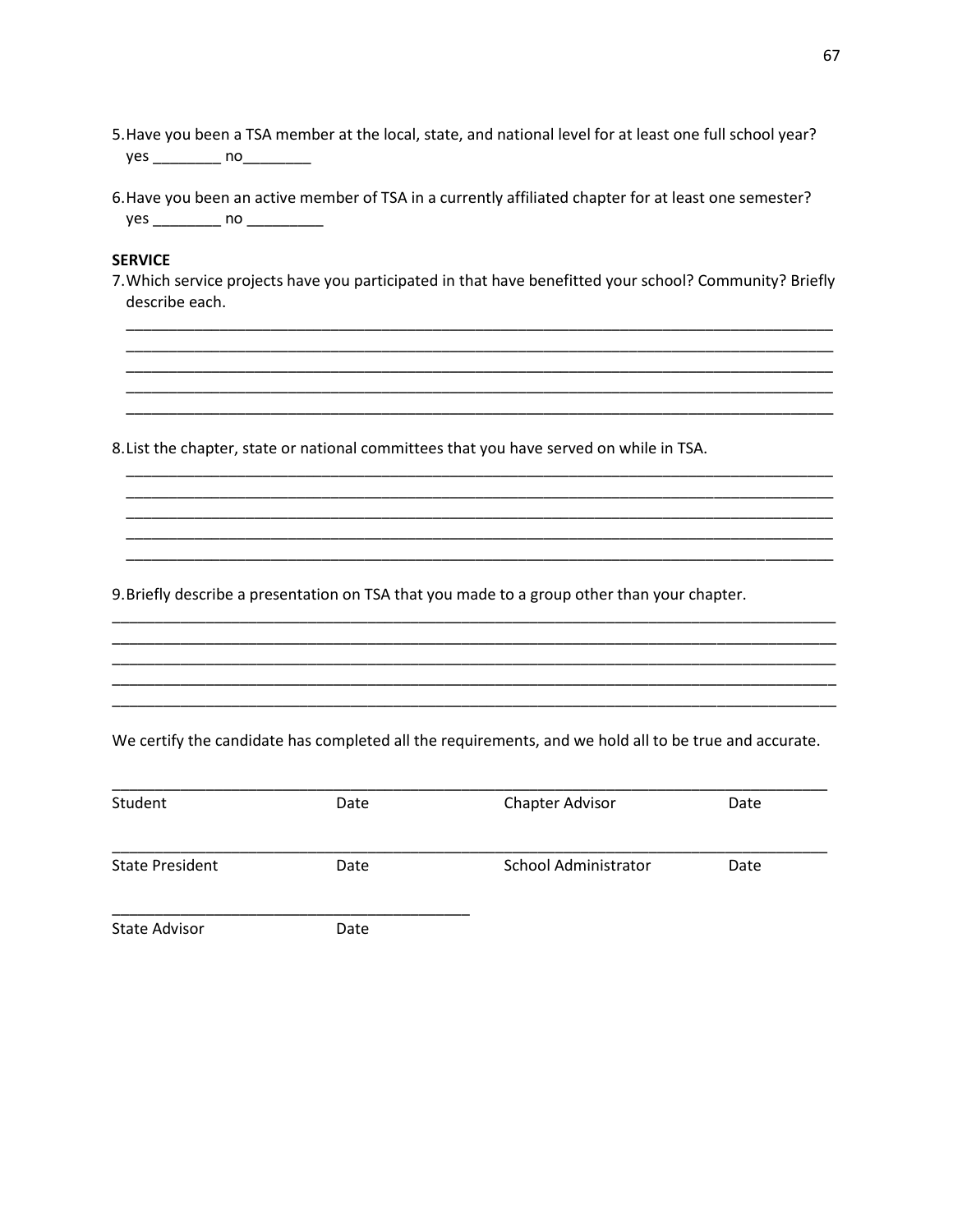5. Have you been a TSA member at the local, state, and national level for at least one full school year?
   yes ________ no________

6. Have you been an active member of TSA in a currently affiliated chapter for at least one semester?
   yes ________ no _________

**SERVICE**

7. Which service projects have you participated in that have benefitted your school? Community? Briefly describe each.

   ______________________________________________________________________________________
   ______________________________________________________________________________________
   ______________________________________________________________________________________
   ______________________________________________________________________________________
   ______________________________________________________________________________________

8. List the chapter, state or national committees that you have served on while in TSA.

   ______________________________________________________________________________________
   ______________________________________________________________________________________
   ______________________________________________________________________________________
   ______________________________________________________________________________________
   ______________________________________________________________________________________

9. Briefly describe a presentation on TSA that you made to a group other than your chapter.

______________________________________________________________________________________
______________________________________________________________________________________
______________________________________________________________________________________
______________________________________________________________________________________
______________________________________________________________________________________

We certify the candidate has completed all the requirements, and we hold all to be true and accurate.

______________________________________________________________________________________

Student                    Date                    Chapter Advisor                    Date

______________________________________________________________________________________

State President                    Date                    School Administrator                    Date

__________________________________________

State Advisor                    Date